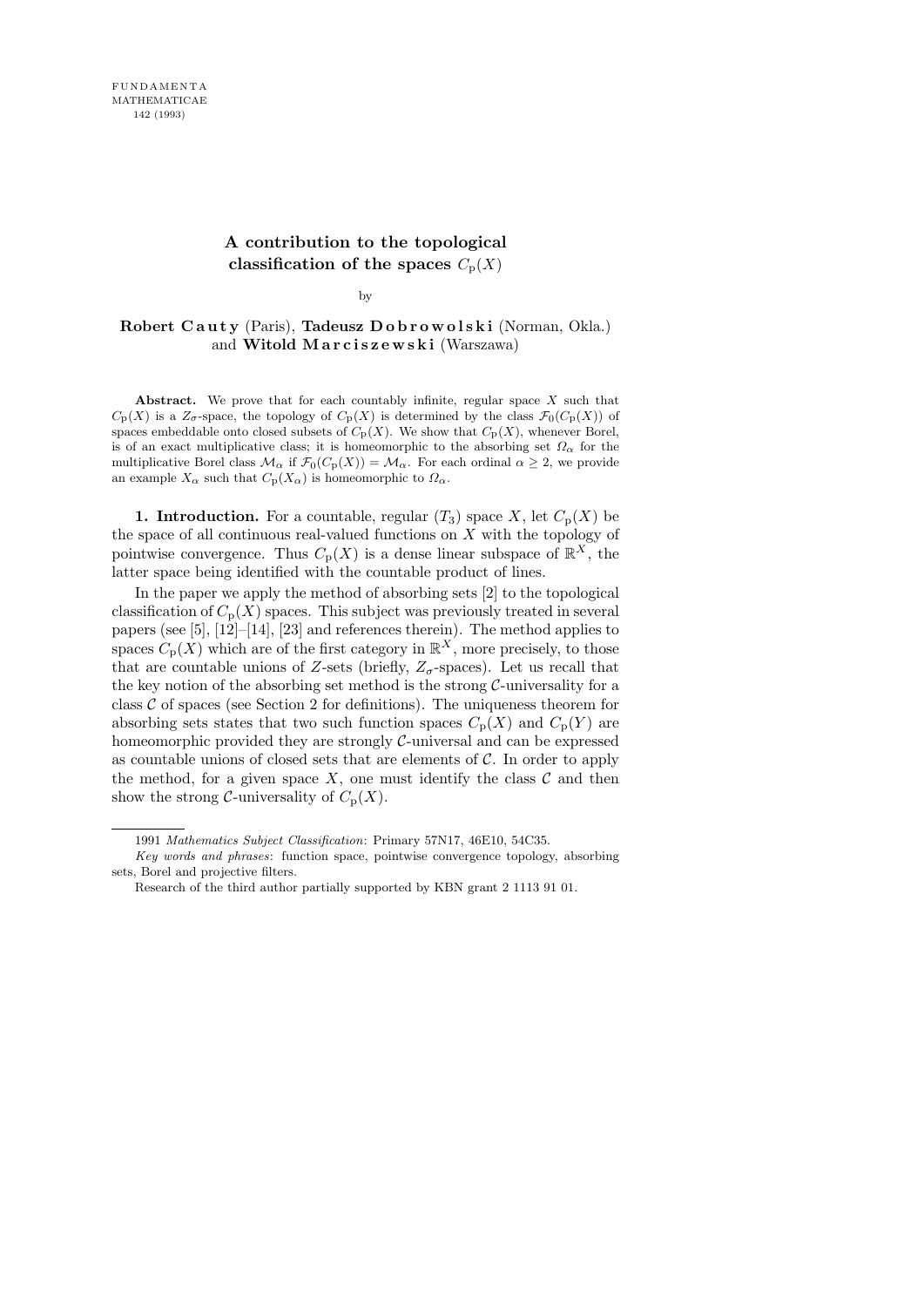# A contribution to the topological classification of the spaces $C_p(X)$

by

**Robert Cauty** (Paris), **Tadeusz Dobrowolski** (Norman, Okla.) and **Witold Marciszewski** (Warszawa)

**Abstract.** We prove that for each countably infinite, regular space $X$ such that $C_p(X)$ is a $Z_\sigma$-space, the topology of $C_p(X)$ is determined by the class $\mathcal{F}_0(C_p(X))$ of spaces embeddable onto closed subsets of $C_p(X)$. We show that $C_p(X)$, whenever Borel, is of an exact multiplicative class; it is homeomorphic to the absorbing set $\Omega_\alpha$ for the multiplicative Borel class $\mathcal{M}_\alpha$ if $\mathcal{F}_0(C_p(X)) = \mathcal{M}_\alpha$. For each ordinal $\alpha \geq 2$, we provide an example $X_\alpha$ such that $C_p(X_\alpha)$ is homeomorphic to $\Omega_\alpha$.

**1. Introduction.** For a countable, regular ($T_3$) space $X$, let $C_p(X)$ be the space of all continuous real-valued functions on $X$ with the topology of pointwise convergence. Thus $C_p(X)$ is a dense linear subspace of $\mathbb{R}^X$, the latter space being identified with the countable product of lines.

In the paper we apply the method of absorbing sets [2] to the topological classification of $C_p(X)$ spaces. This subject was previously treated in several papers (see [5], [12]–[14], [23] and references therein). The method applies to spaces $C_p(X)$ which are of the first category in $\mathbb{R}^X$, more precisely, to those that are countable unions of $Z$-sets (briefly, $Z_\sigma$-spaces). Let us recall that the key notion of the absorbing set method is the strong $\mathcal{C}$-universality for a class $\mathcal{C}$ of spaces (see Section 2 for definitions). The uniqueness theorem for absorbing sets states that two such function spaces $C_p(X)$ and $C_p(Y)$ are homeomorphic provided they are strongly $\mathcal{C}$-universal and can be expressed as countable unions of closed sets that are elements of $\mathcal{C}$. In order to apply the method, for a given space $X$, one must identify the class $\mathcal{C}$ and then show the strong $\mathcal{C}$-universality of $C_p(X)$.

1991 *Mathematics Subject Classification*: Primary 57N17, 46E10, 54C35.

*Key words and phrases*: function space, pointwise convergence topology, absorbing sets, Borel and projective filters.

Research of the third author partially supported by KBN grant 2 1113 91 01.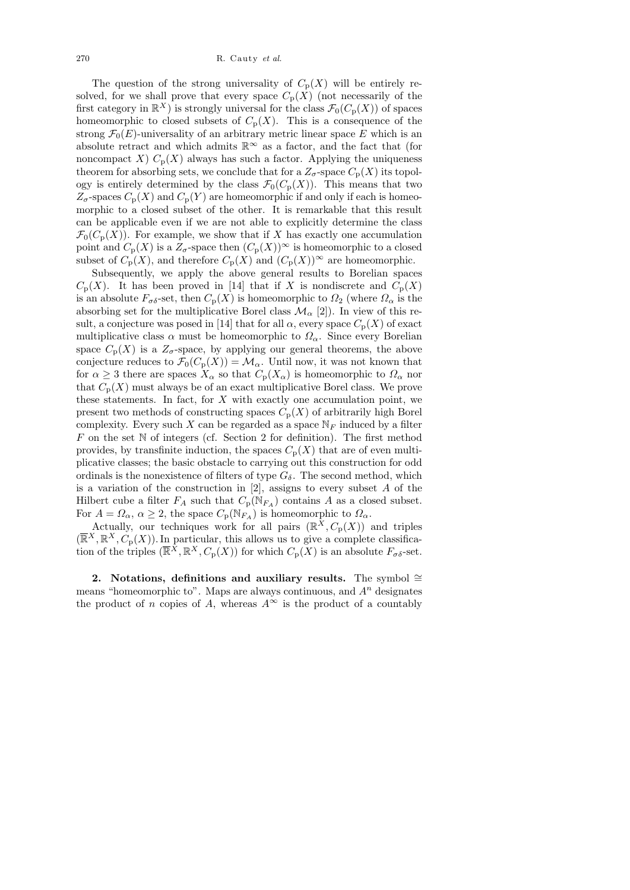The question of the strong universality of $C_{\rm p}(X)$ will be entirely resolved, for we shall prove that every space $C_{\rm p}(X)$ (not necessarily of the first category in $\mathbb{R}^X$) is strongly universal for the class $\mathcal{F}_0(C_{\rm p}(X))$ of spaces homeomorphic to closed subsets of $C_{\rm p}(X)$. This is a consequence of the strong $\mathcal{F}_0(E)$-universality of an arbitrary metric linear space $E$ which is an absolute retract and which admits $\mathbb{R}^\infty$ as a factor, and the fact that (for noncompact $X$) $C_{\rm p}(X)$ always has such a factor. Applying the uniqueness theorem for absorbing sets, we conclude that for a $Z_\sigma$-space $C_{\rm p}(X)$ its topology is entirely determined by the class $\mathcal{F}_0(C_{\rm p}(X))$. This means that two $Z_\sigma$-spaces $C_{\rm p}(X)$ and $C_{\rm p}(Y)$ are homeomorphic if and only if each is homeomorphic to a closed subset of the other. It is remarkable that this result can be applicable even if we are not able to explicitly determine the class $\mathcal{F}_0(C_{\rm p}(X))$. For example, we show that if $X$ has exactly one accumulation point and $C_{\rm p}(X)$ is a $Z_\sigma$-space then $(C_{\rm p}(X))^\infty$ is homeomorphic to a closed subset of $C_{\rm p}(X)$, and therefore $C_{\rm p}(X)$ and $(C_{\rm p}(X))^\infty$ are homeomorphic.

Subsequently, we apply the above general results to Borelian spaces $C_{\rm p}(X)$. It has been proved in [14] that if $X$ is nondiscrete and $C_{\rm p}(X)$ is an absolute $F_{\sigma\delta}$-set, then $C_{\rm p}(X)$ is homeomorphic to $\Omega_2$ (where $\Omega_\alpha$ is the absorbing set for the multiplicative Borel class $\mathcal{M}_\alpha$ [2]). In view of this result, a conjecture was posed in [14] that for all $\alpha$, every space $C_{\rm p}(X)$ of exact multiplicative class $\alpha$ must be homeomorphic to $\Omega_\alpha$. Since every Borelian space $C_{\rm p}(X)$ is a $Z_\sigma$-space, by applying our general theorems, the above conjecture reduces to $\mathcal{F}_0(C_{\rm p}(X)) = \mathcal{M}_\alpha$. Until now, it was not known that for $\alpha \geq 3$ there are spaces $X_\alpha$ so that $C_{\rm p}(X_\alpha)$ is homeomorphic to $\Omega_\alpha$ nor that $C_{\rm p}(X)$ must always be of an exact multiplicative Borel class. We prove these statements. In fact, for $X$ with exactly one accumulation point, we present two methods of constructing spaces $C_{\rm p}(X)$ of arbitrarily high Borel complexity. Every such $X$ can be regarded as a space $\mathbb{N}_F$ induced by a filter $F$ on the set $\mathbb{N}$ of integers (cf. Section 2 for definition). The first method provides, by transfinite induction, the spaces $C_{\rm p}(X)$ that are of even multiplicative classes; the basic obstacle to carrying out this construction for odd ordinals is the nonexistence of filters of type $G_\delta$. The second method, which is a variation of the construction in [2], assigns to every subset $A$ of the Hilbert cube a filter $F_A$ such that $C_{\rm p}(\mathbb{N}_{F_A})$ contains $A$ as a closed subset. For $A = \Omega_\alpha$, $\alpha \geq 2$, the space $C_{\rm p}(\mathbb{N}_{F_A})$ is homeomorphic to $\Omega_\alpha$.

Actually, our techniques work for all pairs $(\mathbb{R}^X, C_{\rm p}(X))$ and triples $(\overline{\mathbb{R}}^X, \mathbb{R}^X, C_{\rm p}(X))$. In particular, this allows us to give a complete classification of the triples $(\overline{\mathbb{R}}^X, \mathbb{R}^X, C_{\rm p}(X))$ for which $C_{\rm p}(X)$ is an absolute $F_{\sigma\delta}$-set.

**2. Notations, definitions and auxiliary results.** The symbol $\cong$ means "homeomorphic to". Maps are always continuous, and $A^n$ designates the product of $n$ copies of $A$, whereas $A^\infty$ is the product of a countably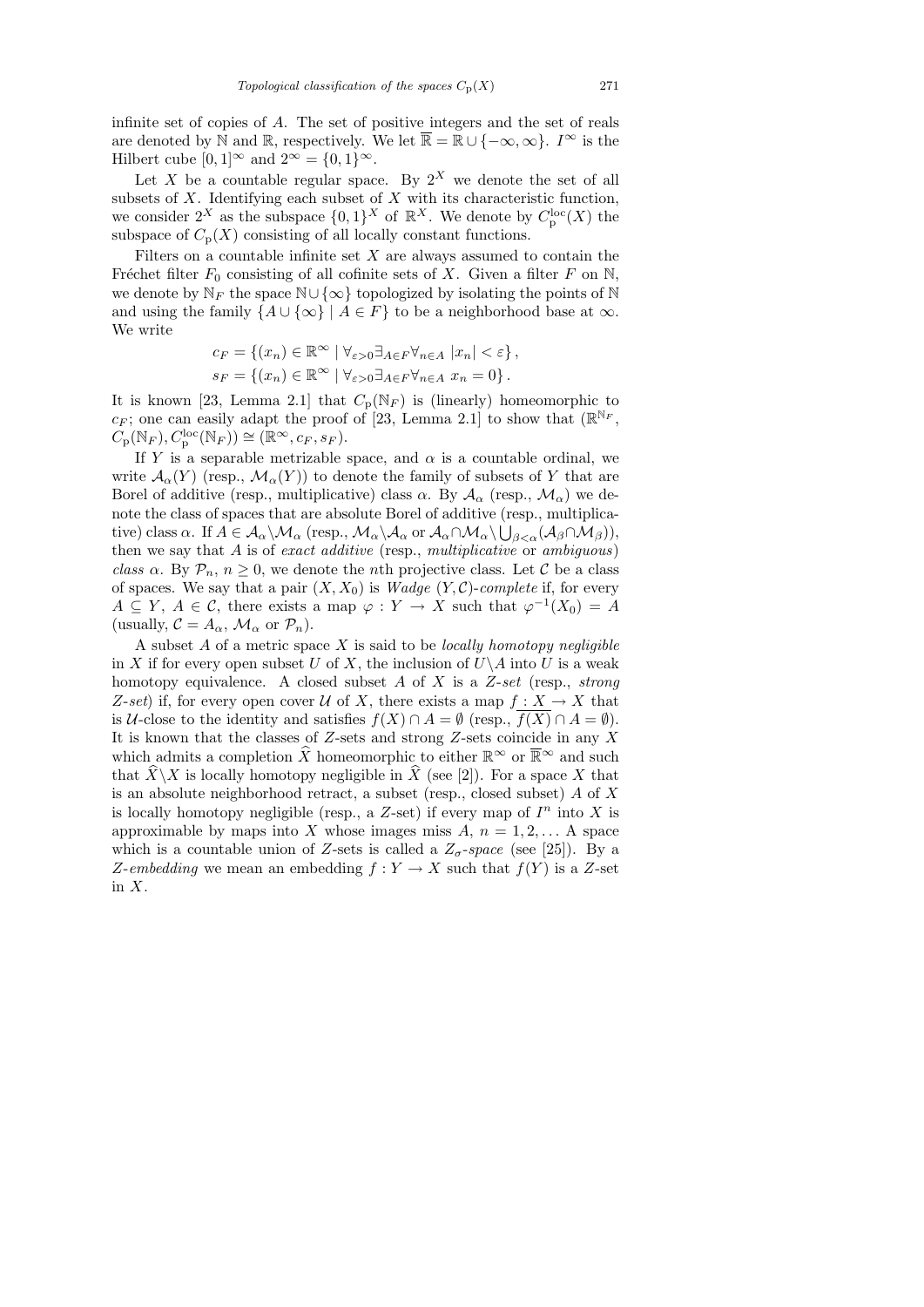infinite set of copies of $A$. The set of positive integers and the set of reals are denoted by $\mathbb{N}$ and $\mathbb{R}$, respectively. We let $\overline{\mathbb{R}} = \mathbb{R} \cup \{-\infty, \infty\}$. $I^\infty$ is the Hilbert cube $[0,1]^\infty$ and $2^\infty = \{0,1\}^\infty$.

Let $X$ be a countable regular space. By $2^X$ we denote the set of all subsets of $X$. Identifying each subset of $X$ with its characteristic function, we consider $2^X$ as the subspace $\{0,1\}^X$ of $\mathbb{R}^X$. We denote by $C_{\mathrm{p}}^{\mathrm{loc}}(X)$ the subspace of $C_{\mathrm{p}}(X)$ consisting of all locally constant functions.

Filters on a countable infinite set $X$ are always assumed to contain the Fréchet filter $F_0$ consisting of all cofinite sets of $X$. Given a filter $F$ on $\mathbb{N}$, we denote by $\mathbb{N}_F$ the space $\mathbb{N} \cup \{\infty\}$ topologized by isolating the points of $\mathbb{N}$ and using the family $\{A \cup \{\infty\} \mid A \in F\}$ to be a neighborhood base at $\infty$. We write

$$c_F = \{(x_n) \in \mathbb{R}^\infty \mid \forall_{\varepsilon > 0} \exists_{A \in F} \forall_{n \in A} \, |x_n| < \varepsilon\},$$
$$s_F = \{(x_n) \in \mathbb{R}^\infty \mid \forall_{\varepsilon > 0} \exists_{A \in F} \forall_{n \in A} \, x_n = 0\}.$$

It is known [23, Lemma 2.1] that $C_{\mathrm{p}}(\mathbb{N}_F)$ is (linearly) homeomorphic to $c_F$; one can easily adapt the proof of [23, Lemma 2.1] to show that $(\mathbb{R}^{\mathbb{N}_F}, C_{\mathrm{p}}(\mathbb{N}_F), C_{\mathrm{p}}^{\mathrm{loc}}(\mathbb{N}_F)) \cong (\mathbb{R}^\infty, c_F, s_F)$.

If $Y$ is a separable metrizable space, and $\alpha$ is a countable ordinal, we write $\mathcal{A}_\alpha(Y)$ (resp., $\mathcal{M}_\alpha(Y)$) to denote the family of subsets of $Y$ that are Borel of additive (resp., multiplicative) class $\alpha$. By $\mathcal{A}_\alpha$ (resp., $\mathcal{M}_\alpha$) we denote the class of spaces that are absolute Borel of additive (resp., multiplicative) class $\alpha$. If $A \in \mathcal{A}_\alpha \backslash \mathcal{M}_\alpha$ (resp., $\mathcal{M}_\alpha \backslash \mathcal{A}_\alpha$ or $\mathcal{A}_\alpha \cap \mathcal{M}_\alpha \backslash \bigcup_{\beta<\alpha} (\mathcal{A}_\beta \cap \mathcal{M}_\beta)$), then we say that $A$ is of *exact additive* (resp., *multiplicative* or *ambiguous*) *class* $\alpha$. By $\mathcal{P}_n$, $n \geq 0$, we denote the $n$th projective class. Let $\mathcal{C}$ be a class of spaces. We say that a pair $(X, X_0)$ is *Wadge* $(Y, \mathcal{C})$-*complete* if, for every $A \subseteq Y$, $A \in \mathcal{C}$, there exists a map $\varphi : Y \to X$ such that $\varphi^{-1}(X_0) = A$ (usually, $\mathcal{C} = A_\alpha$, $\mathcal{M}_\alpha$ or $\mathcal{P}_n$).

A subset $A$ of a metric space $X$ is said to be *locally homotopy negligible* in $X$ if for every open subset $U$ of $X$, the inclusion of $U \backslash A$ into $U$ is a weak homotopy equivalence. A closed subset $A$ of $X$ is a *Z-set* (resp., *strong Z-set*) if, for every open cover $\mathcal{U}$ of $X$, there exists a map $f : X \to X$ that is $\mathcal{U}$-close to the identity and satisfies $f(X) \cap A = \emptyset$ (resp., $\overline{f(X)} \cap A = \emptyset$). It is known that the classes of $Z$-sets and strong $Z$-sets coincide in any $X$ which admits a completion $\widehat{X}$ homeomorphic to either $\mathbb{R}^\infty$ or $\overline{\mathbb{R}}^\infty$ and such that $\widehat{X} \backslash X$ is locally homotopy negligible in $\widehat{X}$ (see [2]). For a space $X$ that is an absolute neighborhood retract, a subset (resp., closed subset) $A$ of $X$ is locally homotopy negligible (resp., a $Z$-set) if every map of $I^n$ into $X$ is approximable by maps into $X$ whose images miss $A$, $n = 1, 2, \ldots$ A space which is a countable union of $Z$-sets is called a *$Z_\sigma$-space* (see [25]). By a *Z-embedding* we mean an embedding $f : Y \to X$ such that $f(Y)$ is a $Z$-set in $X$.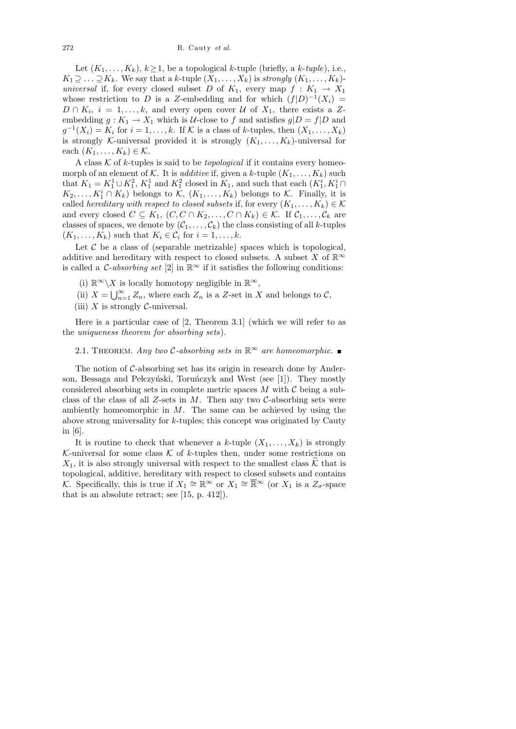Let $(K_1,\dots,K_k)$, $k\geq 1$, be a topological $k$-tuple (briefly, a *$k$-tuple*), i.e., $K_1\supseteq\ldots\supseteq K_k$. We say that a $k$-tuple $(X_1,\dots,X_k)$ is *strongly* $(K_1,\dots,K_k)$-*universal* if, for every closed subset $D$ of $K_1$, every map $f: K_1\to X_1$ whose restriction to $D$ is a $Z$-embedding and for which $(f|D)^{-1}(X_i) = D\cap K_i$, $i=1,\dots,k$, and every open cover $\mathcal{U}$ of $X_1$, there exists a $Z$-embedding $g: K_1\to X_1$ which is $\mathcal{U}$-close to $f$ and satisfies $g|D = f|D$ and $g^{-1}(X_i)=K_i$ for $i=1,\dots,k$. If $\mathcal{K}$ is a class of $k$-tuples, then $(X_1,\dots,X_k)$ is strongly $\mathcal{K}$-universal provided it is strongly $(K_1,\dots,K_k)$-universal for each $(K_1,\dots,K_k)\in\mathcal{K}$.

A class $\mathcal{K}$ of $k$-tuples is said to be *topological* if it contains every homeomorph of an element of $\mathcal{K}$. It is *additive* if, given a $k$-tuple $(K_1,\dots,K_k)$ such that $K_1 = K_1^1\cup K_1^2$, $K_1^1$ and $K_1^2$ closed in $K_1$, and such that each $(K_1^i, K_1^i\cap K_2,\dots,K_1^i\cap K_k)$ belongs to $\mathcal{K}$, $(K_1,\dots,K_k)$ belongs to $\mathcal{K}$. Finally, it is called *hereditary with respect to closed subsets* if, for every $(K_1,\dots,K_k)\in\mathcal{K}$ and every closed $C\subseteq K_1$, $(C, C\cap K_2,\dots,C\cap K_k)\in\mathcal{K}$. If $\mathcal{C}_1,\dots,\mathcal{C}_k$ are classes of spaces, we denote by $(\mathcal{C}_1,\dots,\mathcal{C}_k)$ the class consisting of all $k$-tuples $(K_1,\dots,K_k)$ such that $K_i\in\mathcal{C}_i$ for $i=1,\dots,k$.

Let $\mathcal{C}$ be a class of (separable metrizable) spaces which is topological, additive and hereditary with respect to closed subsets. A subset $X$ of $\mathbb{R}^\infty$ is called a *$\mathcal{C}$-absorbing set* [2] in $\mathbb{R}^\infty$ if it satisfies the following conditions:

(i) $\mathbb{R}^\infty\setminus X$ is locally homotopy negligible in $\mathbb{R}^\infty$,

(ii) $X=\bigcup_{n=1}^\infty Z_n$, where each $Z_n$ is a $Z$-set in $X$ and belongs to $\mathcal{C}$,

(iii) $X$ is strongly $\mathcal{C}$-universal.

Here is a particular case of [2, Theorem 3.1] (which we will refer to as the *uniqueness theorem for absorbing sets*).

2.1. Theorem. *Any two $\mathcal{C}$-absorbing sets in $\mathbb{R}^\infty$ are homeomorphic.* ∎

The notion of $\mathcal{C}$-absorbing set has its origin in research done by Anderson, Bessaga and Pełczyński, Toruńczyk and West (see [1]). They mostly considered absorbing sets in complete metric spaces $M$ with $\mathcal{C}$ being a subclass of the class of all $Z$-sets in $M$. Then any two $\mathcal{C}$-absorbing sets were ambiently homeomorphic in $M$. The same can be achieved by using the above strong universality for $k$-tuples; this concept was originated by Cauty in [6].

It is routine to check that whenever a $k$-tuple $(X_1,\dots,X_k)$ is strongly $\mathcal{K}$-universal for some class $\mathcal{K}$ of $k$-tuples then, under some restrictions on $X_1$, it is also strongly universal with respect to the smallest class $\widetilde{\mathcal{K}}$ that is topological, additive, hereditary with respect to closed subsets and contains $\mathcal{K}$. Specifically, this is true if $X_1\cong\mathbb{R}^\infty$ or $X_1\cong\overline{\mathbb{R}}^\infty$ (or $X_1$ is a $Z_\sigma$-space that is an absolute retract; see [15, p. 412]).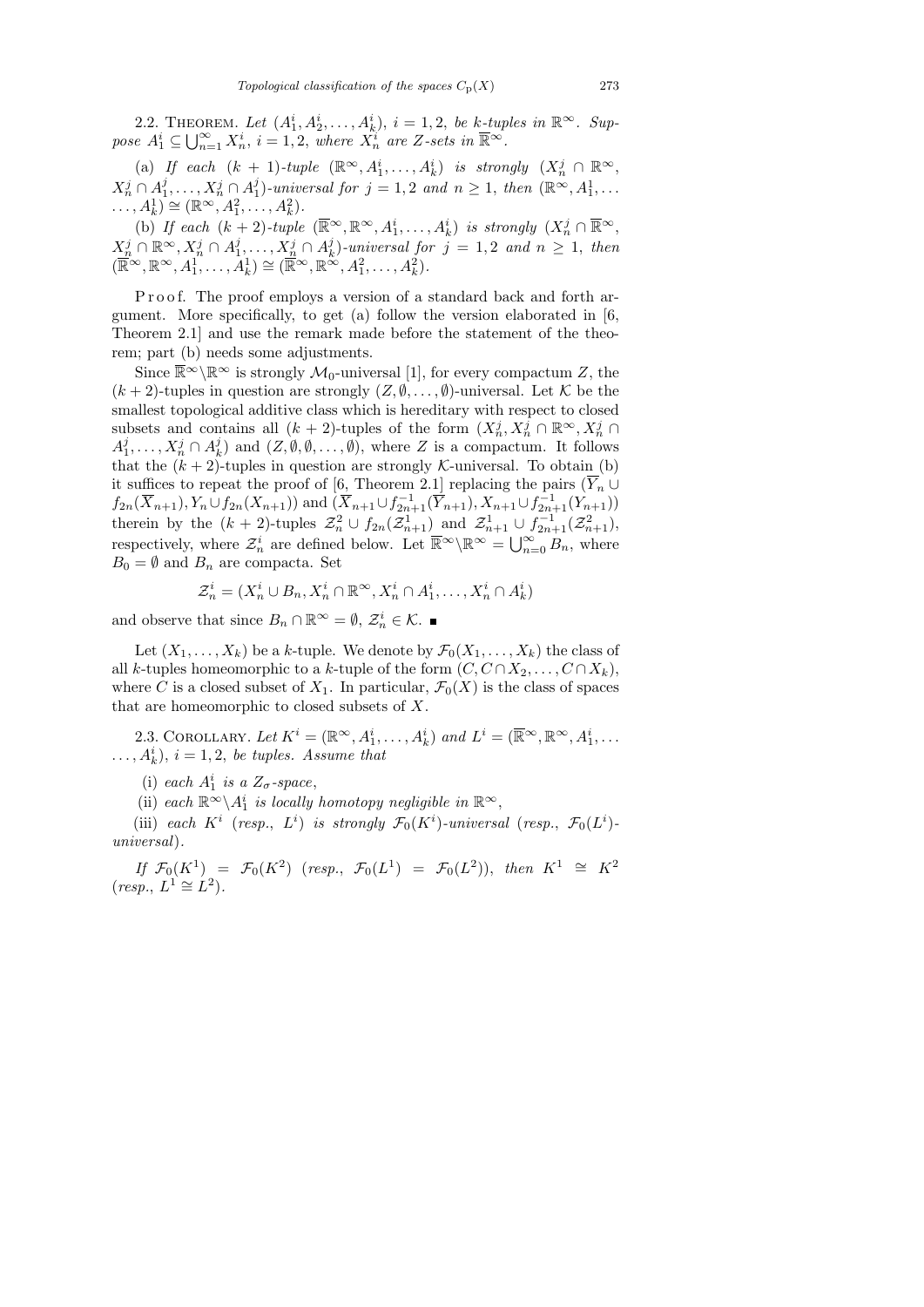2.2. THEOREM. *Let* $(A^i_1, A^i_2, \ldots, A^i_k)$, $i = 1,2$, *be* $k$-*tuples in* $\mathbb{R}^\infty$. *Suppose* $A^i_1 \subseteq \bigcup_{n=1}^\infty X^i_n$, $i = 1,2$, *where* $X^i_n$ *are* $Z$-*sets in* $\overline{\mathbb{R}}^\infty$.

(a) *If each* $(k+1)$-*tuple* $(\mathbb{R}^\infty, A^i_1, \ldots, A^i_k)$ *is strongly* $(X^j_n \cap \mathbb{R}^\infty, X^j_n \cap A^j_1, \ldots, X^j_n \cap A^j_1)$-*universal for* $j = 1,2$ *and* $n \geq 1$, *then* $(\mathbb{R}^\infty, A^1_1, \ldots, A^1_k) \cong (\mathbb{R}^\infty, A^2_1, \ldots, A^2_k)$.

(b) *If each* $(k+2)$-*tuple* $(\overline{\mathbb{R}}^\infty, \mathbb{R}^\infty, A^i_1, \ldots, A^i_k)$ *is strongly* $(X^j_n \cap \overline{\mathbb{R}}^\infty, X^j_n \cap \mathbb{R}^\infty, X^j_n \cap A^j_1, \ldots, X^j_n \cap A^j_k)$-*universal for* $j = 1,2$ *and* $n \geq 1$, *then* $(\overline{\mathbb{R}}^\infty, \mathbb{R}^\infty, A^1_1, \ldots, A^1_k) \cong (\overline{\mathbb{R}}^\infty, \mathbb{R}^\infty, A^2_1, \ldots, A^2_k)$.

Proof. The proof employs a version of a standard back and forth argument. More specifically, to get (a) follow the version elaborated in [6, Theorem 2.1] and use the remark made before the statement of the theorem; part (b) needs some adjustments.

Since $\overline{\mathbb{R}}^\infty \backslash \mathbb{R}^\infty$ is strongly $\mathcal{M}_0$-universal [1], for every compactum $Z$, the $(k+2)$-tuples in question are strongly $(Z, \emptyset, \ldots, \emptyset)$-universal. Let $\mathcal{K}$ be the smallest topological additive class which is hereditary with respect to closed subsets and contains all $(k+2)$-tuples of the form $(X^j_n, X^j_n \cap \mathbb{R}^\infty, X^j_n \cap A^j_1, \ldots, X^j_n \cap A^j_k)$ and $(Z, \emptyset, \emptyset, \ldots, \emptyset)$, where $Z$ is a compactum. It follows that the $(k+2)$-tuples in question are strongly $\mathcal{K}$-universal. To obtain (b) it suffices to repeat the proof of [6, Theorem 2.1] replacing the pairs $(\overline{Y}_n \cup f_{2n}(\overline{X}_{n+1}), Y_n \cup f_{2n}(X_{n+1}))$ and $(\overline{X}_{n+1} \cup f^{-1}_{2n+1}(\overline{Y}_{n+1}), X_{n+1} \cup f^{-1}_{2n+1}(Y_{n+1}))$ therein by the $(k+2)$-tuples $\mathcal{Z}^2_n \cup f_{2n}(\mathcal{Z}^1_{n+1})$ and $\mathcal{Z}^1_{n+1} \cup f^{-1}_{2n+1}(\mathcal{Z}^2_{n+1})$, respectively, where $\mathcal{Z}^i_n$ are defined below. Let $\overline{\mathbb{R}}^\infty \backslash \mathbb{R}^\infty = \bigcup_{n=0}^\infty B_n$, where $B_0 = \emptyset$ and $B_n$ are compacta. Set

$$\mathcal{Z}^i_n = (X^i_n \cup B_n, X^i_n \cap \mathbb{R}^\infty, X^i_n \cap A^i_1, \ldots, X^i_n \cap A^i_k)$$

and observe that since $B_n \cap \mathbb{R}^\infty = \emptyset$, $\mathcal{Z}^i_n \in \mathcal{K}$. ∎

Let $(X_1, \ldots, X_k)$ be a $k$-tuple. We denote by $\mathcal{F}_0(X_1, \ldots, X_k)$ the class of all $k$-tuples homeomorphic to a $k$-tuple of the form $(C, C \cap X_2, \ldots, C \cap X_k)$, where $C$ is a closed subset of $X_1$. In particular, $\mathcal{F}_0(X)$ is the class of spaces that are homeomorphic to closed subsets of $X$.

2.3. COROLLARY. *Let* $K^i = (\mathbb{R}^\infty, A^i_1, \ldots, A^i_k)$ *and* $L^i = (\overline{\mathbb{R}}^\infty, \mathbb{R}^\infty, A^i_1, \ldots, A^i_k)$, $i = 1,2$, *be tuples. Assume that*

(i) *each* $A^i_1$ *is a* $Z_\sigma$-*space*,

(ii) *each* $\mathbb{R}^\infty \backslash A^i_1$ *is locally homotopy negligible in* $\mathbb{R}^\infty$,

(iii) *each* $K^i$ (*resp.*, $L^i$) *is strongly* $\mathcal{F}_0(K^i)$-*universal* (*resp.*, $\mathcal{F}_0(L^i)$-*universal*).

*If* $\mathcal{F}_0(K^1) = \mathcal{F}_0(K^2)$ (*resp.*, $\mathcal{F}_0(L^1) = \mathcal{F}_0(L^2)$), *then* $K^1 \cong K^2$ (*resp.*, $L^1 \cong L^2$).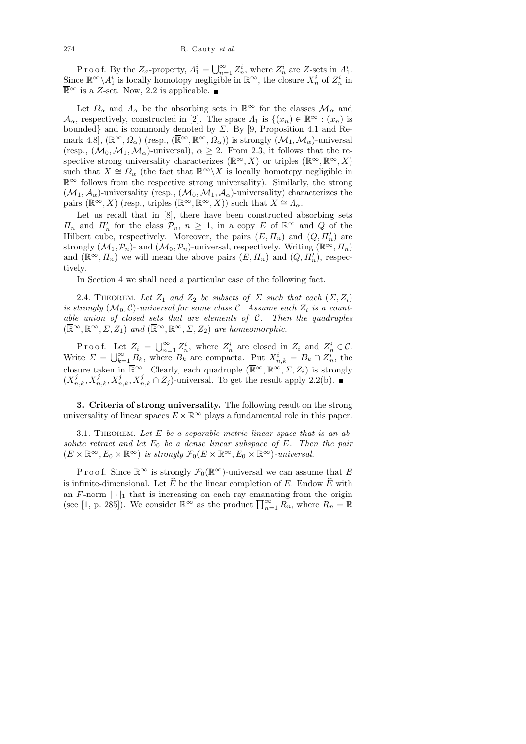Proof. By the $Z_\sigma$-property, $A_1^i = \bigcup_{n=1}^{\infty} Z_n^i$, where $Z_n^i$ are $Z$-sets in $A_1^i$. Since $\mathbb{R}^\infty \setminus A_1^i$ is locally homotopy negligible in $\mathbb{R}^\infty$, the closure $X_n^i$ of $Z_n^i$ in $\overline{\mathbb{R}}^\infty$ is a $Z$-set. Now, 2.2 is applicable. ∎

Let $\Omega_\alpha$ and $\Lambda_\alpha$ be the absorbing sets in $\mathbb{R}^\infty$ for the classes $\mathcal{M}_\alpha$ and $\mathcal{A}_\alpha$, respectively, constructed in [2]. The space $\Lambda_1$ is $\{(x_n) \in \mathbb{R}^\infty : (x_n)$ is bounded$\}$ and is commonly denoted by $\Sigma$. By [9, Proposition 4.1 and Remark 4.8], $(\mathbb{R}^\infty, \Omega_\alpha)$ (resp., $(\overline{\mathbb{R}}^\infty, \mathbb{R}^\infty, \Omega_\alpha)$) is strongly $(\mathcal{M}_1, \mathcal{M}_\alpha)$-universal (resp., $(\mathcal{M}_0, \mathcal{M}_1, \mathcal{M}_\alpha)$-universal), $\alpha \geq 2$. From 2.3, it follows that the respective strong universality characterizes $(\mathbb{R}^\infty, X)$ or triples $(\overline{\mathbb{R}}^\infty, \mathbb{R}^\infty, X)$ such that $X \cong \Omega_\alpha$ (the fact that $\mathbb{R}^\infty \setminus X$ is locally homotopy negligible in $\mathbb{R}^\infty$ follows from the respective strong universality). Similarly, the strong $(\mathcal{M}_1, \mathcal{A}_\alpha)$-universality (resp., $(\mathcal{M}_0, \mathcal{M}_1, \mathcal{A}_\alpha)$-universality) characterizes the pairs $(\mathbb{R}^\infty, X)$ (resp., triples $(\overline{\mathbb{R}}^\infty, \mathbb{R}^\infty, X)$) such that $X \cong \Lambda_\alpha$.

Let us recall that in [8], there have been constructed absorbing sets $\Pi_n$ and $\Pi_n'$ for the class $\mathcal{P}_n$, $n \geq 1$, in a copy $E$ of $\mathbb{R}^\infty$ and $Q$ of the Hilbert cube, respectively. Moreover, the pairs $(E, \Pi_n)$ and $(Q, \Pi_n')$ are strongly $(\mathcal{M}_1, \mathcal{P}_n)$- and $(\mathcal{M}_0, \mathcal{P}_n)$-universal, respectively. Writing $(\mathbb{R}^\infty, \Pi_n)$ and $(\overline{\mathbb{R}}^\infty, \Pi_n)$ we will mean the above pairs $(E, \Pi_n)$ and $(Q, \Pi_n')$, respectively.

In Section 4 we shall need a particular case of the following fact.

2.4. Theorem. *Let $Z_1$ and $Z_2$ be subsets of $\Sigma$ such that each $(\Sigma, Z_i)$ is strongly $(\mathcal{M}_0, \mathcal{C})$-universal for some class $\mathcal{C}$. Assume each $Z_i$ is a countable union of closed sets that are elements of $\mathcal{C}$. Then the quadruples $(\overline{\mathbb{R}}^\infty, \mathbb{R}^\infty, \Sigma, Z_1)$ and $(\overline{\mathbb{R}}^\infty, \mathbb{R}^\infty, \Sigma, Z_2)$ are homeomorphic.*

Proof. Let $Z_i = \bigcup_{n=1}^{\infty} Z_n^i$, where $Z_n^i$ are closed in $Z_i$ and $Z_n^i \in \mathcal{C}$. Write $\Sigma = \bigcup_{k=1}^{\infty} B_k$, where $B_k$ are compacta. Put $X_{n,k}^i = B_k \cap \overline{Z}_n^i$, the closure taken in $\overline{\mathbb{R}}^\infty$. Clearly, each quadruple $(\overline{\mathbb{R}}^\infty, \mathbb{R}^\infty, \Sigma, Z_i)$ is strongly $(X_{n,k}^j, X_{n,k}^j, X_{n,k}^j, X_{n,k}^j \cap Z_j)$-universal. To get the result apply 2.2(b). ∎

## 3. Criteria of strong universality.

The following result on the strong universality of linear spaces $E \times \mathbb{R}^\infty$ plays a fundamental role in this paper.

3.1. Theorem. *Let $E$ be a separable metric linear space that is an absolute retract and let $E_0$ be a dense linear subspace of $E$. Then the pair $(E \times \mathbb{R}^\infty, E_0 \times \mathbb{R}^\infty)$ is strongly $\mathcal{F}_0(E \times \mathbb{R}^\infty, E_0 \times \mathbb{R}^\infty)$-universal.*

Proof. Since $\mathbb{R}^\infty$ is strongly $\mathcal{F}_0(\mathbb{R}^\infty)$-universal we can assume that $E$ is infinite-dimensional. Let $\widehat{E}$ be the linear completion of $E$. Endow $\widehat{E}$ with an $F$-norm $|\cdot|_1$ that is increasing on each ray emanating from the origin (see [1, p. 285]). We consider $\mathbb{R}^\infty$ as the product $\prod_{n=1}^{\infty} R_n$, where $R_n = \mathbb{R}$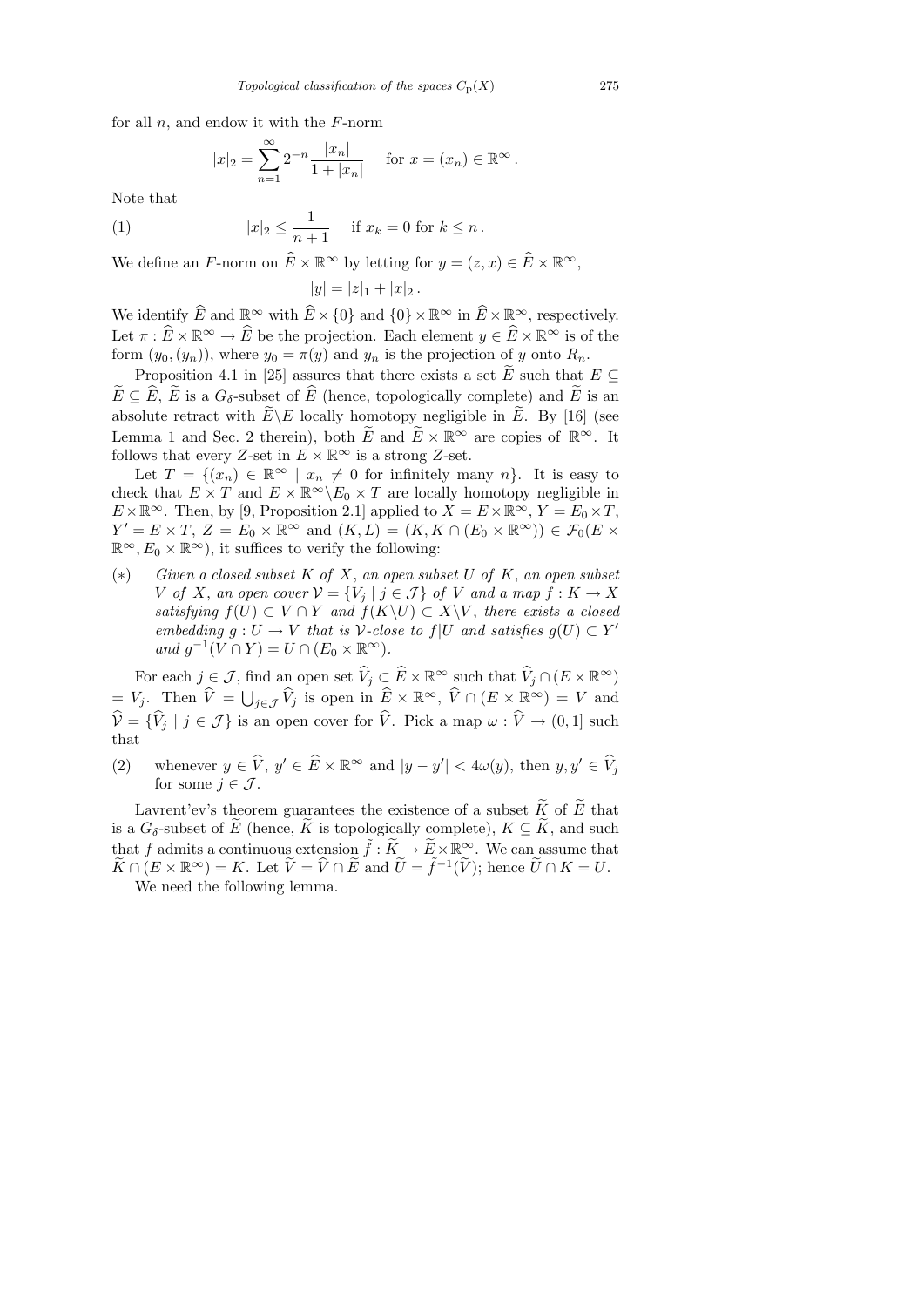for all $n$, and endow it with the $F$-norm

$$|x|_2 = \sum_{n=1}^{\infty} 2^{-n} \frac{|x_n|}{1+|x_n|} \quad \text{for } x = (x_n) \in \mathbb{R}^\infty .$$

Note that

$$(1) \qquad |x|_2 \le \frac{1}{n+1} \quad \text{if } x_k = 0 \text{ for } k \le n .$$

We define an $F$-norm on $\widehat{E} \times \mathbb{R}^\infty$ by letting for $y = (z, x) \in \widehat{E} \times \mathbb{R}^\infty$,

$$|y| = |z|_1 + |x|_2 .$$

We identify $\widehat{E}$ and $\mathbb{R}^\infty$ with $\widehat{E} \times \{0\}$ and $\{0\} \times \mathbb{R}^\infty$ in $\widehat{E} \times \mathbb{R}^\infty$, respectively. Let $\pi : \widehat{E} \times \mathbb{R}^\infty \to \widehat{E}$ be the projection. Each element $y \in \widehat{E} \times \mathbb{R}^\infty$ is of the form $(y_0, (y_n))$, where $y_0 = \pi(y)$ and $y_n$ is the projection of $y$ onto $R_n$.

Proposition 4.1 in [25] assures that there exists a set $\widetilde{E}$ such that $E \subseteq \widetilde{E} \subseteq \widehat{E}$, $\widetilde{E}$ is a $G_\delta$-subset of $\widehat{E}$ (hence, topologically complete) and $\widetilde{E}$ is an absolute retract with $\widetilde{E} \backslash E$ locally homotopy negligible in $\widetilde{E}$. By [16] (see Lemma 1 and Sec. 2 therein), both $\widetilde{E}$ and $\widetilde{E} \times \mathbb{R}^\infty$ are copies of $\mathbb{R}^\infty$. It follows that every $Z$-set in $E \times \mathbb{R}^\infty$ is a strong $Z$-set.

Let $T = \{(x_n) \in \mathbb{R}^\infty \mid x_n \neq 0 \text{ for infinitely many } n\}$. It is easy to check that $E \times T$ and $E \times \mathbb{R}^\infty \backslash E_0 \times T$ are locally homotopy negligible in $E \times \mathbb{R}^\infty$. Then, by [9, Proposition 2.1] applied to $X = E \times \mathbb{R}^\infty$, $Y = E_0 \times T$, $Y' = E \times T$, $Z = E_0 \times \mathbb{R}^\infty$ and $(K, L) = (K, K \cap (E_0 \times \mathbb{R}^\infty)) \in \mathcal{F}_0(E \times \mathbb{R}^\infty, E_0 \times \mathbb{R}^\infty)$, it suffices to verify the following:

(∗) *Given a closed subset $K$ of $X$, an open subset $U$ of $K$, an open subset $V$ of $X$, an open cover $\mathcal{V} = \{V_j \mid j \in \mathcal{J}\}$ of $V$ and a map $f : K \to X$ satisfying $f(U) \subset V \cap Y$ and $f(K \backslash U) \subset X \backslash V$, there exists a closed embedding $g : U \to V$ that is $\mathcal{V}$-close to $f|U$ and satisfies $g(U) \subset Y'$ and $g^{-1}(V \cap Y) = U \cap (E_0 \times \mathbb{R}^\infty)$.*

For each $j \in \mathcal{J}$, find an open set $\widehat{V}_j \subset \widehat{E} \times \mathbb{R}^\infty$ such that $\widehat{V}_j \cap (E \times \mathbb{R}^\infty) = V_j$. Then $\widehat{V} = \bigcup_{j \in \mathcal{J}} \widehat{V}_j$ is open in $\widehat{E} \times \mathbb{R}^\infty$, $\widehat{V} \cap (E \times \mathbb{R}^\infty) = V$ and $\widehat{\mathcal{V}} = \{\widehat{V}_j \mid j \in \mathcal{J}\}$ is an open cover for $\widehat{V}$. Pick a map $\omega : \widehat{V} \to (0, 1]$ such that

(2) whenever $y \in \widehat{V}$, $y' \in \widehat{E} \times \mathbb{R}^\infty$ and $|y - y'| < 4\omega(y)$, then $y, y' \in \widehat{V}_j$ for some $j \in \mathcal{J}$.

Lavrent'ev's theorem guarantees the existence of a subset $\widetilde{K}$ of $\widetilde{E}$ that is a $G_\delta$-subset of $\widetilde{E}$ (hence, $\widetilde{K}$ is topologically complete), $K \subseteq \widetilde{K}$, and such that $f$ admits a continuous extension $\tilde{f} : \widetilde{K} \to \widetilde{E} \times \mathbb{R}^\infty$. We can assume that $\widetilde{K} \cap (E \times \mathbb{R}^\infty) = K$. Let $\widetilde{V} = \widehat{V} \cap \widetilde{E}$ and $\widetilde{U} = \tilde{f}^{-1}(\widetilde{V})$; hence $\widetilde{U} \cap K = U$.

We need the following lemma.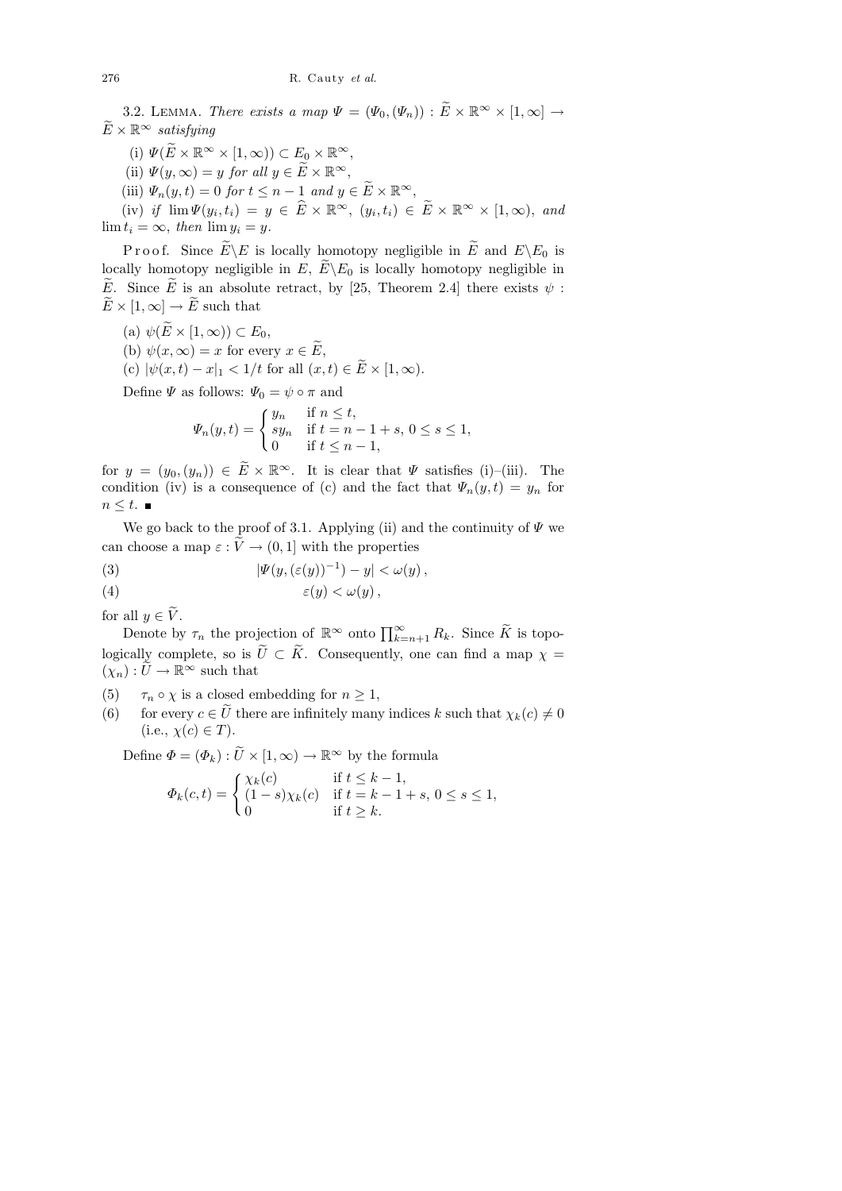**3.2. Lemma.** *There exists a map $\Psi = (\Psi_0, (\Psi_n)) : \widetilde{E} \times \mathbb{R}^\infty \times [1, \infty] \to \widetilde{E} \times \mathbb{R}^\infty$ satisfying*

(i) $\Psi(\widetilde{E} \times \mathbb{R}^\infty \times [1, \infty)) \subset E_0 \times \mathbb{R}^\infty$,

(ii) $\Psi(y, \infty) = y$ *for all* $y \in \widetilde{E} \times \mathbb{R}^\infty$,

(iii) $\Psi_n(y, t) = 0$ *for* $t \le n - 1$ *and* $y \in \widetilde{E} \times \mathbb{R}^\infty$,

(iv) *if* $\lim \Psi(y_i, t_i) = y \in \widehat{E} \times \mathbb{R}^\infty$, $(y_i, t_i) \in \widetilde{E} \times \mathbb{R}^\infty \times [1, \infty)$, *and* $\lim t_i = \infty$, *then* $\lim y_i = y$.

Proof. Since $\widetilde{E} \backslash E$ is locally homotopy negligible in $\widetilde{E}$ and $E \backslash E_0$ is locally homotopy negligible in $E$, $\widetilde{E} \backslash E_0$ is locally homotopy negligible in $\widetilde{E}$. Since $\widetilde{E}$ is an absolute retract, by [25, Theorem 2.4] there exists $\psi : \widetilde{E} \times [1, \infty] \to \widetilde{E}$ such that

(a) $\psi(\widetilde{E} \times [1, \infty)) \subset E_0$,

(b) $\psi(x, \infty) = x$ for every $x \in \widetilde{E}$,

(c) $|\psi(x, t) - x|_1 < 1/t$ for all $(x, t) \in \widetilde{E} \times [1, \infty)$.

Define $\Psi$ as follows: $\Psi_0 = \psi \circ \pi$ and

$$\Psi_n(y, t) = \begin{cases} y_n & \text{if } n \le t, \\ s y_n & \text{if } t = n - 1 + s,\ 0 \le s \le 1, \\ 0 & \text{if } t \le n - 1, \end{cases}$$

for $y = (y_0, (y_n)) \in \widetilde{E} \times \mathbb{R}^\infty$. It is clear that $\Psi$ satisfies (i)–(iii). The condition (iv) is a consequence of (c) and the fact that $\Psi_n(y, t) = y_n$ for $n \le t$. ■

We go back to the proof of 3.1. Applying (ii) and the continuity of $\Psi$ we can choose a map $\varepsilon : \widetilde{V} \to (0, 1]$ with the properties

$$|\Psi(y, (\varepsilon(y))^{-1}) - y| < \omega(y)\,, \tag{3}$$

$$\varepsilon(y) < \omega(y)\,, \tag{4}$$

for all $y \in \widetilde{V}$.

Denote by $\tau_n$ the projection of $\mathbb{R}^\infty$ onto $\prod_{k=n+1}^\infty R_k$. Since $\widetilde{K}$ is topologically complete, so is $\widetilde{U} \subset \widetilde{K}$. Consequently, one can find a map $\chi = (\chi_n) : \widetilde{U} \to \mathbb{R}^\infty$ such that

(5) $\tau_n \circ \chi$ is a closed embedding for $n \ge 1$,

(6) for every $c \in \widetilde{U}$ there are infinitely many indices $k$ such that $\chi_k(c) \ne 0$ (i.e., $\chi(c) \in T$).

Define $\Phi = (\Phi_k) : \widetilde{U} \times [1, \infty) \to \mathbb{R}^\infty$ by the formula

$$\Phi_k(c, t) = \begin{cases} \chi_k(c) & \text{if } t \le k - 1, \\ (1 - s)\chi_k(c) & \text{if } t = k - 1 + s,\ 0 \le s \le 1, \\ 0 & \text{if } t \ge k. \end{cases}$$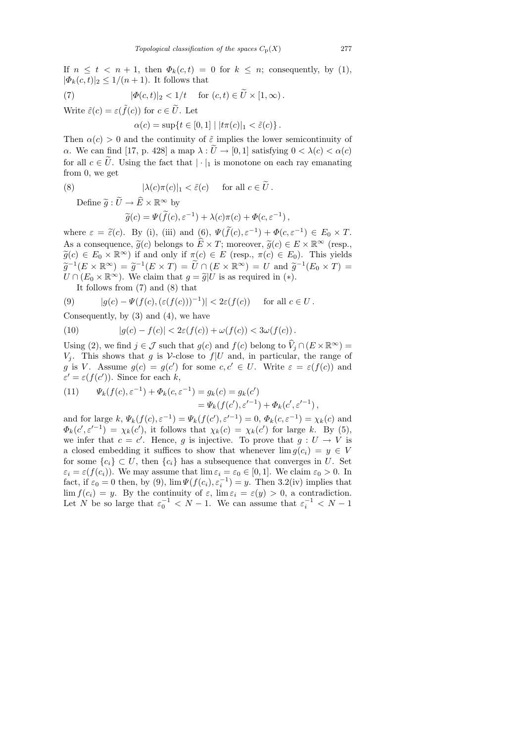If $n \le t < n+1$, then $\Phi_k(c,t) = 0$ for $k \le n$; consequently, by (1), $|\Phi_k(c,t)|_2 \le 1/(n+1)$. It follows that

$$(7) \qquad |\Phi(c,t)|_2 < 1/t \quad \text{for } (c,t) \in \widetilde{U} \times [1,\infty)\,.$$

Write $\tilde{\varepsilon}(c) = \varepsilon(\tilde{f}(c))$ for $c \in \widetilde{U}$. Let

$$\alpha(c) = \sup\{t \in [0,1] \mid |t\pi(c)|_1 < \tilde{\varepsilon}(c)\}\,.$$

Then $\alpha(c) > 0$ and the continuity of $\tilde{\varepsilon}$ implies the lower semicontinuity of $\alpha$. We can find [17, p. 428] a map $\lambda : \widetilde{U} \to [0,1]$ satisfying $0 < \lambda(c) < \alpha(c)$ for all $c \in \widetilde{U}$. Using the fact that $|\cdot|_1$ is monotone on each ray emanating from 0, we get

$$(8) \qquad |\lambda(c)\pi(c)|_1 < \tilde{\varepsilon}(c) \quad \text{for all } c \in \widetilde{U}\,.$$

Define $\widetilde{g} : \widetilde{U} \to \widehat{E} \times \mathbb{R}^\infty$ by

$$\widetilde{g}(c) = \Psi(\widetilde{f}(c), \varepsilon^{-1}) + \lambda(c)\pi(c) + \Phi(c, \varepsilon^{-1})\,,$$

where $\varepsilon = \widetilde{\varepsilon}(c)$. By (i), (iii) and (6), $\Psi(\widetilde{f}(c), \varepsilon^{-1}) + \Phi(c,\varepsilon^{-1}) \in E_0 \times T$. As a consequence, $\widetilde{g}(c)$ belongs to $\widehat{E} \times T$; moreover, $\widetilde{g}(c) \in E \times \mathbb{R}^\infty$ (resp., $\widetilde{g}(c) \in E_0 \times \mathbb{R}^\infty$) if and only if $\pi(c) \in E$ (resp., $\pi(c) \in E_0$). This yields $\widetilde{g}^{-1}(E \times \mathbb{R}^\infty) = \widetilde{g}^{-1}(E \times T) = \widetilde{U} \cap (E \times \mathbb{R}^\infty) = U$ and $\widetilde{g}^{-1}(E_0 \times T) = U \cap (E_0 \times \mathbb{R}^\infty)$. We claim that $g = \widetilde{g}|U$ is as required in $(*)$.

It follows from (7) and (8) that

$$(9) \qquad |g(c) - \Psi(f(c), (\varepsilon(f(c)))^{-1})| < 2\varepsilon(f(c)) \quad \text{for all } c \in U\,.$$

Consequently, by (3) and (4), we have

$$(10) \qquad |g(c) - f(c)| < 2\varepsilon(f(c)) + \omega(f(c)) < 3\omega(f(c))\,.$$

Using (2), we find $j \in \mathcal{J}$ such that $g(c)$ and $f(c)$ belong to $\widehat{V}_j \cap (E \times \mathbb{R}^\infty) = V_j$. This shows that $g$ is $\mathcal{V}$-close to $f|U$ and, in particular, the range of $g$ is $V$. Assume $g(c) = g(c')$ for some $c, c' \in U$. Write $\varepsilon = \varepsilon(f(c))$ and $\varepsilon' = \varepsilon(f(c'))$. Since for each $k$,

$$(11) \qquad \Psi_k(f(c), \varepsilon^{-1}) + \Phi_k(c, \varepsilon^{-1}) = g_k(c) = g_k(c') = \Psi_k(f(c'), \varepsilon'^{-1}) + \Phi_k(c', \varepsilon'^{-1})\,,$$

and for large $k$, $\Psi_k(f(c),\varepsilon^{-1}) = \Psi_k(f(c'),\varepsilon'^{-1}) = 0$, $\Phi_k(c,\varepsilon^{-1}) = \chi_k(c)$ and $\Phi_k(c',\varepsilon'^{-1}) = \chi_k(c')$, it follows that $\chi_k(c) = \chi_k(c')$ for large $k$. By (5), we infer that $c = c'$. Hence, $g$ is injective. To prove that $g : U \to V$ is a closed embedding it suffices to show that whenever $\lim g(c_i) = y \in V$ for some $\{c_i\} \subset U$, then $\{c_i\}$ has a subsequence that converges in $U$. Set $\varepsilon_i = \varepsilon(f(c_i))$. We may assume that $\lim \varepsilon_i = \varepsilon_0 \in [0,1]$. We claim $\varepsilon_0 > 0$. In fact, if $\varepsilon_0 = 0$ then, by (9), $\lim \Psi(f(c_i), \varepsilon_i^{-1}) = y$. Then 3.2(iv) implies that $\lim f(c_i) = y$. By the continuity of $\varepsilon$, $\lim \varepsilon_i = \varepsilon(y) > 0$, a contradiction. Let $N$ be so large that $\varepsilon_0^{-1} < N - 1$. We can assume that $\varepsilon_i^{-1} < N - 1$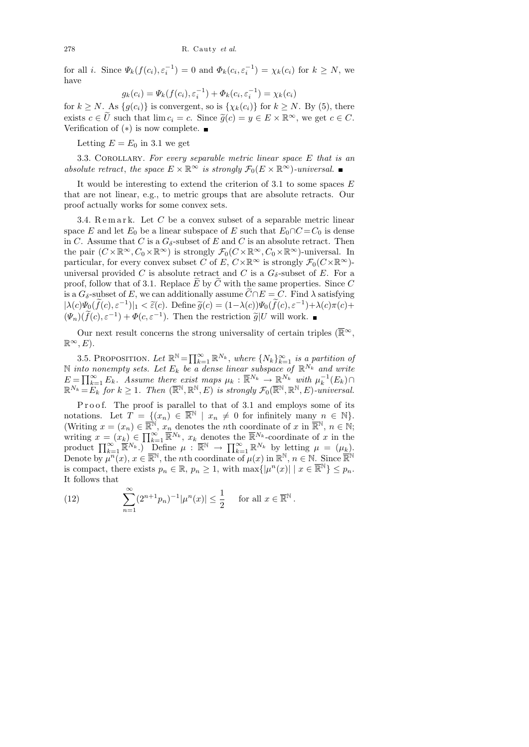for all $i$. Since $\Psi_k(f(c_i), \varepsilon_i^{-1}) = 0$ and $\Phi_k(c_i, \varepsilon_i^{-1}) = \chi_k(c_i)$ for $k \geq N$, we have

$$g_k(c_i) = \Psi_k(f(c_i), \varepsilon_i^{-1}) + \Phi_k(c_i, \varepsilon_i^{-1}) = \chi_k(c_i)$$

for $k \geq N$. As $\{g(c_i)\}$ is convergent, so is $\{\chi_k(c_i)\}$ for $k \geq N$. By (5), there exists $c \in \widetilde{U}$ such that $\lim c_i = c$. Since $\widetilde{g}(c) = y \in E \times \mathbb{R}^\infty$, we get $c \in C$. Verification of $(*)$ is now complete. ∎

Letting $E = E_0$ in 3.1 we get

3.3. Corollary. *For every separable metric linear space $E$ that is an absolute retract, the space $E \times \mathbb{R}^\infty$ is strongly $\mathcal{F}_0(E \times \mathbb{R}^\infty)$-universal.* ∎

It would be interesting to extend the criterion of 3.1 to some spaces $E$ that are not linear, e.g., to metric groups that are absolute retracts. Our proof actually works for some convex sets.

3.4. Remark. Let $C$ be a convex subset of a separable metric linear space $E$ and let $E_0$ be a linear subspace of $E$ such that $E_0 \cap C = C_0$ is dense in $C$. Assume that $C$ is a $G_\delta$-subset of $E$ and $C$ is an absolute retract. Then the pair $(C \times \mathbb{R}^\infty, C_0 \times \mathbb{R}^\infty)$ is strongly $\mathcal{F}_0(C \times \mathbb{R}^\infty, C_0 \times \mathbb{R}^\infty)$-universal. In particular, for every convex subset $C$ of $E$, $C \times \mathbb{R}^\infty$ is strongly $\mathcal{F}_0(C \times \mathbb{R}^\infty)$-universal provided $C$ is absolute retract and $C$ is a $G_\delta$-subset of $E$. For a proof, follow that of 3.1. Replace $\widetilde{E}$ by $\widetilde{C}$ with the same properties. Since $C$ is a $G_\delta$-subset of $E$, we can additionally assume $\widetilde{C} \cap E = C$. Find $\lambda$ satisfying $|\lambda(c)\Psi_0(\widetilde{f}(c), \varepsilon^{-1})|_1 < \widetilde{\varepsilon}(c)$. Define $\widetilde{g}(c) = (1-\lambda(c))\Psi_0(\widetilde{f}(c), \varepsilon^{-1}) + \lambda(c)\pi(c) + (\Psi_n)(\widetilde{f}(c), \varepsilon^{-1}) + \Phi(c, \varepsilon^{-1})$. Then the restriction $\widetilde{g}|U$ will work. ∎

Our next result concerns the strong universality of certain triples $(\overline{\mathbb{R}}^\infty, \mathbb{R}^\infty, E)$.

3.5. Proposition. *Let $\mathbb{R}^{\mathbb{N}} = \prod_{k=1}^\infty \mathbb{R}^{N_k}$, where $\{N_k\}_{k=1}^\infty$ is a partition of $\mathbb{N}$ into nonempty sets. Let $E_k$ be a dense linear subspace of $\mathbb{R}^{N_k}$ and write $E = \prod_{k=1}^\infty E_k$. Assume there exist maps $\mu_k : \overline{\mathbb{R}}^{N_k} \to \mathbb{R}^{N_k}$ with $\mu_k^{-1}(E_k) \cap \mathbb{R}^{N_k} = E_k$ for $k \geq 1$. Then $(\overline{\mathbb{R}}^{\mathbb{N}}, \mathbb{R}^{\mathbb{N}}, E)$ is strongly $\mathcal{F}_0(\overline{\mathbb{R}}^{\mathbb{N}}, \mathbb{R}^{\mathbb{N}}, E)$-universal.*

Proof. The proof is parallel to that of 3.1 and employs some of its notations. Let $T = \{(x_n) \in \overline{\mathbb{R}}^{\mathbb{N}} \mid x_n \neq 0$ for infinitely many $n \in \mathbb{N}\}$. (Writing $x = (x_n) \in \overline{\mathbb{R}}^{\mathbb{N}}$, $x_n$ denotes the $n$th coordinate of $x$ in $\overline{\mathbb{R}}^{\mathbb{N}}$, $n \in \mathbb{N}$; writing $x = (x_k) \in \prod_{k=1}^\infty \overline{\mathbb{R}}^{N_k}$, $x_k$ denotes the $\overline{\mathbb{R}}^{N_k}$-coordinate of $x$ in the product $\prod_{k=1}^\infty \overline{\mathbb{R}}^{N_k}$.) Define $\mu : \overline{\mathbb{R}}^{\mathbb{N}} \to \prod_{k=1}^\infty \mathbb{R}^{N_k}$ by letting $\mu = (\mu_k)$. Denote by $\mu^n(x)$, $x \in \overline{\mathbb{R}}^{\mathbb{N}}$, the $n$th coordinate of $\mu(x)$ in $\mathbb{R}^{\mathbb{N}}$, $n \in \mathbb{N}$. Since $\overline{\mathbb{R}}^{\mathbb{N}}$ is compact, there exists $p_n \in \mathbb{R}$, $p_n \geq 1$, with $\max\{|\mu^n(x)| \mid x \in \overline{\mathbb{R}}^{\mathbb{N}}\} \leq p_n$. It follows that

$$\sum_{n=1}^\infty (2^{n+1}p_n)^{-1}|\mu^n(x)| \leq \frac{1}{2} \quad \text{for all } x \in \overline{\mathbb{R}}^{\mathbb{N}}. \tag{12}$$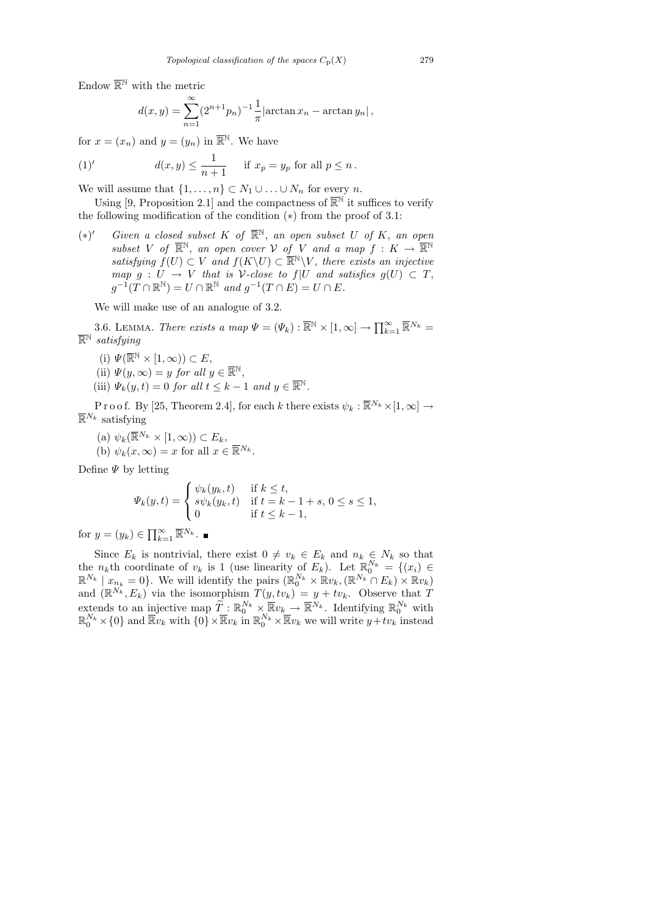Endow $\overline{\mathbb{R}}^{\mathbb{N}}$ with the metric

$$d(x,y) = \sum_{n=1}^{\infty} (2^{n+1} p_n)^{-1} \frac{1}{\pi} |\arctan x_n - \arctan y_n| ,$$

for $x = (x_n)$ and $y = (y_n)$ in $\overline{\mathbb{R}}^{\mathbb{N}}$. We have

$$(1)' \qquad d(x,y) \le \frac{1}{n+1} \quad \text{ if } x_p = y_p \text{ for all } p \le n .$$

We will assume that $\{1, \ldots, n\} \subset N_1 \cup \ldots \cup N_n$ for every $n$.

Using [9, Proposition 2.1] and the compactness of $\overline{\mathbb{R}}^{\mathbb{N}}$ it suffices to verify the following modification of the condition $(*)$ from the proof of 3.1:

$(*)'$ *Given a closed subset $K$ of $\overline{\mathbb{R}}^{\mathbb{N}}$, an open subset $U$ of $K$, an open subset $V$ of $\overline{\mathbb{R}}^{\mathbb{N}}$, an open cover $\mathcal{V}$ of $V$ and a map $f : K \to \overline{\mathbb{R}}^{\mathbb{N}}$ satisfying $f(U) \subset V$ and $f(K \backslash U) \subset \overline{\mathbb{R}}^{\mathbb{N}} \backslash V$, there exists an injective map $g : U \to V$ that is $\mathcal{V}$-close to $f|U$ and satisfies $g(U) \subset T$, $g^{-1}(T \cap \mathbb{R}^{\mathbb{N}}) = U \cap \mathbb{R}^{\mathbb{N}}$ and $g^{-1}(T \cap E) = U \cap E$.*

We will make use of an analogue of 3.2.

3.6. Lemma. *There exists a map $\Psi = (\Psi_k) : \overline{\mathbb{R}}^{\mathbb{N}} \times [1, \infty] \to \prod_{k=1}^{\infty} \overline{\mathbb{R}}^{N_k} = \overline{\mathbb{R}}^{\mathbb{N}}$ satisfying*

(i) $\Psi(\overline{\mathbb{R}}^{\mathbb{N}} \times [1, \infty)) \subset E$,

(ii) $\Psi(y, \infty) = y$ *for all* $y \in \overline{\mathbb{R}}^{\mathbb{N}}$,

(iii) $\Psi_k(y, t) = 0$ *for all* $t \le k - 1$ *and* $y \in \overline{\mathbb{R}}^{\mathbb{N}}$.

Proof. By [25, Theorem 2.4], for each $k$ there exists $\psi_k : \overline{\mathbb{R}}^{N_k} \times [1, \infty] \to \overline{\mathbb{R}}^{N_k}$ satisfying

(a) $\psi_k(\overline{\mathbb{R}}^{N_k} \times [1, \infty)) \subset E_k$,

(b) $\psi_k(x, \infty) = x$ for all $x \in \overline{\mathbb{R}}^{N_k}$.

Define $\Psi$ by letting

$$\Psi_k(y,t) = \begin{cases} \psi_k(y_k, t) & \text{if } k \le t, \\ s\psi_k(y_k, t) & \text{if } t = k - 1 + s,\ 0 \le s \le 1, \\ 0 & \text{if } t \le k - 1, \end{cases}$$

for $y = (y_k) \in \prod_{k=1}^{\infty} \overline{\mathbb{R}}^{N_k}$. ∎

Since $E_k$ is nontrivial, there exist $0 \ne v_k \in E_k$ and $n_k \in N_k$ so that the $n_k$th coordinate of $v_k$ is 1 (use linearity of $E_k$). Let $\mathbb{R}_0^{N_k} = \{(x_i) \in \mathbb{R}^{N_k} \mid x_{n_k} = 0\}$. We will identify the pairs $(\mathbb{R}_0^{N_k} \times \mathbb{R} v_k, (\mathbb{R}^{N_k} \cap E_k) \times \mathbb{R} v_k)$ and $(\mathbb{R}^{N_k}, E_k)$ via the isomorphism $T(y, tv_k) = y + tv_k$. Observe that $T$ extends to an injective map $\widetilde{T} : \mathbb{R}_0^{N_k} \times \overline{\mathbb{R}} v_k \to \overline{\mathbb{R}}^{N_k}$. Identifying $\mathbb{R}_0^{N_k}$ with $\mathbb{R}_0^{N_k} \times \{0\}$ and $\overline{\mathbb{R}} v_k$ with $\{0\} \times \overline{\mathbb{R}} v_k$ in $\mathbb{R}_0^{N_k} \times \overline{\mathbb{R}} v_k$ we will write $y + tv_k$ instead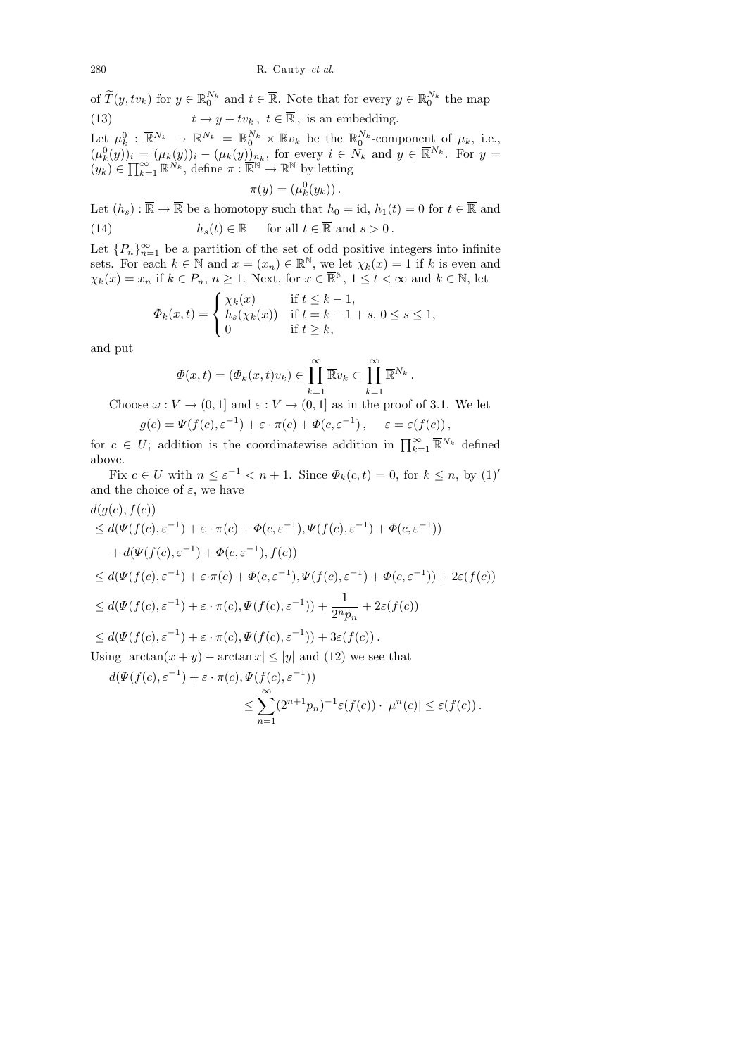of $\widetilde{T}(y, tv_k)$ for $y \in \mathbb{R}_0^{N_k}$ and $t \in \overline{\mathbb{R}}$. Note that for every $y \in \mathbb{R}_0^{N_k}$ the map

$$t \to y + tv_k\,,\ t \in \overline{\mathbb{R}}\,,\ \text{is an embedding.} \tag{13}$$

Let $\mu_k^0 : \overline{\mathbb{R}}^{N_k} \to \mathbb{R}^{N_k} = \mathbb{R}_0^{N_k} \times \mathbb{R}v_k$ be the $\mathbb{R}_0^{N_k}$-component of $\mu_k$, i.e., $(\mu_k^0(y))_i = (\mu_k(y))_i - (\mu_k(y))_{n_k}$, for every $i \in N_k$ and $y \in \overline{\mathbb{R}}^{N_k}$. For $y = (y_k) \in \prod_{k=1}^{\infty} \mathbb{R}^{N_k}$, define $\pi : \overline{\mathbb{R}}^{\mathbb{N}} \to \mathbb{R}^{\mathbb{N}}$ by letting

$$\pi(y) = (\mu_k^0(y_k))\,.$$

Let $(h_s) : \overline{\mathbb{R}} \to \overline{\mathbb{R}}$ be a homotopy such that $h_0 = \mathrm{id}$, $h_1(t) = 0$ for $t \in \overline{\mathbb{R}}$ and

$$h_s(t) \in \mathbb{R} \quad \text{for all } t \in \overline{\mathbb{R}} \text{ and } s > 0\,. \tag{14}$$

Let $\{P_n\}_{n=1}^{\infty}$ be a partition of the set of odd positive integers into infinite sets. For each $k \in \mathbb{N}$ and $x = (x_n) \in \overline{\mathbb{R}}^{\mathbb{N}}$, we let $\chi_k(x) = 1$ if $k$ is even and $\chi_k(x) = x_n$ if $k \in P_n$, $n \geq 1$. Next, for $x \in \overline{\mathbb{R}}^{\mathbb{N}}$, $1 \leq t < \infty$ and $k \in \mathbb{N}$, let

$$\Phi_k(x,t) = \begin{cases} \chi_k(x) & \text{if } t \leq k-1, \\ h_s(\chi_k(x)) & \text{if } t = k-1+s,\ 0 \leq s \leq 1, \\ 0 & \text{if } t \geq k, \end{cases}$$

and put

$$\Phi(x,t) = (\Phi_k(x,t)v_k) \in \prod_{k=1}^{\infty} \overline{\mathbb{R}}v_k \subset \prod_{k=1}^{\infty} \overline{\mathbb{R}}^{N_k}\,.$$

Choose $\omega : V \to (0,1]$ and $\varepsilon : V \to (0,1]$ as in the proof of 3.1. We let

$$g(c) = \Psi(f(c), \varepsilon^{-1}) + \varepsilon \cdot \pi(c) + \Phi(c, \varepsilon^{-1})\,, \qquad \varepsilon = \varepsilon(f(c))\,,$$

for $c \in U$; addition is the coordinatewise addition in $\prod_{k=1}^{\infty} \overline{\mathbb{R}}^{N_k}$ defined above.

Fix $c \in U$ with $n \leq \varepsilon^{-1} < n+1$. Since $\Phi_k(c,t) = 0$, for $k \leq n$, by $(1)'$ and the choice of $\varepsilon$, we have

$$\begin{aligned}
&d(g(c), f(c)) \\
&\leq d(\Psi(f(c), \varepsilon^{-1}) + \varepsilon \cdot \pi(c) + \Phi(c, \varepsilon^{-1}), \Psi(f(c), \varepsilon^{-1}) + \Phi(c, \varepsilon^{-1})) \\
&\quad + d(\Psi(f(c), \varepsilon^{-1}) + \Phi(c, \varepsilon^{-1}), f(c)) \\
&\leq d(\Psi(f(c), \varepsilon^{-1}) + \varepsilon \cdot \pi(c) + \Phi(c, \varepsilon^{-1}), \Psi(f(c), \varepsilon^{-1}) + \Phi(c, \varepsilon^{-1})) + 2\varepsilon(f(c)) \\
&\leq d(\Psi(f(c), \varepsilon^{-1}) + \varepsilon \cdot \pi(c), \Psi(f(c), \varepsilon^{-1})) + \frac{1}{2^n p_n} + 2\varepsilon(f(c)) \\
&\leq d(\Psi(f(c), \varepsilon^{-1}) + \varepsilon \cdot \pi(c), \Psi(f(c), \varepsilon^{-1})) + 3\varepsilon(f(c))\,.
\end{aligned}$$

Using $|\arctan(x+y) - \arctan x| \leq |y|$ and (12) we see that

$$d(\Psi(f(c), \varepsilon^{-1}) + \varepsilon \cdot \pi(c), \Psi(f(c), \varepsilon^{-1})) \leq \sum_{n=1}^{\infty} (2^{n+1}p_n)^{-1} \varepsilon(f(c)) \cdot |\mu^n(c)| \leq \varepsilon(f(c))\,.$$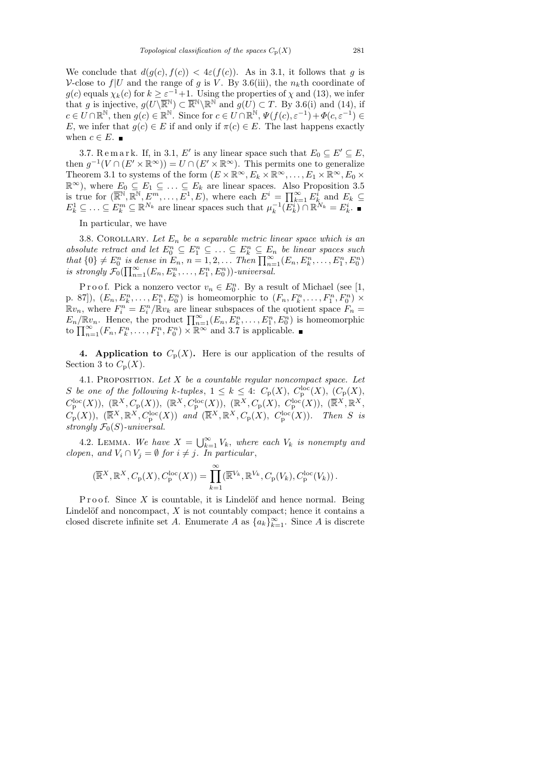We conclude that $d(g(c), f(c)) < 4\varepsilon(f(c))$. As in 3.1, it follows that $g$ is $\mathcal{V}$-close to $f|U$ and the range of $g$ is $V$. By 3.6(iii), the $n_k$th coordinate of $g(c)$ equals $\chi_k(c)$ for $k \ge \varepsilon^{-1}+1$. Using the properties of $\chi$ and (13), we infer that $g$ is injective, $g(U\setminus\overline{\mathbb{R}}^{\mathbb{N}}) \subset \overline{\mathbb{R}}^{\mathbb{N}}\setminus\mathbb{R}^{\mathbb{N}}$ and $g(U) \subset T$. By 3.6(i) and (14), if $c \in U \cap \mathbb{R}^{\mathbb{N}}$, then $g(c) \in \mathbb{R}^{\mathbb{N}}$. Since for $c \in U \cap \mathbb{R}^{\mathbb{N}}$, $\Psi(f(c), \varepsilon^{-1}) + \Phi(c, \varepsilon^{-1}) \in E$, we infer that $g(c) \in E$ if and only if $\pi(c) \in E$. The last happens exactly when $c \in E$. ∎

3.7. Remark. If, in 3.1, $E'$ is any linear space such that $E_0 \subseteq E' \subseteq E$, then $g^{-1}(V \cap (E' \times \mathbb{R}^\infty)) = U \cap (E' \times \mathbb{R}^\infty)$. This permits one to generalize Theorem 3.1 to systems of the form $(E \times \mathbb{R}^\infty, E_k \times \mathbb{R}^\infty, \ldots, E_1 \times \mathbb{R}^\infty, E_0 \times \mathbb{R}^\infty)$, where $E_0 \subseteq E_1 \subseteq \ldots \subseteq E_k$ are linear spaces. Also Proposition 3.5 is true for $(\overline{\mathbb{R}}^{\mathbb{N}}, \mathbb{R}^{\mathbb{N}}, E^m, \ldots, E^1, E)$, where each $E^i = \prod_{k=1}^\infty E^i_k$ and $E_k \subseteq E^1_k \subseteq \ldots \subseteq E^m_k \subseteq \mathbb{R}^{N_k}$ are linear spaces such that $\mu_k^{-1}(E^i_k) \cap \mathbb{R}^{N_k} = E^i_k$. ∎

In particular, we have

3.8. Corollary. *Let $E_n$ be a separable metric linear space which is an absolute retract and let $E^n_0 \subseteq E^n_1 \subseteq \ldots \subseteq E^n_k \subseteq E_n$ be linear spaces such that $\{0\} \ne E^n_0$ is dense in $E_n$, $n = 1, 2, \ldots$ Then $\prod_{n=1}^\infty (E_n, E^n_k, \ldots, E^n_1, E^n_0)$ is strongly $\mathcal{F}_0(\prod_{n=1}^\infty (E_n, E^n_k, \ldots, E^n_1, E^n_0))$-universal.*

Proof. Pick a nonzero vector $v_n \in E^n_0$. By a result of Michael (see [1, p. 87]), $(E_n, E^n_k, \ldots, E^n_1, E^n_0)$ is homeomorphic to $(F_n, F^n_k, \ldots, F^n_1, F^n_0) \times \mathbb{R}v_n$, where $F^n_i = E^n_i/\mathbb{R}v_k$ are linear subspaces of the quotient space $F_n = E_n/\mathbb{R}v_n$. Hence, the product $\prod_{n=1}^\infty (E_n, E^n_k, \ldots, E^n_1, E^n_0)$ is homeomorphic to $\prod_{n=1}^\infty (F_n, F^n_k, \ldots, F^n_1, F^n_0) \times \mathbb{R}^\infty$ and 3.7 is applicable. ∎

**4. Application to $C_{\mathrm{p}}(X)$.** Here is our application of the results of Section 3 to $C_{\mathrm{p}}(X)$.

4.1. Proposition. *Let $X$ be a countable regular noncompact space. Let $S$ be one of the following $k$-tuples, $1 \le k \le 4$: $C_{\mathrm{p}}(X)$, $C^{\mathrm{loc}}_{\mathrm{p}}(X)$, $(C_{\mathrm{p}}(X), C^{\mathrm{loc}}_{\mathrm{p}}(X))$, $(\mathbb{R}^X, C_{\mathrm{p}}(X))$, $(\mathbb{R}^X, C^{\mathrm{loc}}_{\mathrm{p}}(X))$, $(\mathbb{R}^X, C_{\mathrm{p}}(X), C^{\mathrm{loc}}_{\mathrm{p}}(X))$, $(\overline{\mathbb{R}}^X, \mathbb{R}^X, C_{\mathrm{p}}(X))$, $(\overline{\mathbb{R}}^X, \mathbb{R}^X, C^{\mathrm{loc}}_{\mathrm{p}}(X))$ and $(\overline{\mathbb{R}}^X, \mathbb{R}^X, C_{\mathrm{p}}(X), C^{\mathrm{loc}}_{\mathrm{p}}(X))$. Then $S$ is strongly $\mathcal{F}_0(S)$-universal.*

4.2. Lemma. *We have $X = \bigcup_{k=1}^\infty V_k$, where each $V_k$ is nonempty and clopen, and $V_i \cap V_j = \emptyset$ for $i \ne j$. In particular,*

$$(\overline{\mathbb{R}}^X, \mathbb{R}^X, C_{\mathrm{p}}(X), C^{\mathrm{loc}}_{\mathrm{p}}(X)) = \prod_{k=1}^\infty (\overline{\mathbb{R}}^{V_k}, \mathbb{R}^{V_k}, C_{\mathrm{p}}(V_k), C^{\mathrm{loc}}_{\mathrm{p}}(V_k)).$$

Proof. Since $X$ is countable, it is Lindelöf and hence normal. Being Lindelöf and noncompact, $X$ is not countably compact; hence it contains a closed discrete infinite set $A$. Enumerate $A$ as $\{a_k\}_{k=1}^\infty$. Since $A$ is discrete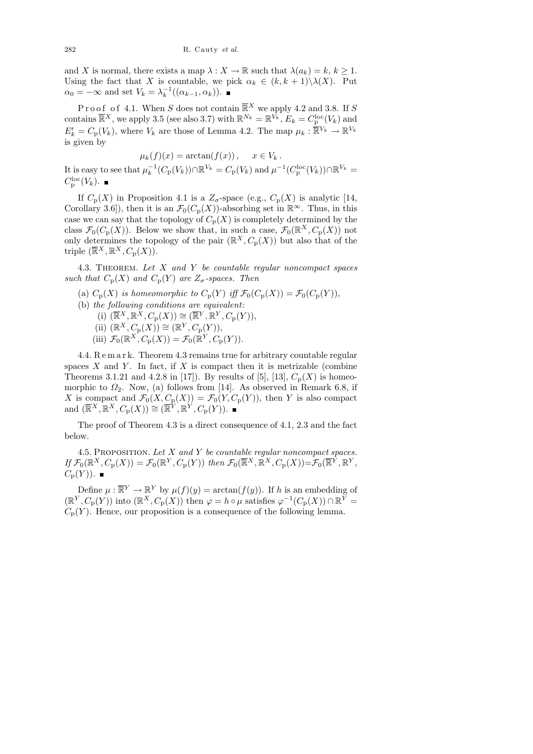and $X$ is normal, there exists a map $\lambda : X \to \mathbb{R}$ such that $\lambda(a_k) = k$, $k \geq 1$. Using the fact that $X$ is countable, we pick $\alpha_k \in (k, k+1) \setminus \lambda(X)$. Put $\alpha_0 = -\infty$ and set $V_k = \lambda_k^{-1}((\alpha_{k-1}, \alpha_k))$. ∎

Proof of 4.1. When $S$ does not contain $\overline{\mathbb{R}}^X$ we apply 4.2 and 3.8. If $S$ contains $\overline{\mathbb{R}}^X$, we apply 3.5 (see also 3.7) with $\mathbb{R}^{N_k} = \mathbb{R}^{V_k}$, $E_k = C_{\mathrm{p}}^{\mathrm{loc}}(V_k)$ and $E_k' = C_{\mathrm{p}}(V_k)$, where $V_k$ are those of Lemma 4.2. The map $\mu_k : \overline{\mathbb{R}}^{V_k} \to \mathbb{R}^{V_k}$ is given by

$$\mu_k(f)(x) = \arctan(f(x)), \quad x \in V_k .$$

It is easy to see that $\mu_k^{-1}(C_{\mathrm{p}}(V_k)) \cap \mathbb{R}^{V_k} = C_{\mathrm{p}}(V_k)$ and $\mu^{-1}(C_{\mathrm{p}}^{\mathrm{loc}}(V_k)) \cap \mathbb{R}^{V_k} = C_{\mathrm{p}}^{\mathrm{loc}}(V_k)$. ∎

If $C_{\mathrm{p}}(X)$ in Proposition 4.1 is a $Z_\sigma$-space (e.g., $C_{\mathrm{p}}(X)$ is analytic [14, Corollary 3.6]), then it is an $\mathcal{F}_0(C_{\mathrm{p}}(X))$-absorbing set in $\mathbb{R}^\infty$. Thus, in this case we can say that the topology of $C_{\mathrm{p}}(X)$ is completely determined by the class $\mathcal{F}_0(C_{\mathrm{p}}(X))$. Below we show that, in such a case, $\mathcal{F}_0(\mathbb{R}^X, C_{\mathrm{p}}(X))$ not only determines the topology of the pair $(\mathbb{R}^X, C_{\mathrm{p}}(X))$ but also that of the triple $(\overline{\mathbb{R}}^X, \mathbb{R}^X, C_{\mathrm{p}}(X))$.

4.3. Theorem. *Let $X$ and $Y$ be countable regular noncompact spaces such that $C_{\mathrm{p}}(X)$ and $C_{\mathrm{p}}(Y)$ are $Z_\sigma$-spaces. Then*

(a) *$C_{\mathrm{p}}(X)$ is homeomorphic to $C_{\mathrm{p}}(Y)$ iff $\mathcal{F}_0(C_{\mathrm{p}}(X)) = \mathcal{F}_0(C_{\mathrm{p}}(Y))$,*

(b) *the following conditions are equivalent*:
   (i) $(\overline{\mathbb{R}}^X, \mathbb{R}^X, C_{\mathrm{p}}(X)) \cong (\overline{\mathbb{R}}^Y, \mathbb{R}^Y, C_{\mathrm{p}}(Y))$,
   (ii) $(\mathbb{R}^X, C_{\mathrm{p}}(X)) \cong (\mathbb{R}^Y, C_{\mathrm{p}}(Y))$,
   (iii) $\mathcal{F}_0(\mathbb{R}^X, C_{\mathrm{p}}(X)) = \mathcal{F}_0(\mathbb{R}^Y, C_{\mathrm{p}}(Y))$.

4.4. Remark. Theorem 4.3 remains true for arbitrary countable regular spaces $X$ and $Y$. In fact, if $X$ is compact then it is metrizable (combine Theorems 3.1.21 and 4.2.8 in [17]). By results of [5], [13], $C_{\mathrm{p}}(X)$ is homeomorphic to $\Omega_2$. Now, (a) follows from [14]. As observed in Remark 6.8, if $X$ is compact and $\mathcal{F}_0(X, C_{\mathrm{p}}(X)) = \mathcal{F}_0(Y, C_{\mathrm{p}}(Y))$, then $Y$ is also compact and $(\overline{\mathbb{R}}^X, \mathbb{R}^X, C_{\mathrm{p}}(X)) \cong (\overline{\mathbb{R}}^Y, \mathbb{R}^Y, C_{\mathrm{p}}(Y))$. ∎

The proof of Theorem 4.3 is a direct consequence of 4.1, 2.3 and the fact below.

4.5. Proposition. *Let $X$ and $Y$ be countable regular noncompact spaces. If $\mathcal{F}_0(\mathbb{R}^X, C_{\mathrm{p}}(X)) = \mathcal{F}_0(\mathbb{R}^Y, C_{\mathrm{p}}(Y))$ then $\mathcal{F}_0(\overline{\mathbb{R}}^X, \mathbb{R}^X, C_{\mathrm{p}}(X)) = \mathcal{F}_0(\overline{\mathbb{R}}^Y, \mathbb{R}^Y, C_{\mathrm{p}}(Y))$.* ∎

Define $\mu : \overline{\mathbb{R}}^Y \to \mathbb{R}^Y$ by $\mu(f)(y) = \arctan(f(y))$. If $h$ is an embedding of $(\mathbb{R}^Y, C_{\mathrm{p}}(Y))$ into $(\mathbb{R}^X, C_{\mathrm{p}}(X))$ then $\varphi = h \circ \mu$ satisfies $\varphi^{-1}(C_{\mathrm{p}}(X)) \cap \mathbb{R}^Y = C_{\mathrm{p}}(Y)$. Hence, our proposition is a consequence of the following lemma.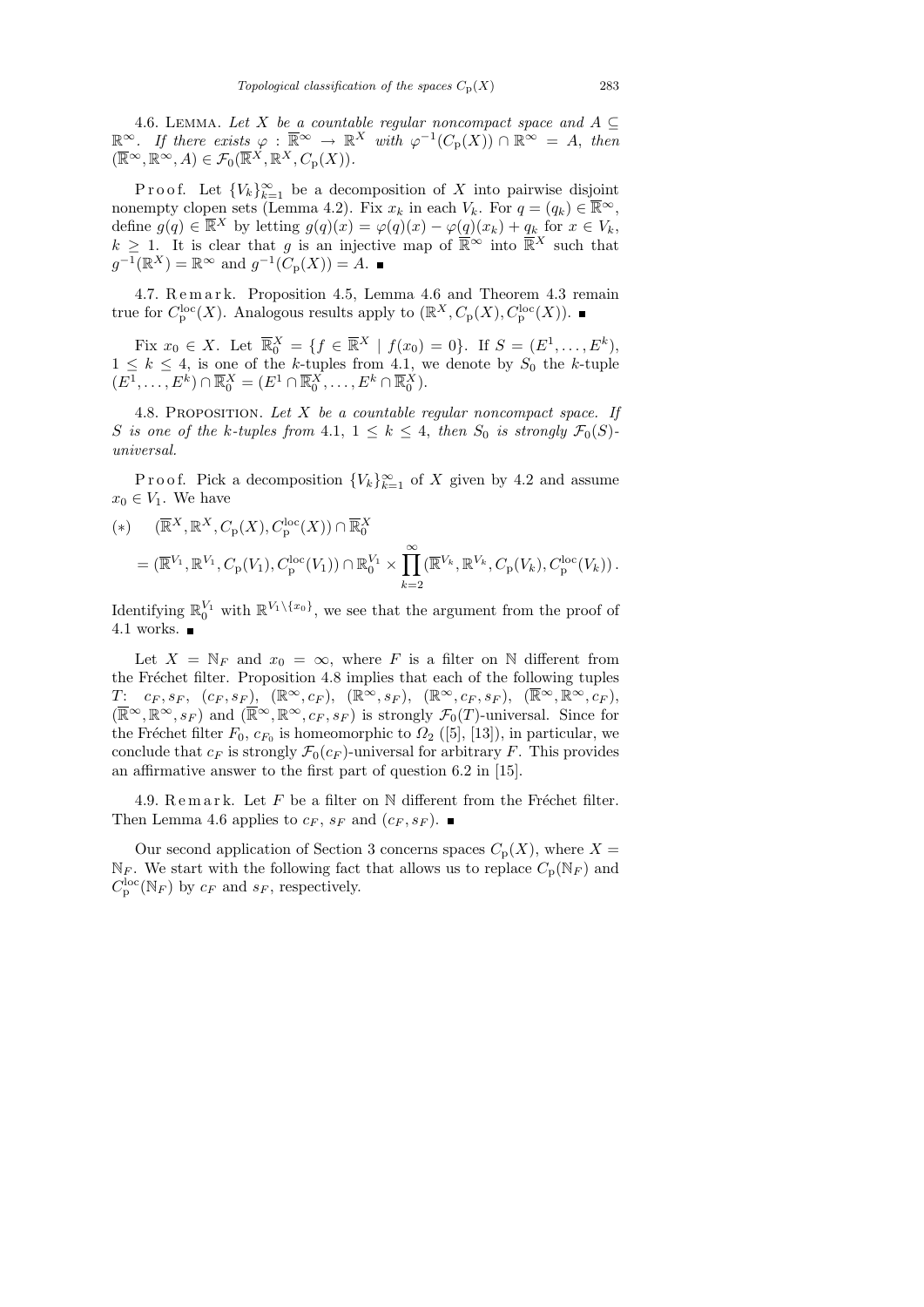4.6. Lemma. *Let $X$ be a countable regular noncompact space and $A \subseteq \mathbb{R}^\infty$. If there exists $\varphi : \overline{\mathbb{R}}^\infty \to \mathbb{R}^X$ with $\varphi^{-1}(C_{\rm p}(X)) \cap \mathbb{R}^\infty = A$, then $(\overline{\mathbb{R}}^\infty, \mathbb{R}^\infty, A) \in \mathcal{F}_0(\overline{\mathbb{R}}^X, \mathbb{R}^X, C_{\rm p}(X))$.*

Proof. Let $\{V_k\}_{k=1}^\infty$ be a decomposition of $X$ into pairwise disjoint nonempty clopen sets (Lemma 4.2). Fix $x_k$ in each $V_k$. For $q = (q_k) \in \overline{\mathbb{R}}^\infty$, define $g(q) \in \overline{\mathbb{R}}^X$ by letting $g(q)(x) = \varphi(q)(x) - \varphi(q)(x_k) + q_k$ for $x \in V_k$, $k \geq 1$. It is clear that $g$ is an injective map of $\overline{\mathbb{R}}^\infty$ into $\overline{\mathbb{R}}^X$ such that $g^{-1}(\mathbb{R}^X) = \mathbb{R}^\infty$ and $g^{-1}(C_{\rm p}(X)) = A$. ∎

4.7. Remark. Proposition 4.5, Lemma 4.6 and Theorem 4.3 remain true for $C_{\rm p}^{\rm loc}(X)$. Analogous results apply to $(\mathbb{R}^X, C_{\rm p}(X), C_{\rm p}^{\rm loc}(X))$. ∎

Fix $x_0 \in X$. Let $\overline{\mathbb{R}}_0^X = \{f \in \overline{\mathbb{R}}^X \mid f(x_0) = 0\}$. If $S = (E^1, \ldots, E^k)$, $1 \leq k \leq 4$, is one of the $k$-tuples from 4.1, we denote by $S_0$ the $k$-tuple $(E^1, \ldots, E^k) \cap \overline{\mathbb{R}}_0^X = (E^1 \cap \overline{\mathbb{R}}_0^X, \ldots, E^k \cap \overline{\mathbb{R}}_0^X)$.

4.8. Proposition. *Let $X$ be a countable regular noncompact space. If $S$ is one of the $k$-tuples from 4.1, $1 \leq k \leq 4$, then $S_0$ is strongly $\mathcal{F}_0(S)$-universal.*

Proof. Pick a decomposition $\{V_k\}_{k=1}^\infty$ of $X$ given by 4.2 and assume $x_0 \in V_1$. We have

$$(*) \quad (\overline{\mathbb{R}}^X, \mathbb{R}^X, C_{\rm p}(X), C_{\rm p}^{\rm loc}(X)) \cap \overline{\mathbb{R}}_0^X$$
$$= (\overline{\mathbb{R}}^{V_1}, \mathbb{R}^{V_1}, C_{\rm p}(V_1), C_{\rm p}^{\rm loc}(V_1)) \cap \mathbb{R}_0^{V_1} \times \prod_{k=2}^\infty (\overline{\mathbb{R}}^{V_k}, \mathbb{R}^{V_k}, C_{\rm p}(V_k), C_{\rm p}^{\rm loc}(V_k)).$$

Identifying $\mathbb{R}_0^{V_1}$ with $\mathbb{R}^{V_1 \setminus \{x_0\}}$, we see that the argument from the proof of 4.1 works. ∎

Let $X = \mathbb{N}_F$ and $x_0 = \infty$, where $F$ is a filter on $\mathbb{N}$ different from the Fréchet filter. Proposition 4.8 implies that each of the following tuples $T$: $c_F, s_F$, $(c_F, s_F)$, $(\mathbb{R}^\infty, c_F)$, $(\mathbb{R}^\infty, s_F)$, $(\mathbb{R}^\infty, c_F, s_F)$, $(\overline{\mathbb{R}}^\infty, \mathbb{R}^\infty, c_F)$, $(\overline{\mathbb{R}}^\infty, \mathbb{R}^\infty, s_F)$ and $(\overline{\mathbb{R}}^\infty, \mathbb{R}^\infty, c_F, s_F)$ is strongly $\mathcal{F}_0(T)$-universal. Since for the Fréchet filter $F_0$, $c_{F_0}$ is homeomorphic to $\Omega_2$ ([5], [13]), in particular, we conclude that $c_F$ is strongly $\mathcal{F}_0(c_F)$-universal for arbitrary $F$. This provides an affirmative answer to the first part of question 6.2 in [15].

4.9. Remark. Let $F$ be a filter on $\mathbb{N}$ different from the Fréchet filter. Then Lemma 4.6 applies to $c_F$, $s_F$ and $(c_F, s_F)$. ∎

Our second application of Section 3 concerns spaces $C_{\rm p}(X)$, where $X = \mathbb{N}_F$. We start with the following fact that allows us to replace $C_{\rm p}(\mathbb{N}_F)$ and $C_{\rm p}^{\rm loc}(\mathbb{N}_F)$ by $c_F$ and $s_F$, respectively.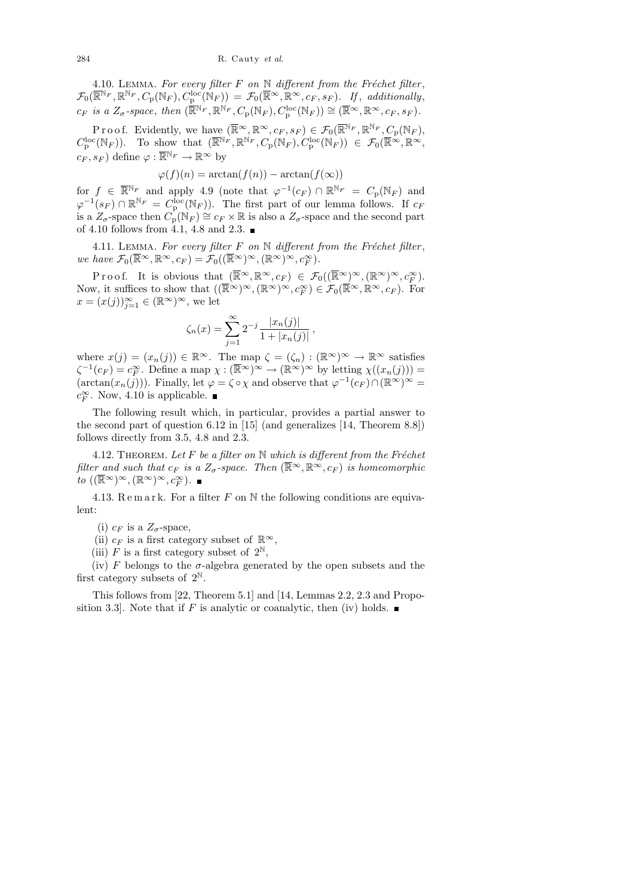4.10. Lemma. *For every filter $F$ on $\mathbb{N}$ different from the Fréchet filter*, $\mathcal{F}_0(\overline{\mathbb{R}}^{\mathbb{N}_F}, \mathbb{R}^{\mathbb{N}_F}, C_{\mathrm{p}}(\mathbb{N}_F), C_{\mathrm{p}}^{\mathrm{loc}}(\mathbb{N}_F)) = \mathcal{F}_0(\overline{\mathbb{R}}^\infty, \mathbb{R}^\infty, c_F, s_F)$. *If*, *additionally*, $c_F$ *is a* $Z_\sigma$*-space*, *then* $(\overline{\mathbb{R}}^{\mathbb{N}_F}, \mathbb{R}^{\mathbb{N}_F}, C_{\mathrm{p}}(\mathbb{N}_F), C_{\mathrm{p}}^{\mathrm{loc}}(\mathbb{N}_F)) \cong (\overline{\mathbb{R}}^\infty, \mathbb{R}^\infty, c_F, s_F)$.

Proof. Evidently, we have $(\overline{\mathbb{R}}^\infty, \mathbb{R}^\infty, c_F, s_F) \in \mathcal{F}_0(\overline{\mathbb{R}}^{\mathbb{N}_F}, \mathbb{R}^{\mathbb{N}_F}, C_{\mathrm{p}}(\mathbb{N}_F), C_{\mathrm{p}}^{\mathrm{loc}}(\mathbb{N}_F))$. To show that $(\overline{\mathbb{R}}^{\mathbb{N}_F}, \mathbb{R}^{\mathbb{N}_F}, C_{\mathrm{p}}(\mathbb{N}_F), C_{\mathrm{p}}^{\mathrm{loc}}(\mathbb{N}_F)) \in \mathcal{F}_0(\overline{\mathbb{R}}^\infty, \mathbb{R}^\infty, c_F, s_F)$ define $\varphi : \overline{\mathbb{R}}^{\mathbb{N}_F} \to \mathbb{R}^\infty$ by

$$\varphi(f)(n) = \arctan(f(n)) - \arctan(f(\infty))$$

for $f \in \overline{\mathbb{R}}^{\mathbb{N}_F}$ and apply 4.9 (note that $\varphi^{-1}(c_F) \cap \mathbb{R}^{\mathbb{N}_F} = C_{\mathrm{p}}(\mathbb{N}_F)$ and $\varphi^{-1}(s_F) \cap \mathbb{R}^{\mathbb{N}_F} = C_{\mathrm{p}}^{\mathrm{loc}}(\mathbb{N}_F)$). The first part of our lemma follows. If $c_F$ is a $Z_\sigma$-space then $C_{\mathrm{p}}(\mathbb{N}_F) \cong c_F \times \mathbb{R}$ is also a $Z_\sigma$-space and the second part of 4.10 follows from 4.1, 4.8 and 2.3. ∎

4.11. Lemma. *For every filter $F$ on $\mathbb{N}$ different from the Fréchet filter*, *we have* $\mathcal{F}_0(\overline{\mathbb{R}}^\infty, \mathbb{R}^\infty, c_F) = \mathcal{F}_0((\overline{\mathbb{R}}^\infty)^\infty, (\mathbb{R}^\infty)^\infty, c_F^\infty)$.

Proof. It is obvious that $(\overline{\mathbb{R}}^\infty, \mathbb{R}^\infty, c_F) \in \mathcal{F}_0((\overline{\mathbb{R}}^\infty)^\infty, (\mathbb{R}^\infty)^\infty, c_F^\infty)$. Now, it suffices to show that $((\overline{\mathbb{R}}^\infty)^\infty, (\mathbb{R}^\infty)^\infty, c_F^\infty) \in \mathcal{F}_0(\overline{\mathbb{R}}^\infty, \mathbb{R}^\infty, c_F)$. For $x = (x(j))_{j=1}^\infty \in (\mathbb{R}^\infty)^\infty$, we let

$$\zeta_n(x) = \sum_{j=1}^{\infty} 2^{-j} \frac{|x_n(j)|}{1 + |x_n(j)|}\,,$$

where $x(j) = (x_n(j)) \in \mathbb{R}^\infty$. The map $\zeta = (\zeta_n) : (\mathbb{R}^\infty)^\infty \to \mathbb{R}^\infty$ satisfies $\zeta^{-1}(c_F) = c_F^\infty$. Define a map $\chi : (\overline{\mathbb{R}}^\infty)^\infty \to (\mathbb{R}^\infty)^\infty$ by letting $\chi((x_n(j))) = (\arctan(x_n(j)))$. Finally, let $\varphi = \zeta \circ \chi$ and observe that $\varphi^{-1}(c_F) \cap (\mathbb{R}^\infty)^\infty = c_F^\infty$. Now, 4.10 is applicable. ∎

The following result which, in particular, provides a partial answer to the second part of question 6.12 in [15] (and generalizes [14, Theorem 8.8]) follows directly from 3.5, 4.8 and 2.3.

4.12. Theorem. *Let $F$ be a filter on $\mathbb{N}$ which is different from the Fréchet filter and such that $c_F$ is a $Z_\sigma$-space. Then $(\overline{\mathbb{R}}^\infty, \mathbb{R}^\infty, c_F)$ is homeomorphic to $((\overline{\mathbb{R}}^\infty)^\infty, (\mathbb{R}^\infty)^\infty, c_F^\infty)$.* ∎

4.13. Remark. For a filter $F$ on $\mathbb{N}$ the following conditions are equivalent:

(i) $c_F$ is a $Z_\sigma$-space,

(ii) $c_F$ is a first category subset of $\mathbb{R}^\infty$,

(iii) $F$ is a first category subset of $2^{\mathbb{N}}$,

(iv) $F$ belongs to the $\sigma$-algebra generated by the open subsets and the first category subsets of $2^{\mathbb{N}}$.

This follows from [22, Theorem 5.1] and [14, Lemmas 2.2, 2.3 and Proposition 3.3]. Note that if $F$ is analytic or coanalytic, then (iv) holds. ∎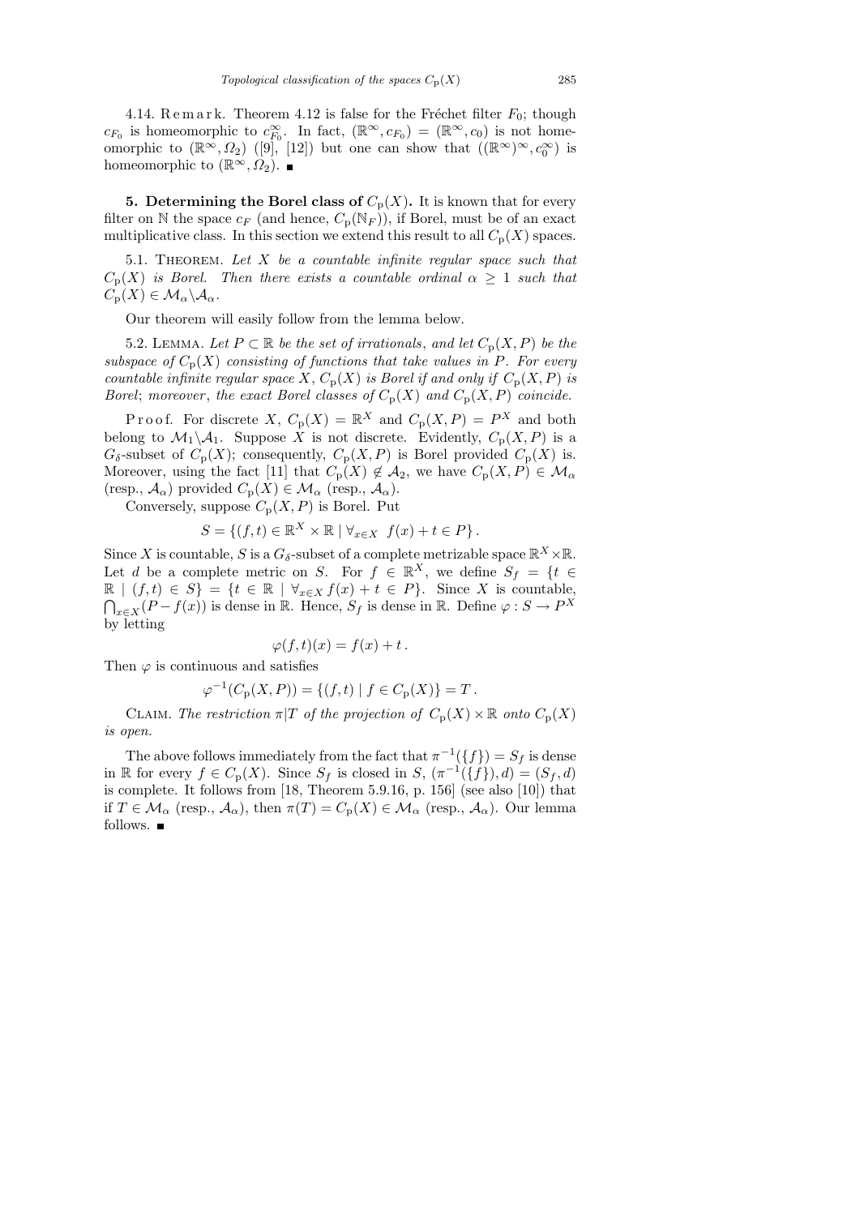4.14. Remark. Theorem 4.12 is false for the Fréchet filter $F_0$; though $c_{F_0}$ is homeomorphic to $c_{F_0}^\infty$. In fact, $(\mathbb{R}^\infty, c_{F_0}) = (\mathbb{R}^\infty, c_0)$ is not homeomorphic to $(\mathbb{R}^\infty, \Omega_2)$ ([9], [12]) but one can show that $((\mathbb{R}^\infty)^\infty, c_0^\infty)$ is homeomorphic to $(\mathbb{R}^\infty, \Omega_2)$. ∎

**5. Determining the Borel class of $C_{\rm p}(X)$.** It is known that for every filter on $\mathbb{N}$ the space $c_F$ (and hence, $C_{\rm p}(\mathbb{N}_F)$), if Borel, must be of an exact multiplicative class. In this section we extend this result to all $C_{\rm p}(X)$ spaces.

5.1. Theorem. *Let $X$ be a countable infinite regular space such that $C_{\rm p}(X)$ is Borel. Then there exists a countable ordinal $\alpha \geq 1$ such that $C_{\rm p}(X) \in \mathcal{M}_\alpha \backslash \mathcal{A}_\alpha$.*

Our theorem will easily follow from the lemma below.

5.2. Lemma. *Let $P \subset \mathbb{R}$ be the set of irrationals, and let $C_{\rm p}(X, P)$ be the subspace of $C_{\rm p}(X)$ consisting of functions that take values in $P$. For every countable infinite regular space $X$, $C_{\rm p}(X)$ is Borel if and only if $C_{\rm p}(X, P)$ is Borel; moreover, the exact Borel classes of $C_{\rm p}(X)$ and $C_{\rm p}(X, P)$ coincide.*

Proof. For discrete $X$, $C_{\rm p}(X) = \mathbb{R}^X$ and $C_{\rm p}(X, P) = P^X$ and both belong to $\mathcal{M}_1 \backslash \mathcal{A}_1$. Suppose $X$ is not discrete. Evidently, $C_{\rm p}(X, P)$ is a $G_\delta$-subset of $C_{\rm p}(X)$; consequently, $C_{\rm p}(X, P)$ is Borel provided $C_{\rm p}(X)$ is. Moreover, using the fact [11] that $C_{\rm p}(X) \notin \mathcal{A}_2$, we have $C_{\rm p}(X, P) \in \mathcal{M}_\alpha$ (resp., $\mathcal{A}_\alpha$) provided $C_{\rm p}(X) \in \mathcal{M}_\alpha$ (resp., $\mathcal{A}_\alpha$).

Conversely, suppose $C_{\rm p}(X, P)$ is Borel. Put

$$S = \{(f, t) \in \mathbb{R}^X \times \mathbb{R} \mid \forall_{x \in X} \ f(x) + t \in P\}.$$

Since $X$ is countable, $S$ is a $G_\delta$-subset of a complete metrizable space $\mathbb{R}^X \times \mathbb{R}$. Let $d$ be a complete metric on $S$. For $f \in \mathbb{R}^X$, we define $S_f = \{t \in \mathbb{R} \mid (f, t) \in S\} = \{t \in \mathbb{R} \mid \forall_{x \in X} f(x) + t \in P\}$. Since $X$ is countable, $\bigcap_{x \in X}(P - f(x))$ is dense in $\mathbb{R}$. Hence, $S_f$ is dense in $\mathbb{R}$. Define $\varphi : S \to P^X$ by letting

$$\varphi(f, t)(x) = f(x) + t\,.$$

Then $\varphi$ is continuous and satisfies

$$\varphi^{-1}(C_{\rm p}(X, P)) = \{(f, t) \mid f \in C_{\rm p}(X)\} = T\,.$$

Claim. *The restriction $\pi|T$ of the projection of $C_{\rm p}(X) \times \mathbb{R}$ onto $C_{\rm p}(X)$ is open.*

The above follows immediately from the fact that $\pi^{-1}(\{f\}) = S_f$ is dense in $\mathbb{R}$ for every $f \in C_{\rm p}(X)$. Since $S_f$ is closed in $S$, $(\pi^{-1}(\{f\}), d) = (S_f, d)$ is complete. It follows from [18, Theorem 5.9.16, p. 156] (see also [10]) that if $T \in \mathcal{M}_\alpha$ (resp., $\mathcal{A}_\alpha$), then $\pi(T) = C_{\rm p}(X) \in \mathcal{M}_\alpha$ (resp., $\mathcal{A}_\alpha$). Our lemma follows. ∎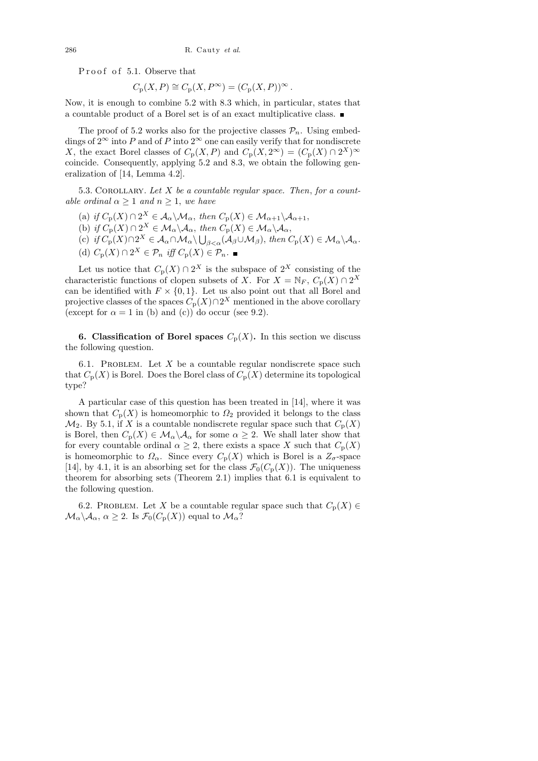Proof of 5.1. Observe that

$$C_p(X,P) \cong C_p(X,P^\infty) = (C_p(X,P))^\infty .$$

Now, it is enough to combine 5.2 with 8.3 which, in particular, states that a countable product of a Borel set is of an exact multiplicative class. ■

The proof of 5.2 works also for the projective classes $\mathcal{P}_n$. Using embeddings of $2^\infty$ into $P$ and of $P$ into $2^\infty$ one can easily verify that for nondiscrete $X$, the exact Borel classes of $C_p(X,P)$ and $C_p(X,2^\infty) = (C_p(X) \cap 2^X)^\infty$ coincide. Consequently, applying 5.2 and 8.3, we obtain the following generalization of [14, Lemma 4.2].

5.3. Corollary. *Let $X$ be a countable regular space. Then, for a countable ordinal $\alpha \geq 1$ and $n \geq 1$, we have*

(a) *if $C_p(X) \cap 2^X \in \mathcal{A}_\alpha \setminus \mathcal{M}_\alpha$, then $C_p(X) \in \mathcal{M}_{\alpha+1} \setminus \mathcal{A}_{\alpha+1}$,*
(b) *if $C_p(X) \cap 2^X \in \mathcal{M}_\alpha \setminus \mathcal{A}_\alpha$, then $C_p(X) \in \mathcal{M}_\alpha \setminus \mathcal{A}_\alpha$,*
(c) *if $C_p(X) \cap 2^X \in \mathcal{A}_\alpha \cap \mathcal{M}_\alpha \setminus \bigcup_{\beta<\alpha}(\mathcal{A}_\beta \cup \mathcal{M}_\beta)$, then $C_p(X) \in \mathcal{M}_\alpha \setminus \mathcal{A}_\alpha$.*
(d) *$C_p(X) \cap 2^X \in \mathcal{P}_n$ iff $C_p(X) \in \mathcal{P}_n$.* ■

Let us notice that $C_p(X) \cap 2^X$ is the subspace of $2^X$ consisting of the characteristic functions of clopen subsets of $X$. For $X = \mathbb{N}_F$, $C_p(X) \cap 2^X$ can be identified with $F \times \{0,1\}$. Let us also point out that all Borel and projective classes of the spaces $C_p(X) \cap 2^X$ mentioned in the above corollary (except for $\alpha = 1$ in (b) and (c)) do occur (see 9.2).

## 6. Classification of Borel spaces $C_p(X)$.

In this section we discuss the following question.

6.1. Problem. Let $X$ be a countable regular nondiscrete space such that $C_p(X)$ is Borel. Does the Borel class of $C_p(X)$ determine its topological type?

A particular case of this question has been treated in [14], where it was shown that $C_p(X)$ is homeomorphic to $\Omega_2$ provided it belongs to the class $\mathcal{M}_2$. By 5.1, if $X$ is a countable nondiscrete regular space such that $C_p(X)$ is Borel, then $C_p(X) \in \mathcal{M}_\alpha \setminus \mathcal{A}_\alpha$ for some $\alpha \geq 2$. We shall later show that for every countable ordinal $\alpha \geq 2$, there exists a space $X$ such that $C_p(X)$ is homeomorphic to $\Omega_\alpha$. Since every $C_p(X)$ which is Borel is a $Z_\sigma$-space [14], by 4.1, it is an absorbing set for the class $\mathcal{F}_0(C_p(X))$. The uniqueness theorem for absorbing sets (Theorem 2.1) implies that 6.1 is equivalent to the following question.

6.2. Problem. Let $X$ be a countable regular space such that $C_p(X) \in \mathcal{M}_\alpha \setminus \mathcal{A}_\alpha$, $\alpha \geq 2$. Is $\mathcal{F}_0(C_p(X))$ equal to $\mathcal{M}_\alpha$?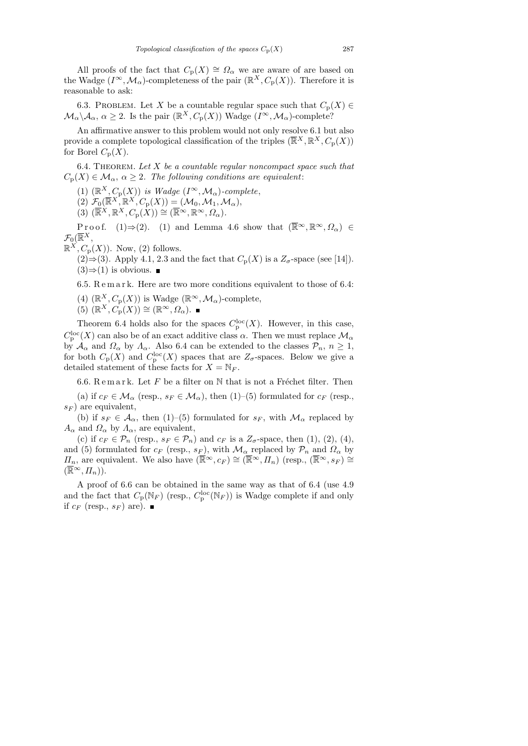All proofs of the fact that $C_{\mathrm{p}}(X) \cong \Omega_\alpha$ we are aware of are based on the Wadge $(I^\infty, \mathcal{M}_\alpha)$-completeness of the pair $(\mathbb{R}^X, C_{\mathrm{p}}(X))$. Therefore it is reasonable to ask:

6.3. PROBLEM. Let $X$ be a countable regular space such that $C_{\mathrm{p}}(X) \in \mathcal{M}_\alpha \backslash \mathcal{A}_\alpha$, $\alpha \geq 2$. Is the pair $(\mathbb{R}^X, C_{\mathrm{p}}(X))$ Wadge $(I^\infty, \mathcal{M}_\alpha)$-complete?

An affirmative answer to this problem would not only resolve 6.1 but also provide a complete topological classification of the triples $(\overline{\mathbb{R}}^X, \mathbb{R}^X, C_{\mathrm{p}}(X))$ for Borel $C_{\mathrm{p}}(X)$.

6.4. THEOREM. *Let $X$ be a countable regular noncompact space such that $C_{\mathrm{p}}(X) \in \mathcal{M}_\alpha$, $\alpha \geq 2$. The following conditions are equivalent*:

(1) $(\mathbb{R}^X, C_{\mathrm{p}}(X))$ *is Wadge* $(I^\infty, \mathcal{M}_\alpha)$*-complete*,

(2) $\mathcal{F}_0(\overline{\mathbb{R}}^X, \mathbb{R}^X, C_{\mathrm{p}}(X)) = (\mathcal{M}_0, \mathcal{M}_1, \mathcal{M}_\alpha)$,

(3) $(\overline{\mathbb{R}}^X, \mathbb{R}^X, C_{\mathrm{p}}(X)) \cong (\overline{\mathbb{R}}^\infty, \mathbb{R}^\infty, \Omega_\alpha)$.

Proof. (1)⇒(2). (1) and Lemma 4.6 show that $(\overline{\mathbb{R}}^\infty, \mathbb{R}^\infty, \Omega_\alpha) \in \mathcal{F}_0(\overline{\mathbb{R}}^X, \mathbb{R}^X, C_{\mathrm{p}}(X))$. Now, (2) follows.

(2)⇒(3). Apply 4.1, 2.3 and the fact that $C_{\mathrm{p}}(X)$ is a $Z_\sigma$-space (see [14]).

(3)⇒(1) is obvious. ∎

6.5. Remark. Here are two more conditions equivalent to those of 6.4:

(4) $(\mathbb{R}^X, C_{\mathrm{p}}(X))$ is Wadge $(\mathbb{R}^\infty, \mathcal{M}_\alpha)$-complete,

(5) $(\mathbb{R}^X, C_{\mathrm{p}}(X)) \cong (\mathbb{R}^\infty, \Omega_\alpha)$. ∎

Theorem 6.4 holds also for the spaces $C_{\mathrm{p}}^{\mathrm{loc}}(X)$. However, in this case, $C_{\mathrm{p}}^{\mathrm{loc}}(X)$ can also be of an exact additive class $\alpha$. Then we must replace $\mathcal{M}_\alpha$ by $\mathcal{A}_\alpha$ and $\Omega_\alpha$ by $\Lambda_\alpha$. Also 6.4 can be extended to the classes $\mathcal{P}_n$, $n \geq 1$, for both $C_{\mathrm{p}}(X)$ and $C_{\mathrm{p}}^{\mathrm{loc}}(X)$ spaces that are $Z_\sigma$-spaces. Below we give a detailed statement of these facts for $X = \mathbb{N}_F$.

6.6. Remark. Let $F$ be a filter on $\mathbb{N}$ that is not a Fréchet filter. Then

(a) if $c_F \in \mathcal{M}_\alpha$ (resp., $s_F \in \mathcal{M}_\alpha$), then (1)–(5) formulated for $c_F$ (resp., $s_F$) are equivalent,

(b) if $s_F \in \mathcal{A}_\alpha$, then (1)–(5) formulated for $s_F$, with $\mathcal{M}_\alpha$ replaced by $A_\alpha$ and $\Omega_\alpha$ by $\Lambda_\alpha$, are equivalent,

(c) if $c_F \in \mathcal{P}_n$ (resp., $s_F \in \mathcal{P}_n$) and $c_F$ is a $Z_\sigma$-space, then (1), (2), (4), and (5) formulated for $c_F$ (resp., $s_F$), with $\mathcal{M}_\alpha$ replaced by $\mathcal{P}_n$ and $\Omega_\alpha$ by $\Pi_n$, are equivalent. We also have $(\overline{\mathbb{R}}^\infty, c_F) \cong (\overline{\mathbb{R}}^\infty, \Pi_n)$ (resp., $(\overline{\mathbb{R}}^\infty, s_F) \cong (\overline{\mathbb{R}}^\infty, \Pi_n)$).

A proof of 6.6 can be obtained in the same way as that of 6.4 (use 4.9 and the fact that $C_{\mathrm{p}}(\mathbb{N}_F)$ (resp., $C_{\mathrm{p}}^{\mathrm{loc}}(\mathbb{N}_F)$) is Wadge complete if and only if $c_F$ (resp., $s_F$) are). ∎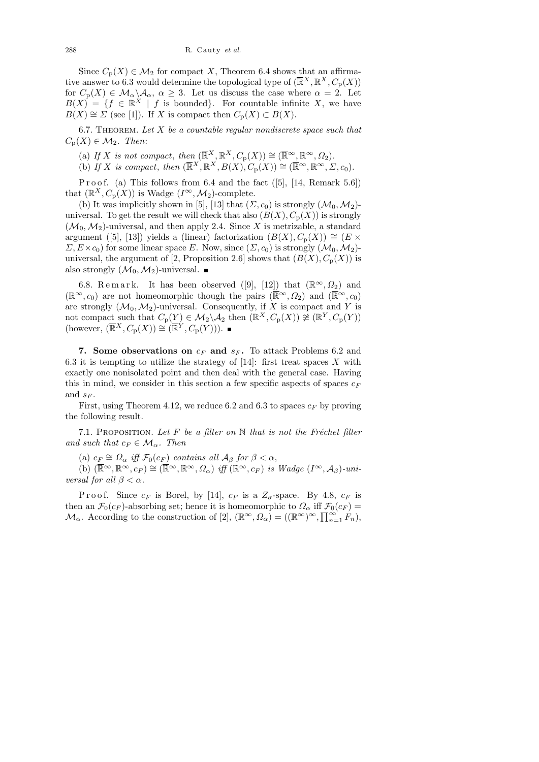Since $C_{\rm p}(X) \in \mathcal{M}_2$ for compact $X$, Theorem 6.4 shows that an affirmative answer to 6.3 would determine the topological type of $(\overline{\mathbb{R}}^X, \mathbb{R}^X, C_{\rm p}(X))$ for $C_{\rm p}(X) \in \mathcal{M}_\alpha \backslash \mathcal{A}_\alpha$, $\alpha \geq 3$. Let us discuss the case where $\alpha = 2$. Let $B(X) = \{f \in \mathbb{R}^X \mid f \text{ is bounded}\}$. For countable infinite $X$, we have $B(X) \cong \Sigma$ (see [1]). If $X$ is compact then $C_{\rm p}(X) \subset B(X)$.

6.7. Theorem. *Let $X$ be a countable regular nondiscrete space such that $C_{\rm p}(X) \in \mathcal{M}_2$. Then*:

(a) *If $X$ is not compact, then $(\overline{\mathbb{R}}^X, \mathbb{R}^X, C_{\rm p}(X)) \cong (\overline{\mathbb{R}}^\infty, \mathbb{R}^\infty, \Omega_2)$.*

(b) *If $X$ is compact, then $(\overline{\mathbb{R}}^X, \mathbb{R}^X, B(X), C_{\rm p}(X)) \cong (\overline{\mathbb{R}}^\infty, \mathbb{R}^\infty, \Sigma, c_0)$.*

Proof. (a) This follows from 6.4 and the fact ([5], [14, Remark 5.6]) that $(\mathbb{R}^X, C_{\rm p}(X))$ is Wadge $(I^\infty, \mathcal{M}_2)$-complete.

(b) It was implicitly shown in [5], [13] that $(\Sigma, c_0)$ is strongly $(\mathcal{M}_0, \mathcal{M}_2)$-universal. To get the result we will check that also $(B(X), C_{\rm p}(X))$ is strongly $(\mathcal{M}_0, \mathcal{M}_2)$-universal, and then apply 2.4. Since $X$ is metrizable, a standard argument ([5], [13]) yields a (linear) factorization $(B(X), C_{\rm p}(X)) \cong (E \times \Sigma, E \times c_0)$ for some linear space $E$. Now, since $(\Sigma, c_0)$ is strongly $(\mathcal{M}_0, \mathcal{M}_2)$-universal, the argument of [2, Proposition 2.6] shows that $(B(X), C_{\rm p}(X))$ is also strongly $(\mathcal{M}_0, \mathcal{M}_2)$-universal. ∎

6.8. Remark. It has been observed ([9], [12]) that $(\mathbb{R}^\infty, \Omega_2)$ and $(\mathbb{R}^\infty, c_0)$ are not homeomorphic though the pairs $(\overline{\mathbb{R}}^\infty, \Omega_2)$ and $(\overline{\mathbb{R}}^\infty, c_0)$ are strongly $(\mathcal{M}_0, \mathcal{M}_2)$-universal. Consequently, if $X$ is compact and $Y$ is not compact such that $C_{\rm p}(Y) \in \mathcal{M}_2 \backslash \mathcal{A}_2$ then $(\mathbb{R}^X, C_{\rm p}(X)) \not\cong (\mathbb{R}^Y, C_{\rm p}(Y))$ (however, $(\overline{\mathbb{R}}^X, C_{\rm p}(X)) \cong (\overline{\mathbb{R}}^Y, C_{\rm p}(Y))$). ∎

## 7. Some observations on $c_F$ and $s_F$.

To attack Problems 6.2 and 6.3 it is tempting to utilize the strategy of [14]: first treat spaces $X$ with exactly one nonisolated point and then deal with the general case. Having this in mind, we consider in this section a few specific aspects of spaces $c_F$ and $s_F$.

First, using Theorem 4.12, we reduce 6.2 and 6.3 to spaces $c_F$ by proving the following result.

7.1. Proposition. *Let $F$ be a filter on $\mathbb{N}$ that is not the Fréchet filter and such that $c_F \in \mathcal{M}_\alpha$. Then*

(a) *$c_F \cong \Omega_\alpha$ iff $\mathcal{F}_0(c_F)$ contains all $\mathcal{A}_\beta$ for $\beta < \alpha$,*

(b) *$(\overline{\mathbb{R}}^\infty, \mathbb{R}^\infty, c_F) \cong (\overline{\mathbb{R}}^\infty, \mathbb{R}^\infty, \Omega_\alpha)$ iff $(\mathbb{R}^\infty, c_F)$ is Wadge $(I^\infty, \mathcal{A}_\beta)$-universal for all $\beta < \alpha$.*

Proof. Since $c_F$ is Borel, by [14], $c_F$ is a $Z_\sigma$-space. By 4.8, $c_F$ is then an $\mathcal{F}_0(c_F)$-absorbing set; hence it is homeomorphic to $\Omega_\alpha$ iff $\mathcal{F}_0(c_F) = \mathcal{M}_\alpha$. According to the construction of [2], $(\mathbb{R}^\infty, \Omega_\alpha) = ((\mathbb{R}^\infty)^\infty, \prod_{n=1}^\infty F_n)$,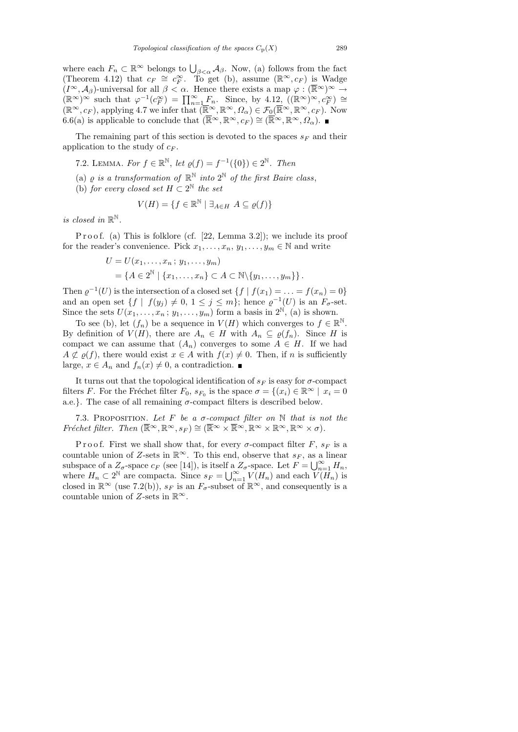where each $F_n \subset \mathbb{R}^\infty$ belongs to $\bigcup_{\beta<\alpha} \mathcal{A}_\beta$. Now, (a) follows from the fact (Theorem 4.12) that $c_F \cong c_F^\infty$. To get (b), assume $(\mathbb{R}^\infty, c_F)$ is Wadge $(I^\infty, \mathcal{A}_\beta)$-universal for all $\beta < \alpha$. Hence there exists a map $\varphi : (\overline{\mathbb{R}}^\infty)^\infty \to (\mathbb{R}^\infty)^\infty$ such that $\varphi^{-1}(c_F^\infty) = \prod_{n=1}^\infty F_n$. Since, by 4.12, $((\mathbb{R}^\infty)^\infty, c_F^\infty) \cong (\mathbb{R}^\infty, c_F)$, applying 4.7 we infer that $(\overline{\mathbb{R}}^\infty, \mathbb{R}^\infty, \Omega_\alpha) \in \mathcal{F}_0(\overline{\mathbb{R}}^\infty, \mathbb{R}^\infty, c_F)$. Now 6.6(a) is applicable to conclude that $(\overline{\mathbb{R}}^\infty, \mathbb{R}^\infty, c_F) \cong (\overline{\mathbb{R}}^\infty, \mathbb{R}^\infty, \Omega_\alpha)$. ■

The remaining part of this section is devoted to the spaces $s_F$ and their application to the study of $c_F$.

7.2. Lemma. *For $f \in \mathbb{R}^\mathbb{N}$, let $\varrho(f) = f^{-1}(\{0\}) \in 2^\mathbb{N}$. Then*

(a) *$\varrho$ is a transformation of $\mathbb{R}^\mathbb{N}$ into $2^\mathbb{N}$ of the first Baire class,*

(b) *for every closed set $H \subset 2^\mathbb{N}$ the set*

$$V(H) = \{f \in \mathbb{R}^\mathbb{N} \mid \exists_{A\in H}\ A \subseteq \varrho(f)\}$$

*is closed in $\mathbb{R}^\mathbb{N}$.*

Proof. (a) This is folklore (cf. [22, Lemma 3.2]); we include its proof for the reader's convenience. Pick $x_1, \ldots, x_n, y_1, \ldots, y_m \in \mathbb{N}$ and write

$$\begin{aligned} U &= U(x_1, \ldots, x_n\,; y_1, \ldots, y_m) \\ &= \{A \in 2^\mathbb{N} \mid \{x_1, \ldots, x_n\} \subset A \subset \mathbb{N}\backslash\{y_1, \ldots, y_m\}\}. \end{aligned}$$

Then $\varrho^{-1}(U)$ is the intersection of a closed set $\{f \mid f(x_1) = \ldots = f(x_n) = 0\}$ and an open set $\{f \mid f(y_j) \neq 0,\ 1 \le j \le m\}$; hence $\varrho^{-1}(U)$ is an $F_\sigma$-set. Since the sets $U(x_1, \ldots, x_n\,; y_1, \ldots, y_m)$ form a basis in $2^\mathbb{N}$, (a) is shown.

To see (b), let $(f_n)$ be a sequence in $V(H)$ which converges to $f \in \mathbb{R}^\mathbb{N}$. By definition of $V(H)$, there are $A_n \in H$ with $A_n \subseteq \varrho(f_n)$. Since $H$ is compact we can assume that $(A_n)$ converges to some $A \in H$. If we had $A \not\subset \varrho(f)$, there would exist $x \in A$ with $f(x) \neq 0$. Then, if $n$ is sufficiently large, $x \in A_n$ and $f_n(x) \neq 0$, a contradiction. ■

It turns out that the topological identification of $s_F$ is easy for $\sigma$-compact filters $F$. For the Fréchet filter $F_0$, $s_{F_0}$ is the space $\sigma = \{(x_i) \in \mathbb{R}^\infty \mid x_i = 0$ a.e.$\}$. The case of all remaining $\sigma$-compact filters is described below.

7.3. Proposition. *Let $F$ be a $\sigma$-compact filter on $\mathbb{N}$ that is not the Fréchet filter. Then $(\mathbb{R}^\infty, \mathbb{R}^\infty, s_F) \cong (\overline{\mathbb{R}}^\infty \times \overline{\mathbb{R}}^\infty, \mathbb{R}^\infty \times \mathbb{R}^\infty, \mathbb{R}^\infty \times \sigma)$.*

Proof. First we shall show that, for every $\sigma$-compact filter $F$, $s_F$ is a countable union of $Z$-sets in $\mathbb{R}^\infty$. To this end, observe that $s_F$, as a linear subspace of a $Z_\sigma$-space $c_F$ (see [14]), is itself a $Z_\sigma$-space. Let $F = \bigcup_{n=1}^\infty H_n$, where $H_n \subset 2^\mathbb{N}$ are compacta. Since $s_F = \bigcup_{n=1}^\infty V(H_n)$ and each $V(H_n)$ is closed in $\mathbb{R}^\infty$ (use 7.2(b)), $s_F$ is an $F_\sigma$-subset of $\mathbb{R}^\infty$, and consequently is a countable union of $Z$-sets in $\mathbb{R}^\infty$.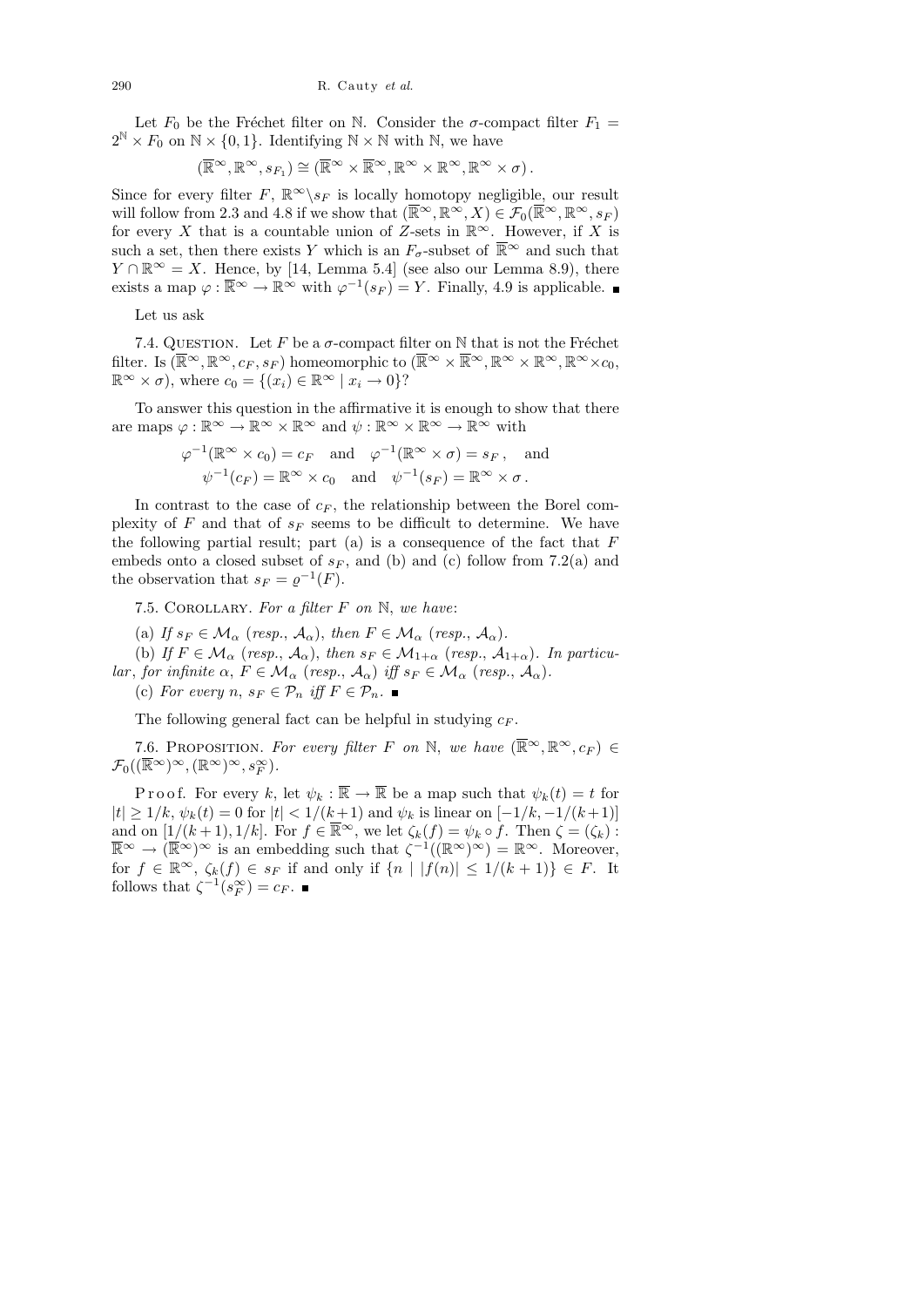Let $F_0$ be the Fréchet filter on $\mathbb{N}$. Consider the $\sigma$-compact filter $F_1 = 2^{\mathbb{N}} \times F_0$ on $\mathbb{N} \times \{0,1\}$. Identifying $\mathbb{N} \times \mathbb{N}$ with $\mathbb{N}$, we have

$$(\overline{\mathbb{R}}^\infty, \mathbb{R}^\infty, s_{F_1}) \cong (\overline{\mathbb{R}}^\infty \times \overline{\mathbb{R}}^\infty, \mathbb{R}^\infty \times \mathbb{R}^\infty, \mathbb{R}^\infty \times \sigma).$$

Since for every filter $F$, $\mathbb{R}^\infty \setminus s_F$ is locally homotopy negligible, our result will follow from 2.3 and 4.8 if we show that $(\overline{\mathbb{R}}^\infty, \mathbb{R}^\infty, X) \in \mathcal{F}_0(\overline{\mathbb{R}}^\infty, \mathbb{R}^\infty, s_F)$ for every $X$ that is a countable union of $Z$-sets in $\mathbb{R}^\infty$. However, if $X$ is such a set, then there exists $Y$ which is an $F_\sigma$-subset of $\overline{\mathbb{R}}^\infty$ and such that $Y \cap \mathbb{R}^\infty = X$. Hence, by [14, Lemma 5.4] (see also our Lemma 8.9), there exists a map $\varphi : \overline{\mathbb{R}}^\infty \to \mathbb{R}^\infty$ with $\varphi^{-1}(s_F) = Y$. Finally, 4.9 is applicable. ∎

Let us ask

7.4. Question. Let $F$ be a $\sigma$-compact filter on $\mathbb{N}$ that is not the Fréchet filter. Is $(\overline{\mathbb{R}}^\infty, \mathbb{R}^\infty, c_F, s_F)$ homeomorphic to $(\overline{\mathbb{R}}^\infty \times \overline{\mathbb{R}}^\infty, \mathbb{R}^\infty \times \mathbb{R}^\infty, \mathbb{R}^\infty \times c_0, \mathbb{R}^\infty \times \sigma)$, where $c_0 = \{(x_i) \in \mathbb{R}^\infty \mid x_i \to 0\}$?

To answer this question in the affirmative it is enough to show that there are maps $\varphi : \mathbb{R}^\infty \to \mathbb{R}^\infty \times \mathbb{R}^\infty$ and $\psi : \mathbb{R}^\infty \times \mathbb{R}^\infty \to \mathbb{R}^\infty$ with

$$\varphi^{-1}(\mathbb{R}^\infty \times c_0) = c_F \quad \text{and} \quad \varphi^{-1}(\mathbb{R}^\infty \times \sigma) = s_F, \quad \text{and}$$
$$\psi^{-1}(c_F) = \mathbb{R}^\infty \times c_0 \quad \text{and} \quad \psi^{-1}(s_F) = \mathbb{R}^\infty \times \sigma.$$

In contrast to the case of $c_F$, the relationship between the Borel complexity of $F$ and that of $s_F$ seems to be difficult to determine. We have the following partial result; part (a) is a consequence of the fact that $F$ embeds onto a closed subset of $s_F$, and (b) and (c) follow from 7.2(a) and the observation that $s_F = \varrho^{-1}(F)$.

7.5. Corollary. *For a filter $F$ on $\mathbb{N}$, we have*:

(a) *If $s_F \in \mathcal{M}_\alpha$ (resp., $\mathcal{A}_\alpha$), then $F \in \mathcal{M}_\alpha$ (resp., $\mathcal{A}_\alpha$).*

(b) *If $F \in \mathcal{M}_\alpha$ (resp., $\mathcal{A}_\alpha$), then $s_F \in \mathcal{M}_{1+\alpha}$ (resp., $\mathcal{A}_{1+\alpha}$). In particular, for infinite $\alpha$, $F \in \mathcal{M}_\alpha$ (resp., $\mathcal{A}_\alpha$) iff $s_F \in \mathcal{M}_\alpha$ (resp., $\mathcal{A}_\alpha$).*

(c) *For every $n$, $s_F \in \mathcal{P}_n$ iff $F \in \mathcal{P}_n$.* ∎

The following general fact can be helpful in studying $c_F$.

7.6. Proposition. *For every filter $F$ on $\mathbb{N}$, we have $(\overline{\mathbb{R}}^\infty, \mathbb{R}^\infty, c_F) \in \mathcal{F}_0((\overline{\mathbb{R}}^\infty)^\infty, (\mathbb{R}^\infty)^\infty, s_F^\infty)$.*

Proof. For every $k$, let $\psi_k : \overline{\mathbb{R}} \to \overline{\mathbb{R}}$ be a map such that $\psi_k(t) = t$ for $|t| \geq 1/k$, $\psi_k(t) = 0$ for $|t| < 1/(k+1)$ and $\psi_k$ is linear on $[-1/k, -1/(k+1)]$ and on $[1/(k+1), 1/k]$. For $f \in \overline{\mathbb{R}}^\infty$, we let $\zeta_k(f) = \psi_k \circ f$. Then $\zeta = (\zeta_k) : \overline{\mathbb{R}}^\infty \to (\overline{\mathbb{R}}^\infty)^\infty$ is an embedding such that $\zeta^{-1}((\mathbb{R}^\infty)^\infty) = \mathbb{R}^\infty$. Moreover, for $f \in \mathbb{R}^\infty$, $\zeta_k(f) \in s_F$ if and only if $\{n \mid |f(n)| \leq 1/(k+1)\} \in F$. It follows that $\zeta^{-1}(s_F^\infty) = c_F$. ∎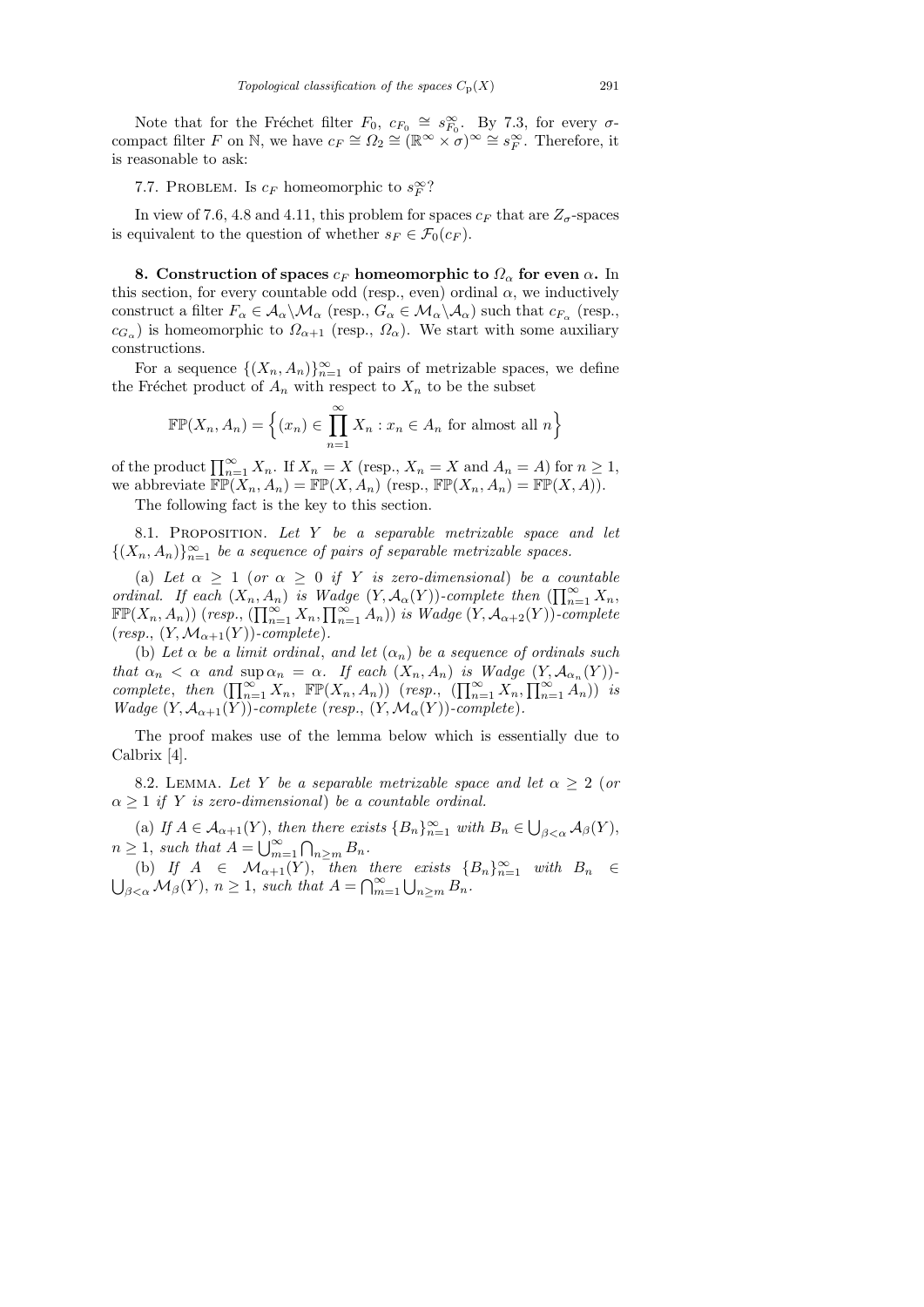Note that for the Fréchet filter $F_0$, $c_{F_0} \cong s^\infty_{F_0}$. By 7.3, for every $\sigma$-compact filter $F$ on $\mathbb{N}$, we have $c_F \cong \Omega_2 \cong (\mathbb{R}^\infty \times \sigma)^\infty \cong s^\infty_F$. Therefore, it is reasonable to ask:

7.7. Problem. Is $c_F$ homeomorphic to $s^\infty_F$?

In view of 7.6, 4.8 and 4.11, this problem for spaces $c_F$ that are $Z_\sigma$-spaces is equivalent to the question of whether $s_F \in \mathcal{F}_0(c_F)$.

**8. Construction of spaces $c_F$ homeomorphic to $\Omega_\alpha$ for even $\alpha$.** In this section, for every countable odd (resp., even) ordinal $\alpha$, we inductively construct a filter $F_\alpha \in \mathcal{A}_\alpha \backslash \mathcal{M}_\alpha$ (resp., $G_\alpha \in \mathcal{M}_\alpha \backslash \mathcal{A}_\alpha$) such that $c_{F_\alpha}$ (resp., $c_{G_\alpha}$) is homeomorphic to $\Omega_{\alpha+1}$ (resp., $\Omega_\alpha$). We start with some auxiliary constructions.

For a sequence $\{(X_n, A_n)\}_{n=1}^\infty$ of pairs of metrizable spaces, we define the Fréchet product of $A_n$ with respect to $X_n$ to be the subset

$$\mathbb{FP}(X_n, A_n) = \Big\{(x_n) \in \prod_{n=1}^\infty X_n : x_n \in A_n \text{ for almost all } n\Big\}$$

of the product $\prod_{n=1}^\infty X_n$. If $X_n = X$ (resp., $X_n = X$ and $A_n = A$) for $n \geq 1$, we abbreviate $\mathbb{FP}(X_n, A_n) = \mathbb{FP}(X, A_n)$ (resp., $\mathbb{FP}(X_n, A_n) = \mathbb{FP}(X, A)$).

The following fact is the key to this section.

8.1. Proposition. *Let $Y$ be a separable metrizable space and let $\{(X_n, A_n)\}_{n=1}^\infty$ be a sequence of pairs of separable metrizable spaces.*

(a) *Let $\alpha \geq 1$ (or $\alpha \geq 0$ if $Y$ is zero-dimensional) be a countable ordinal. If each $(X_n, A_n)$ is Wadge $(Y, \mathcal{A}_\alpha(Y))$-complete then $(\prod_{n=1}^\infty X_n, \mathbb{FP}(X_n, A_n))$ (resp., $(\prod_{n=1}^\infty X_n, \prod_{n=1}^\infty A_n)$) is Wadge $(Y, \mathcal{A}_{\alpha+2}(Y))$-complete (resp., $(Y, \mathcal{M}_{\alpha+1}(Y))$-complete).*

(b) *Let $\alpha$ be a limit ordinal, and let $(\alpha_n)$ be a sequence of ordinals such that $\alpha_n < \alpha$ and $\sup \alpha_n = \alpha$. If each $(X_n, A_n)$ is Wadge $(Y, \mathcal{A}_{\alpha_n}(Y))$-complete, then $(\prod_{n=1}^\infty X_n, \mathbb{FP}(X_n, A_n))$ (resp., $(\prod_{n=1}^\infty X_n, \prod_{n=1}^\infty A_n)$) is Wadge $(Y, \mathcal{A}_{\alpha+1}(Y))$-complete (resp., $(Y, \mathcal{M}_\alpha(Y))$-complete).*

The proof makes use of the lemma below which is essentially due to Calbrix [4].

8.2. Lemma. *Let $Y$ be a separable metrizable space and let $\alpha \geq 2$ (or $\alpha \geq 1$ if $Y$ is zero-dimensional) be a countable ordinal.*

(a) *If $A \in \mathcal{A}_{\alpha+1}(Y)$, then there exists $\{B_n\}_{n=1}^\infty$ with $B_n \in \bigcup_{\beta<\alpha} \mathcal{A}_\beta(Y)$, $n \geq 1$, such that $A = \bigcup_{m=1}^\infty \bigcap_{n\geq m} B_n$.*

(b) *If $A \in \mathcal{M}_{\alpha+1}(Y)$, then there exists $\{B_n\}_{n=1}^\infty$ with $B_n \in \bigcup_{\beta<\alpha} \mathcal{M}_\beta(Y)$, $n \geq 1$, such that $A = \bigcap_{m=1}^\infty \bigcup_{n\geq m} B_n$.*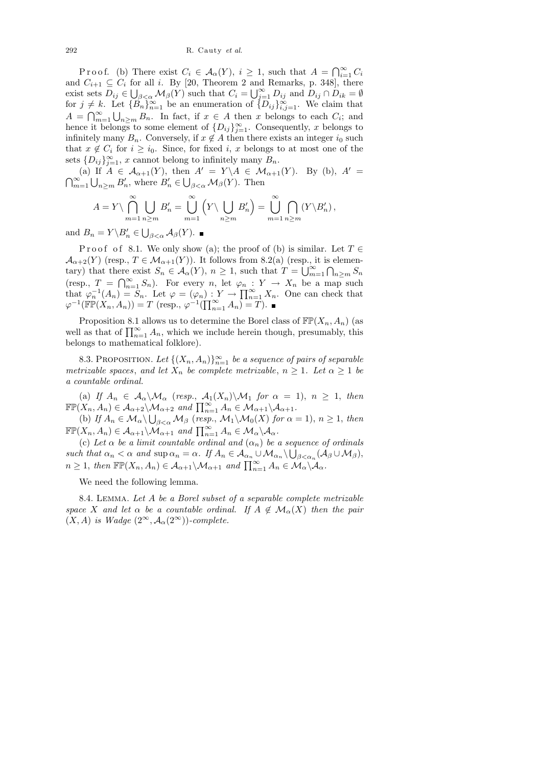Proof. (b) There exist $C_i \in \mathcal{A}_\alpha(Y)$, $i \geq 1$, such that $A = \bigcap_{i=1}^\infty C_i$ and $C_{i+1} \subseteq C_i$ for all $i$. By [20, Theorem 2 and Remarks, p. 348], there exist sets $D_{ij} \in \bigcup_{\beta<\alpha} \mathcal{M}_\beta(Y)$ such that $C_i = \bigcup_{j=1}^\infty D_{ij}$ and $D_{ij} \cap D_{ik} = \emptyset$ for $j \neq k$. Let $\{B_n\}_{n=1}^\infty$ be an enumeration of $\{D_{ij}\}_{i,j=1}^\infty$. We claim that $A = \bigcap_{m=1}^\infty \bigcup_{n\geq m} B_n$. In fact, if $x \in A$ then $x$ belongs to each $C_i$; and hence it belongs to some element of $\{D_{ij}\}_{j=1}^\infty$. Consequently, $x$ belongs to infinitely many $B_n$. Conversely, if $x \notin A$ then there exists an integer $i_0$ such that $x \notin C_i$ for $i \geq i_0$. Since, for fixed $i$, $x$ belongs to at most one of the sets $\{D_{ij}\}_{j=1}^\infty$, $x$ cannot belong to infinitely many $B_n$.

(a) If $A \in \mathcal{A}_{\alpha+1}(Y)$, then $A' = Y \setminus A \in \mathcal{M}_{\alpha+1}(Y)$. By (b), $A' = \bigcap_{m=1}^\infty \bigcup_{n\geq m} B'_n$, where $B'_n \in \bigcup_{\beta<\alpha} \mathcal{M}_\beta(Y)$. Then

$$A = Y \setminus \bigcap_{m=1}^\infty \bigcup_{n\geq m} B'_n = \bigcup_{m=1}^\infty \Big( Y \setminus \bigcup_{n\geq m} B'_n \Big) = \bigcup_{m=1}^\infty \bigcap_{n\geq m} (Y \setminus B'_n),$$

and $B_n = Y \setminus B'_n \in \bigcup_{\beta<\alpha} \mathcal{A}_\beta(Y)$. ∎

Proof of 8.1. We only show (a); the proof of (b) is similar. Let $T \in \mathcal{A}_{\alpha+2}(Y)$ (resp., $T \in \mathcal{M}_{\alpha+1}(Y)$). It follows from 8.2(a) (resp., it is elementary) that there exist $S_n \in \mathcal{A}_\alpha(Y)$, $n \geq 1$, such that $T = \bigcup_{m=1}^\infty \bigcap_{n\geq m} S_n$ (resp., $T = \bigcap_{n=1}^\infty S_n$). For every $n$, let $\varphi_n : Y \to X_n$ be a map such that $\varphi_n^{-1}(A_n) = S_n$. Let $\varphi = (\varphi_n) : Y \to \prod_{n=1}^\infty X_n$. One can check that $\varphi^{-1}(\mathbb{FP}(X_n, A_n)) = T$ (resp., $\varphi^{-1}(\prod_{n=1}^\infty A_n) = T$). ∎

Proposition 8.1 allows us to determine the Borel class of $\mathbb{FP}(X_n, A_n)$ (as well as that of $\prod_{n=1}^\infty A_n$, which we include herein though, presumably, this belongs to mathematical folklore).

8.3. Proposition. *Let $\{(X_n, A_n)\}_{n=1}^\infty$ be a sequence of pairs of separable metrizable spaces, and let $X_n$ be complete metrizable, $n \geq 1$. Let $\alpha \geq 1$ be a countable ordinal.*

*(a) If $A_n \in \mathcal{A}_\alpha \setminus \mathcal{M}_\alpha$ (resp., $\mathcal{A}_1(X_n) \setminus \mathcal{M}_1$ for $\alpha = 1$), $n \geq 1$, then $\mathbb{FP}(X_n, A_n) \in \mathcal{A}_{\alpha+2} \setminus \mathcal{M}_{\alpha+2}$ and $\prod_{n=1}^\infty A_n \in \mathcal{M}_{\alpha+1} \setminus \mathcal{A}_{\alpha+1}$.*

*(b) If $A_n \in \mathcal{M}_\alpha \setminus \bigcup_{\beta<\alpha} \mathcal{M}_\beta$ (resp., $\mathcal{M}_1 \setminus \mathcal{M}_0(X)$ for $\alpha = 1$), $n \geq 1$, then $\mathbb{FP}(X_n, A_n) \in \mathcal{A}_{\alpha+1} \setminus \mathcal{M}_{\alpha+1}$ and $\prod_{n=1}^\infty A_n \in \mathcal{M}_\alpha \setminus \mathcal{A}_\alpha$.*

*(c) Let $\alpha$ be a limit countable ordinal and $(\alpha_n)$ be a sequence of ordinals such that $\alpha_n < \alpha$ and $\sup \alpha_n = \alpha$. If $A_n \in \mathcal{A}_{\alpha_n} \cup \mathcal{M}_{\alpha_n} \setminus \bigcup_{\beta<\alpha_n} (\mathcal{A}_\beta \cup \mathcal{M}_\beta)$, $n \geq 1$, then $\mathbb{FP}(X_n, A_n) \in \mathcal{A}_{\alpha+1} \setminus \mathcal{M}_{\alpha+1}$ and $\prod_{n=1}^\infty A_n \in \mathcal{M}_\alpha \setminus \mathcal{A}_\alpha$.*

We need the following lemma.

8.4. Lemma. *Let $A$ be a Borel subset of a separable complete metrizable space $X$ and let $\alpha$ be a countable ordinal. If $A \notin \mathcal{M}_\alpha(X)$ then the pair $(X, A)$ is Wadge $(2^\infty, \mathcal{A}_\alpha(2^\infty))$-complete.*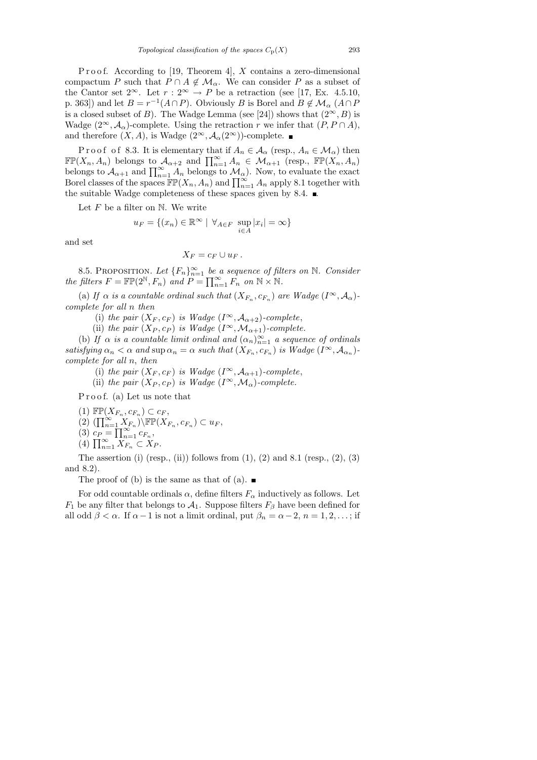Proof. According to [19, Theorem 4], $X$ contains a zero-dimensional compactum $P$ such that $P \cap A \notin \mathcal{M}_\alpha$. We can consider $P$ as a subset of the Cantor set $2^\infty$. Let $r : 2^\infty \to P$ be a retraction (see [17, Ex. 4.5.10, p. 363]) and let $B = r^{-1}(A \cap P)$. Obviously $B$ is Borel and $B \notin \mathcal{M}_\alpha$ ($A \cap P$ is a closed subset of $B$). The Wadge Lemma (see [24]) shows that $(2^\infty, B)$ is Wadge $(2^\infty, \mathcal{A}_\alpha)$-complete. Using the retraction $r$ we infer that $(P, P \cap A)$, and therefore $(X, A)$, is Wadge $(2^\infty, \mathcal{A}_\alpha(2^\infty))$-complete. ∎

Proof of 8.3. It is elementary that if $A_n \in \mathcal{A}_\alpha$ (resp., $A_n \in \mathcal{M}_\alpha$) then $\mathbb{FP}(X_n, A_n)$ belongs to $\mathcal{A}_{\alpha+2}$ and $\prod_{n=1}^\infty A_n \in \mathcal{M}_{\alpha+1}$ (resp., $\mathbb{FP}(X_n, A_n)$ belongs to $\mathcal{A}_{\alpha+1}$ and $\prod_{n=1}^\infty A_n$ belongs to $\mathcal{M}_\alpha$). Now, to evaluate the exact Borel classes of the spaces $\mathbb{FP}(X_n, A_n)$ and $\prod_{n=1}^\infty A_n$ apply 8.1 together with the suitable Wadge completeness of these spaces given by 8.4. ∎

Let $F$ be a filter on $\mathbb{N}$. We write

$$u_F = \{(x_n) \in \mathbb{R}^\infty \mid \forall_{A \in F} \sup_{i \in A} |x_i| = \infty\}$$

and set

$$X_F = c_F \cup u_F .$$

8.5. Proposition. *Let $\{F_n\}_{n=1}^\infty$ be a sequence of filters on $\mathbb{N}$. Consider the filters $F = \mathbb{FP}(2^{\mathbb{N}}, F_n)$ and $P = \prod_{n=1}^\infty F_n$ on $\mathbb{N} \times \mathbb{N}$.*

(a) *If $\alpha$ is a countable ordinal such that $(X_{F_n}, c_{F_n})$ are Wadge $(I^\infty, \mathcal{A}_\alpha)$-complete for all $n$ then*

(i) *the pair $(X_F, c_F)$ is Wadge $(I^\infty, \mathcal{A}_{\alpha+2})$-complete,*

(ii) *the pair $(X_P, c_P)$ is Wadge $(I^\infty, \mathcal{M}_{\alpha+1})$-complete.*

(b) *If $\alpha$ is a countable limit ordinal and $(\alpha_n)_{n=1}^\infty$ a sequence of ordinals satisfying $\alpha_n < \alpha$ and $\sup \alpha_n = \alpha$ such that $(X_{F_n}, c_{F_n})$ is Wadge $(I^\infty, \mathcal{A}_{\alpha_n})$-complete for all $n$, then*

(i) *the pair $(X_F, c_F)$ is Wadge $(I^\infty, \mathcal{A}_{\alpha+1})$-complete,*

(ii) *the pair $(X_P, c_P)$ is Wadge $(I^\infty, \mathcal{M}_\alpha)$-complete.*

Proof. (a) Let us note that

(1) $\mathbb{FP}(X_{F_n}, c_{F_n}) \subset c_F$,
(2) $(\prod_{n=1}^\infty X_{F_n}) \setminus \mathbb{FP}(X_{F_n}, c_{F_n}) \subset u_F$,
(3) $c_P = \prod_{n=1}^\infty c_{F_n}$,
(4) $\prod_{n=1}^\infty X_{F_n} \subset X_P$.

The assertion (i) (resp., (ii)) follows from (1), (2) and 8.1 (resp., (2), (3) and 8.2).

The proof of (b) is the same as that of (a). ∎

For odd countable ordinals $\alpha$, define filters $F_\alpha$ inductively as follows. Let $F_1$ be any filter that belongs to $\mathcal{A}_1$. Suppose filters $F_\beta$ have been defined for all odd $\beta < \alpha$. If $\alpha - 1$ is not a limit ordinal, put $\beta_n = \alpha - 2$, $n = 1, 2, \ldots$; if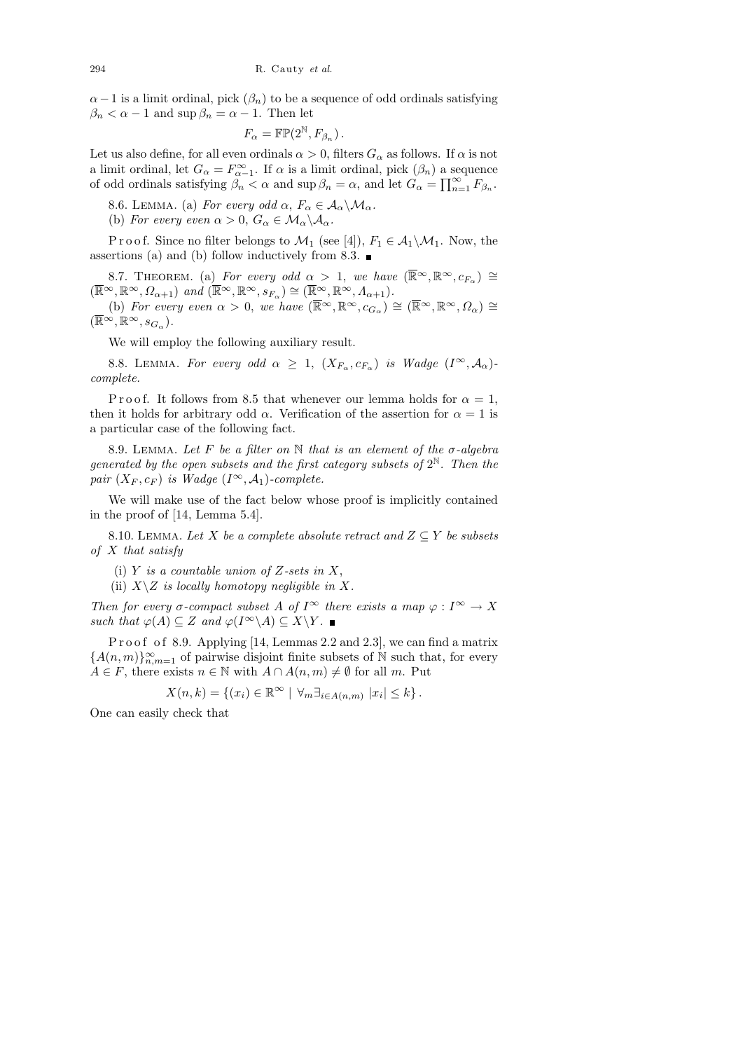$\alpha - 1$ is a limit ordinal, pick $(\beta_n)$ to be a sequence of odd ordinals satisfying $\beta_n < \alpha - 1$ and $\sup \beta_n = \alpha - 1$. Then let

$$F_\alpha = \mathbb{FP}(2^{\mathbb{N}}, F_{\beta_n}) .$$

Let us also define, for all even ordinals $\alpha > 0$, filters $G_\alpha$ as follows. If $\alpha$ is not a limit ordinal, let $G_\alpha = F_{\alpha-1}^\infty$. If $\alpha$ is a limit ordinal, pick $(\beta_n)$ a sequence of odd ordinals satisfying $\beta_n < \alpha$ and $\sup \beta_n = \alpha$, and let $G_\alpha = \prod_{n=1}^\infty F_{\beta_n}$.

8.6. Lemma. (a) *For every odd* $\alpha$, $F_\alpha \in \mathcal{A}_\alpha \setminus \mathcal{M}_\alpha$.

(b) *For every even* $\alpha > 0$, $G_\alpha \in \mathcal{M}_\alpha \setminus \mathcal{A}_\alpha$.

Proof. Since no filter belongs to $\mathcal{M}_1$ (see [4]), $F_1 \in \mathcal{A}_1 \setminus \mathcal{M}_1$. Now, the assertions (a) and (b) follow inductively from 8.3. ■

8.7. Theorem. (a) *For every odd* $\alpha > 1$, *we have* $(\overline{\mathbb{R}}^\infty, \mathbb{R}^\infty, c_{F_\alpha}) \cong (\overline{\mathbb{R}}^\infty, \mathbb{R}^\infty, \Omega_{\alpha+1})$ *and* $(\overline{\mathbb{R}}^\infty, \mathbb{R}^\infty, s_{F_\alpha}) \cong (\overline{\mathbb{R}}^\infty, \mathbb{R}^\infty, \Lambda_{\alpha+1})$.

(b) *For every even* $\alpha > 0$, *we have* $(\overline{\mathbb{R}}^\infty, \mathbb{R}^\infty, c_{G_\alpha}) \cong (\overline{\mathbb{R}}^\infty, \mathbb{R}^\infty, \Omega_\alpha) \cong (\overline{\mathbb{R}}^\infty, \mathbb{R}^\infty, s_{G_\alpha})$.

We will employ the following auxiliary result.

8.8. Lemma. *For every odd* $\alpha \geq 1$, $(X_{F_\alpha}, c_{F_\alpha})$ *is Wadge* $(I^\infty, \mathcal{A}_\alpha)$*-complete.*

Proof. It follows from 8.5 that whenever our lemma holds for $\alpha = 1$, then it holds for arbitrary odd $\alpha$. Verification of the assertion for $\alpha = 1$ is a particular case of the following fact.

8.9. Lemma. *Let* $F$ *be a filter on* $\mathbb{N}$ *that is an element of the* $\sigma$*-algebra generated by the open subsets and the first category subsets of* $2^{\mathbb{N}}$. *Then the pair* $(X_F, c_F)$ *is Wadge* $(I^\infty, \mathcal{A}_1)$*-complete.*

We will make use of the fact below whose proof is implicitly contained in the proof of [14, Lemma 5.4].

8.10. Lemma. *Let* $X$ *be a complete absolute retract and* $Z \subseteq Y$ *be subsets of* $X$ *that satisfy*

(i) $Y$ *is a countable union of* $Z$*-sets in* $X$,

(ii) $X \setminus Z$ *is locally homotopy negligible in* $X$.

*Then for every* $\sigma$*-compact subset* $A$ *of* $I^\infty$ *there exists a map* $\varphi : I^\infty \to X$ *such that* $\varphi(A) \subseteq Z$ *and* $\varphi(I^\infty \setminus A) \subseteq X \setminus Y$. ■

Proof of 8.9. Applying [14, Lemmas 2.2 and 2.3], we can find a matrix $\{A(n,m)\}_{n,m=1}^\infty$ of pairwise disjoint finite subsets of $\mathbb{N}$ such that, for every $A \in F$, there exists $n \in \mathbb{N}$ with $A \cap A(n,m) \neq \emptyset$ for all $m$. Put

$$X(n,k) = \{(x_i) \in \mathbb{R}^\infty \mid \forall_m \exists_{i \in A(n,m)} |x_i| \leq k\} .$$

One can easily check that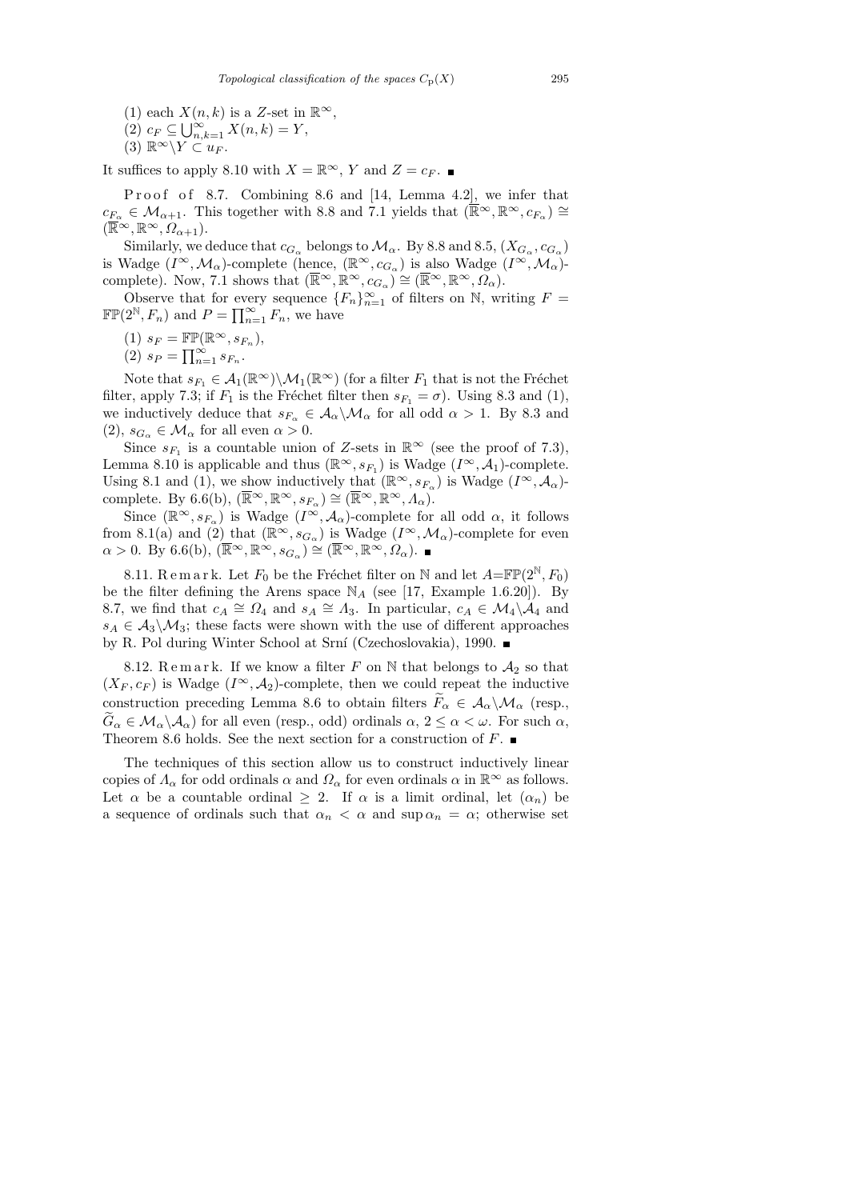(1) each $X(n,k)$ is a $Z$-set in $\mathbb{R}^\infty$,
(2) $c_F \subseteq \bigcup_{n,k=1}^\infty X(n,k) = Y$,
(3) $\mathbb{R}^\infty \backslash Y \subset u_F$.

It suffices to apply 8.10 with $X = \mathbb{R}^\infty$, $Y$ and $Z = c_F$. ∎

Proof of 8.7. Combining 8.6 and [14, Lemma 4.2], we infer that $c_{F_\alpha} \in \mathcal{M}_{\alpha+1}$. This together with 8.8 and 7.1 yields that $(\overline{\mathbb{R}}^\infty, \mathbb{R}^\infty, c_{F_\alpha}) \cong (\overline{\mathbb{R}}^\infty, \mathbb{R}^\infty, \Omega_{\alpha+1})$.

Similarly, we deduce that $c_{G_\alpha}$ belongs to $\mathcal{M}_\alpha$. By 8.8 and 8.5, $(X_{G_\alpha}, c_{G_\alpha})$ is Wadge $(I^\infty, \mathcal{M}_\alpha)$-complete (hence, $(\mathbb{R}^\infty, c_{G_\alpha})$ is also Wadge $(I^\infty, \mathcal{M}_\alpha)$-complete). Now, 7.1 shows that $(\overline{\mathbb{R}}^\infty, \mathbb{R}^\infty, c_{G_\alpha}) \cong (\overline{\mathbb{R}}^\infty, \mathbb{R}^\infty, \Omega_\alpha)$.

Observe that for every sequence $\{F_n\}_{n=1}^\infty$ of filters on $\mathbb{N}$, writing $F = \mathbb{FP}(2^{\mathbb{N}}, F_n)$ and $P = \prod_{n=1}^\infty F_n$, we have

(1) $s_F = \mathbb{FP}(\mathbb{R}^\infty, s_{F_n})$,
(2) $s_P = \prod_{n=1}^\infty s_{F_n}$.

Note that $s_{F_1} \in \mathcal{A}_1(\mathbb{R}^\infty) \backslash \mathcal{M}_1(\mathbb{R}^\infty)$ (for a filter $F_1$ that is not the Fréchet filter, apply 7.3; if $F_1$ is the Fréchet filter then $s_{F_1} = \sigma$). Using 8.3 and (1), we inductively deduce that $s_{F_\alpha} \in \mathcal{A}_\alpha \backslash \mathcal{M}_\alpha$ for all odd $\alpha > 1$. By 8.3 and (2), $s_{G_\alpha} \in \mathcal{M}_\alpha$ for all even $\alpha > 0$.

Since $s_{F_1}$ is a countable union of $Z$-sets in $\mathbb{R}^\infty$ (see the proof of 7.3), Lemma 8.10 is applicable and thus $(\mathbb{R}^\infty, s_{F_1})$ is Wadge $(I^\infty, \mathcal{A}_1)$-complete. Using 8.1 and (1), we show inductively that $(\mathbb{R}^\infty, s_{F_\alpha})$ is Wadge $(I^\infty, \mathcal{A}_\alpha)$-complete. By 6.6(b), $(\overline{\mathbb{R}}^\infty, \mathbb{R}^\infty, s_{F_\alpha}) \cong (\overline{\mathbb{R}}^\infty, \mathbb{R}^\infty, \Lambda_\alpha)$.

Since $(\mathbb{R}^\infty, s_{F_\alpha})$ is Wadge $(I^\infty, \mathcal{A}_\alpha)$-complete for all odd $\alpha$, it follows from 8.1(a) and (2) that $(\mathbb{R}^\infty, s_{G_\alpha})$ is Wadge $(I^\infty, \mathcal{M}_\alpha)$-complete for even $\alpha > 0$. By 6.6(b), $(\overline{\mathbb{R}}^\infty, \mathbb{R}^\infty, s_{G_\alpha}) \cong (\overline{\mathbb{R}}^\infty, \mathbb{R}^\infty, \Omega_\alpha)$. ∎

8.11. Remark. Let $F_0$ be the Fréchet filter on $\mathbb{N}$ and let $A = \mathbb{FP}(2^{\mathbb{N}}, F_0)$ be the filter defining the Arens space $\mathbb{N}_A$ (see [17, Example 1.6.20]). By 8.7, we find that $c_A \cong \Omega_4$ and $s_A \cong \Lambda_3$. In particular, $c_A \in \mathcal{M}_4 \backslash \mathcal{A}_4$ and $s_A \in \mathcal{A}_3 \backslash \mathcal{M}_3$; these facts were shown with the use of different approaches by R. Pol during Winter School at Srní (Czechoslovakia), 1990. ∎

8.12. Remark. If we know a filter $F$ on $\mathbb{N}$ that belongs to $\mathcal{A}_2$ so that $(X_F, c_F)$ is Wadge $(I^\infty, \mathcal{A}_2)$-complete, then we could repeat the inductive construction preceding Lemma 8.6 to obtain filters $\widetilde{F}_\alpha \in \mathcal{A}_\alpha \backslash \mathcal{M}_\alpha$ (resp., $\widetilde{G}_\alpha \in \mathcal{M}_\alpha \backslash \mathcal{A}_\alpha$) for all even (resp., odd) ordinals $\alpha$, $2 \le \alpha < \omega$. For such $\alpha$, Theorem 8.6 holds. See the next section for a construction of $F$. ∎

The techniques of this section allow us to construct inductively linear copies of $\Lambda_\alpha$ for odd ordinals $\alpha$ and $\Omega_\alpha$ for even ordinals $\alpha$ in $\mathbb{R}^\infty$ as follows. Let $\alpha$ be a countable ordinal $\ge 2$. If $\alpha$ is a limit ordinal, let $(\alpha_n)$ be a sequence of ordinals such that $\alpha_n < \alpha$ and $\sup \alpha_n = \alpha$; otherwise set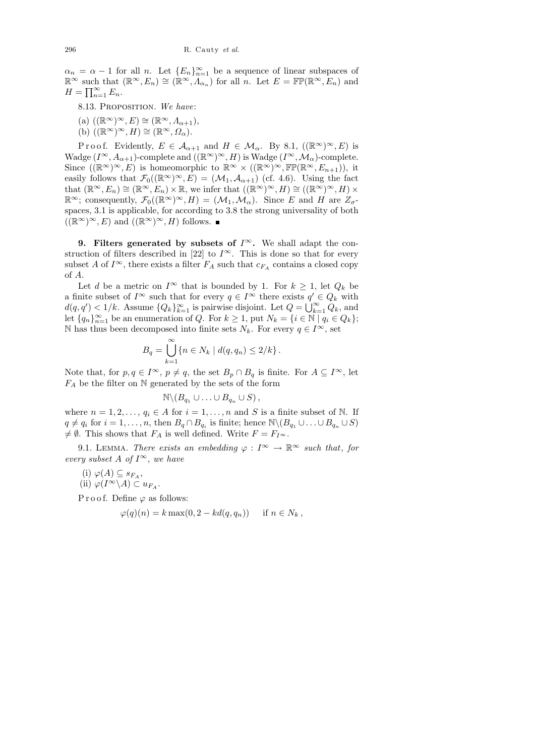$\alpha_n = \alpha - 1$ for all $n$. Let $\{E_n\}_{n=1}^\infty$ be a sequence of linear subspaces of $\mathbb{R}^\infty$ such that $(\mathbb{R}^\infty, E_n) \cong (\mathbb{R}^\infty, \Lambda_{\alpha_n})$ for all $n$. Let $E = \mathbb{FP}(\mathbb{R}^\infty, E_n)$ and $H = \prod_{n=1}^\infty E_n$.

8.13. Proposition. *We have*:

(a) $((\mathbb{R}^\infty)^\infty, E) \cong (\mathbb{R}^\infty, \Lambda_{\alpha+1})$,

(b) $((\mathbb{R}^\infty)^\infty, H) \cong (\mathbb{R}^\infty, \Omega_\alpha)$.

Proof. Evidently, $E \in \mathcal{A}_{\alpha+1}$ and $H \in \mathcal{M}_\alpha$. By 8.1, $((\mathbb{R}^\infty)^\infty, E)$ is Wadge $(I^\infty, \mathcal{A}_{\alpha+1})$-complete and $((\mathbb{R}^\infty)^\infty, H)$ is Wadge $(I^\infty, \mathcal{M}_\alpha)$-complete. Since $((\mathbb{R}^\infty)^\infty, E)$ is homeomorphic to $\mathbb{R}^\infty \times ((\mathbb{R}^\infty)^\infty, \mathbb{FP}(\mathbb{R}^\infty, E_{n+1}))$, it easily follows that $\mathcal{F}_0((\mathbb{R}^\infty)^\infty, E) = (\mathcal{M}_1, \mathcal{A}_{\alpha+1})$ (cf. 4.6). Using the fact that $(\mathbb{R}^\infty, E_n) \cong (\mathbb{R}^\infty, E_n) \times \mathbb{R}$, we infer that $((\mathbb{R}^\infty)^\infty, H) \cong ((\mathbb{R}^\infty)^\infty, H) \times \mathbb{R}^\infty$; consequently, $\mathcal{F}_0((\mathbb{R}^\infty)^\infty, H) = (\mathcal{M}_1, \mathcal{M}_\alpha)$. Since $E$ and $H$ are $Z_\sigma$-spaces, 3.1 is applicable, for according to 3.8 the strong universality of both $((\mathbb{R}^\infty)^\infty, E)$ and $((\mathbb{R}^\infty)^\infty, H)$ follows. ∎

## 9. Filters generated by subsets of $I^\infty$.

We shall adapt the construction of filters described in [22] to $I^\infty$. This is done so that for every subset $A$ of $I^\infty$, there exists a filter $F_A$ such that $c_{F_A}$ contains a closed copy of $A$.

Let $d$ be a metric on $I^\infty$ that is bounded by 1. For $k \ge 1$, let $Q_k$ be a finite subset of $I^\infty$ such that for every $q \in I^\infty$ there exists $q' \in Q_k$ with $d(q, q') < 1/k$. Assume $\{Q_k\}_{k=1}^\infty$ is pairwise disjoint. Let $Q = \bigcup_{k=1}^\infty Q_k$, and let $\{q_n\}_{n=1}^\infty$ be an enumeration of $Q$. For $k \ge 1$, put $N_k = \{i \in \mathbb{N} \mid q_i \in Q_k\}$; $\mathbb{N}$ has thus been decomposed into finite sets $N_k$. For every $q \in I^\infty$, set

$$B_q = \bigcup_{k=1}^\infty \{n \in N_k \mid d(q, q_n) \le 2/k\}.$$

Note that, for $p, q \in I^\infty$, $p \ne q$, the set $B_p \cap B_q$ is finite. For $A \subseteq I^\infty$, let $F_A$ be the filter on $\mathbb{N}$ generated by the sets of the form

$$\mathbb{N} \backslash (B_{q_1} \cup \ldots \cup B_{q_n} \cup S),$$

where $n = 1, 2, \ldots$, $q_i \in A$ for $i = 1, \ldots, n$ and $S$ is a finite subset of $\mathbb{N}$. If $q \ne q_i$ for $i = 1, \ldots, n$, then $B_q \cap B_{q_i}$ is finite; hence $\mathbb{N} \backslash (B_{q_1} \cup \ldots \cup B_{q_n} \cup S) \ne \emptyset$. This shows that $F_A$ is well defined. Write $F = F_{I^\infty}$.

9.1. Lemma. *There exists an embedding* $\varphi : I^\infty \to \mathbb{R}^\infty$ *such that, for every subset* $A$ *of* $I^\infty$, *we have*

(i) $\varphi(A) \subseteq s_{F_A}$,

(ii) $\varphi(I^\infty \backslash A) \subset u_{F_A}$.

Proof. Define $\varphi$ as follows:

$$\varphi(q)(n) = k \max(0, 2 - kd(q, q_n)) \quad \text{if } n \in N_k,$$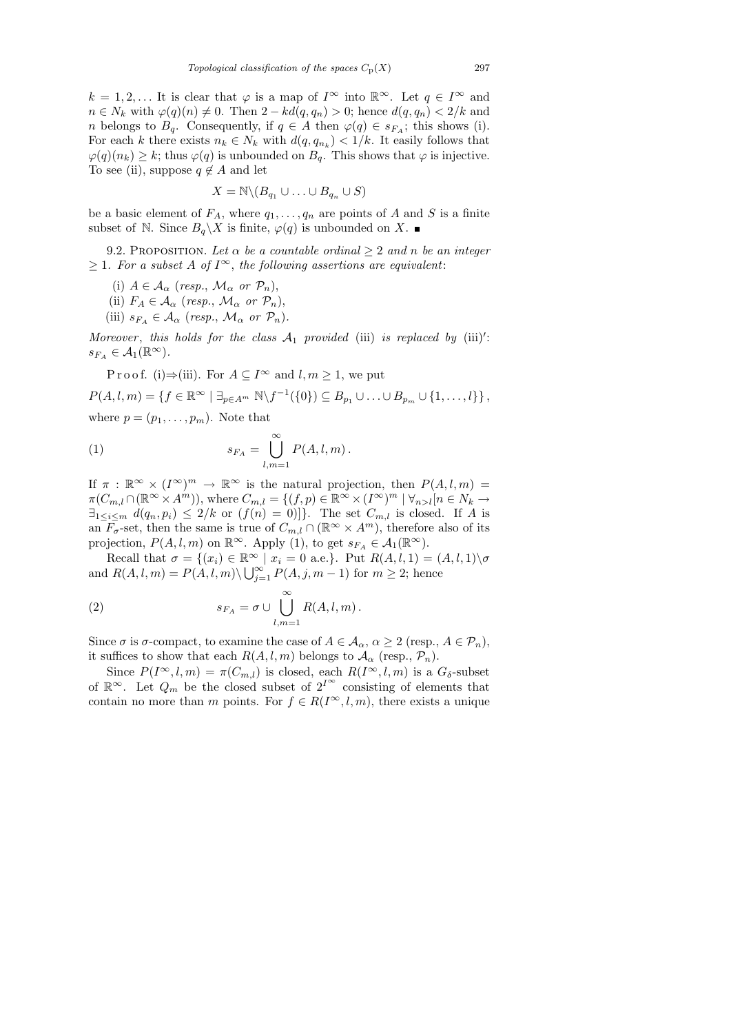$k = 1, 2, \ldots$ It is clear that $\varphi$ is a map of $I^\infty$ into $\mathbb{R}^\infty$. Let $q \in I^\infty$ and $n \in N_k$ with $\varphi(q)(n) \neq 0$. Then $2 - kd(q, q_n) > 0$; hence $d(q, q_n) < 2/k$ and $n$ belongs to $B_q$. Consequently, if $q \in A$ then $\varphi(q) \in s_{F_A}$; this shows (i). For each $k$ there exists $n_k \in N_k$ with $d(q, q_{n_k}) < 1/k$. It easily follows that $\varphi(q)(n_k) \geq k$; thus $\varphi(q)$ is unbounded on $B_q$. This shows that $\varphi$ is injective. To see (ii), suppose $q \notin A$ and let

$$X = \mathbb{N} \setminus (B_{q_1} \cup \ldots \cup B_{q_n} \cup S)$$

be a basic element of $F_A$, where $q_1, \ldots, q_n$ are points of $A$ and $S$ is a finite subset of $\mathbb{N}$. Since $B_q \setminus X$ is finite, $\varphi(q)$ is unbounded on $X$. ■

9.2. Proposition. *Let $\alpha$ be a countable ordinal $\geq 2$ and $n$ be an integer $\geq 1$. For a subset $A$ of $I^\infty$, the following assertions are equivalent*:

(i) $A \in \mathcal{A}_\alpha$ (*resp.*, $\mathcal{M}_\alpha$ *or* $\mathcal{P}_n$),

(ii) $F_A \in \mathcal{A}_\alpha$ (*resp.*, $\mathcal{M}_\alpha$ *or* $\mathcal{P}_n$),

(iii) $s_{F_A} \in \mathcal{A}_\alpha$ (*resp.*, $\mathcal{M}_\alpha$ *or* $\mathcal{P}_n$).

*Moreover*, *this holds for the class $\mathcal{A}_1$ provided* (iii) *is replaced by* (iii)$'$: $s_{F_A} \in \mathcal{A}_1(\mathbb{R}^\infty)$.

Proof. (i)$\Rightarrow$(iii). For $A \subseteq I^\infty$ and $l, m \geq 1$, we put

$$P(A, l, m) = \{f \in \mathbb{R}^\infty \mid \exists_{p \in A^m} \ \mathbb{N} \setminus f^{-1}(\{0\}) \subseteq B_{p_1} \cup \ldots \cup B_{p_m} \cup \{1, \ldots, l\}\},$$

where $p = (p_1, \ldots, p_m)$. Note that

$$s_{F_A} = \bigcup_{l,m=1}^{\infty} P(A, l, m). \tag{1}$$

If $\pi : \mathbb{R}^\infty \times (I^\infty)^m \to \mathbb{R}^\infty$ is the natural projection, then $P(A, l, m) = \pi(C_{m,l} \cap (\mathbb{R}^\infty \times A^m))$, where $C_{m,l} = \{(f, p) \in \mathbb{R}^\infty \times (I^\infty)^m \mid \forall_{n>l}[n \in N_k \to \exists_{1 \leq i \leq m} \ d(q_n, p_i) \leq 2/k \text{ or } (f(n) = 0)]\}$. The set $C_{m,l}$ is closed. If $A$ is an $F_\sigma$-set, then the same is true of $C_{m,l} \cap (\mathbb{R}^\infty \times A^m)$, therefore also of its projection, $P(A, l, m)$ on $\mathbb{R}^\infty$. Apply (1), to get $s_{F_A} \in \mathcal{A}_1(\mathbb{R}^\infty)$.

Recall that $\sigma = \{(x_i) \in \mathbb{R}^\infty \mid x_i = 0 \text{ a.e.}\}$. Put $R(A, l, 1) = (A, l, 1) \setminus \sigma$ and $R(A, l, m) = P(A, l, m) \setminus \bigcup_{j=1}^{\infty} P(A, j, m-1)$ for $m \geq 2$; hence

$$s_{F_A} = \sigma \cup \bigcup_{l,m=1}^{\infty} R(A, l, m). \tag{2}$$

Since $\sigma$ is $\sigma$-compact, to examine the case of $A \in \mathcal{A}_\alpha$, $\alpha \geq 2$ (resp., $A \in \mathcal{P}_n$), it suffices to show that each $R(A, l, m)$ belongs to $\mathcal{A}_\alpha$ (resp., $\mathcal{P}_n$).

Since $P(I^\infty, l, m) = \pi(C_{m,l})$ is closed, each $R(I^\infty, l, m)$ is a $G_\delta$-subset of $\mathbb{R}^\infty$. Let $Q_m$ be the closed subset of $2^{I^\infty}$ consisting of elements that contain no more than $m$ points. For $f \in R(I^\infty, l, m)$, there exists a unique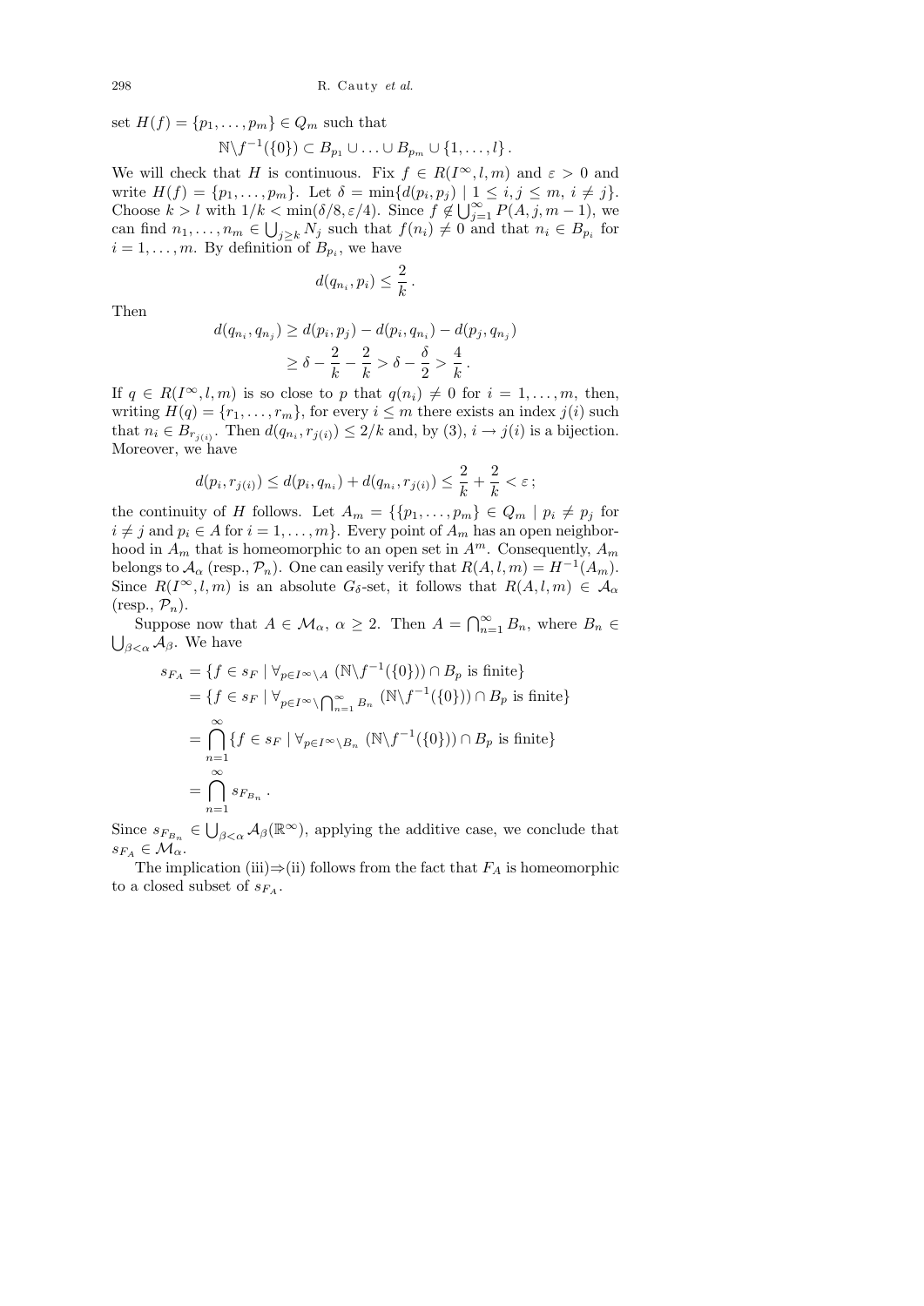set $H(f) = \{p_1, \ldots, p_m\} \in Q_m$ such that

$$\mathbb{N} \backslash f^{-1}(\{0\}) \subset B_{p_1} \cup \ldots \cup B_{p_m} \cup \{1, \ldots, l\}.$$

We will check that $H$ is continuous. Fix $f \in R(I^\infty, l, m)$ and $\varepsilon > 0$ and write $H(f) = \{p_1, \ldots, p_m\}$. Let $\delta = \min\{d(p_i, p_j) \mid 1 \le i, j \le m,\ i \ne j\}$. Choose $k > l$ with $1/k < \min(\delta/8, \varepsilon/4)$. Since $f \notin \bigcup_{j=1}^\infty P(A, j, m-1)$, we can find $n_1, \ldots, n_m \in \bigcup_{j \ge k} N_j$ such that $f(n_i) \ne 0$ and that $n_i \in B_{p_i}$ for $i = 1, \ldots, m$. By definition of $B_{p_i}$, we have

$$d(q_{n_i}, p_i) \le \frac{2}{k}.$$

Then

$$\begin{aligned} d(q_{n_i}, q_{n_j}) &\ge d(p_i, p_j) - d(p_i, q_{n_i}) - d(p_j, q_{n_j}) \\ &\ge \delta - \frac{2}{k} - \frac{2}{k} > \delta - \frac{\delta}{2} > \frac{4}{k}. \end{aligned}$$

If $q \in R(I^\infty, l, m)$ is so close to $p$ that $q(n_i) \ne 0$ for $i = 1, \ldots, m$, then, writing $H(q) = \{r_1, \ldots, r_m\}$, for every $i \le m$ there exists an index $j(i)$ such that $n_i \in B_{r_{j(i)}}$. Then $d(q_{n_i}, r_{j(i)}) \le 2/k$ and, by (3), $i \to j(i)$ is a bijection. Moreover, we have

$$d(p_i, r_{j(i)}) \le d(p_i, q_{n_i}) + d(q_{n_i}, r_{j(i)}) \le \frac{2}{k} + \frac{2}{k} < \varepsilon;$$

the continuity of $H$ follows. Let $A_m = \{\{p_1, \ldots, p_m\} \in Q_m \mid p_i \ne p_j$ for $i \ne j$ and $p_i \in A$ for $i = 1, \ldots, m\}$. Every point of $A_m$ has an open neighborhood in $A_m$ that is homeomorphic to an open set in $A^m$. Consequently, $A_m$ belongs to $\mathcal{A}_\alpha$ (resp., $\mathcal{P}_n$). One can easily verify that $R(A, l, m) = H^{-1}(A_m)$. Since $R(I^\infty, l, m)$ is an absolute $G_\delta$-set, it follows that $R(A, l, m) \in \mathcal{A}_\alpha$ (resp., $\mathcal{P}_n$).

Suppose now that $A \in \mathcal{M}_\alpha$, $\alpha \ge 2$. Then $A = \bigcap_{n=1}^\infty B_n$, where $B_n \in \bigcup_{\beta < \alpha} \mathcal{A}_\beta$. We have

$$\begin{aligned} s_{F_A} &= \{f \in s_F \mid \forall_{p \in I^\infty \backslash A}\ (\mathbb{N} \backslash f^{-1}(\{0\})) \cap B_p \text{ is finite}\} \\ &= \{f \in s_F \mid \forall_{p \in I^\infty \backslash \bigcap_{n=1}^\infty B_n}\ (\mathbb{N} \backslash f^{-1}(\{0\})) \cap B_p \text{ is finite}\} \\ &= \bigcap_{n=1}^\infty \{f \in s_F \mid \forall_{p \in I^\infty \backslash B_n}\ (\mathbb{N} \backslash f^{-1}(\{0\})) \cap B_p \text{ is finite}\} \\ &= \bigcap_{n=1}^\infty s_{F_{B_n}}. \end{aligned}$$

Since $s_{F_{B_n}} \in \bigcup_{\beta < \alpha} \mathcal{A}_\beta(\mathbb{R}^\infty)$, applying the additive case, we conclude that $s_{F_A} \in \mathcal{M}_\alpha$.

The implication (iii)⇒(ii) follows from the fact that $F_A$ is homeomorphic to a closed subset of $s_{F_A}$.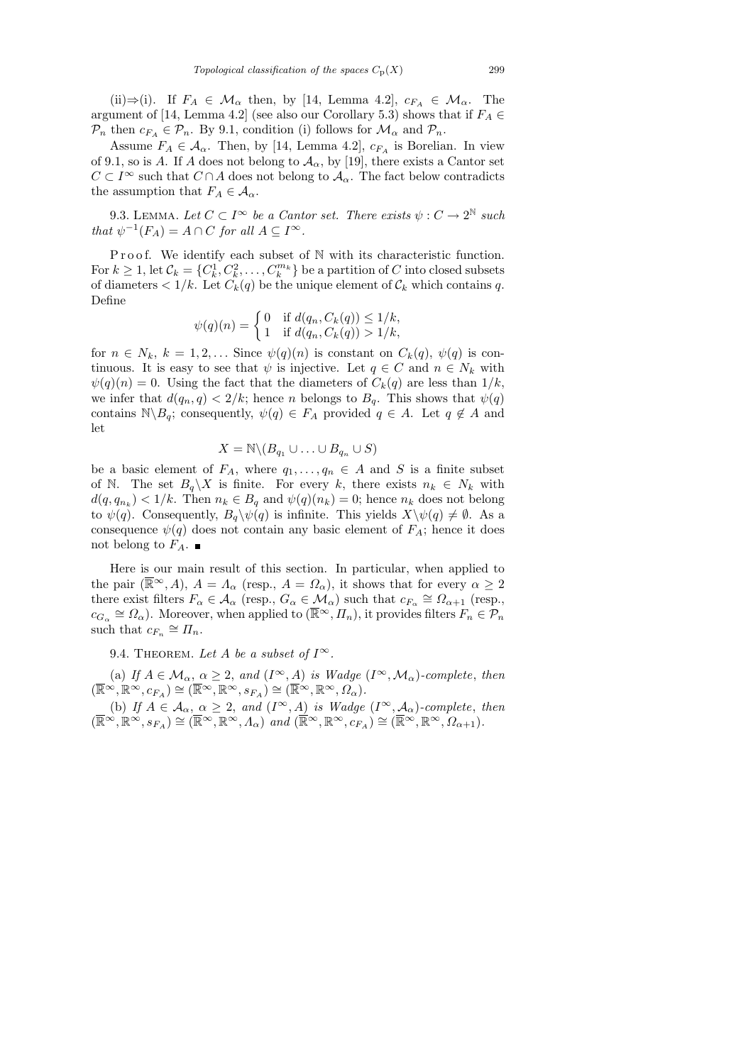(ii)⇒(i). If $F_A \in \mathcal{M}_\alpha$ then, by [14, Lemma 4.2], $c_{F_A} \in \mathcal{M}_\alpha$. The argument of [14, Lemma 4.2] (see also our Corollary 5.3) shows that if $F_A \in \mathcal{P}_n$ then $c_{F_A} \in \mathcal{P}_n$. By 9.1, condition (i) follows for $\mathcal{M}_\alpha$ and $\mathcal{P}_n$.

Assume $F_A \in \mathcal{A}_\alpha$. Then, by [14, Lemma 4.2], $c_{F_A}$ is Borelian. In view of 9.1, so is $A$. If $A$ does not belong to $\mathcal{A}_\alpha$, by [19], there exists a Cantor set $C \subset I^\infty$ such that $C \cap A$ does not belong to $\mathcal{A}_\alpha$. The fact below contradicts the assumption that $F_A \in \mathcal{A}_\alpha$.

9.3. Lemma. *Let $C \subset I^\infty$ be a Cantor set. There exists $\psi : C \to 2^{\mathbb{N}}$ such that $\psi^{-1}(F_A) = A \cap C$ for all $A \subseteq I^\infty$.*

Proof. We identify each subset of $\mathbb{N}$ with its characteristic function. For $k \geq 1$, let $\mathcal{C}_k = \{C_k^1, C_k^2, \ldots, C_k^{m_k}\}$ be a partition of $C$ into closed subsets of diameters $< 1/k$. Let $C_k(q)$ be the unique element of $\mathcal{C}_k$ which contains $q$. Define

$$\psi(q)(n) = \begin{cases} 0 & \text{if } d(q_n, C_k(q)) \leq 1/k, \\ 1 & \text{if } d(q_n, C_k(q)) > 1/k, \end{cases}$$

for $n \in N_k$, $k = 1, 2, \ldots$ Since $\psi(q)(n)$ is constant on $C_k(q)$, $\psi(q)$ is continuous. It is easy to see that $\psi$ is injective. Let $q \in C$ and $n \in N_k$ with $\psi(q)(n) = 0$. Using the fact that the diameters of $C_k(q)$ are less than $1/k$, we infer that $d(q_n, q) < 2/k$; hence $n$ belongs to $B_q$. This shows that $\psi(q)$ contains $\mathbb{N} \setminus B_q$; consequently, $\psi(q) \in F_A$ provided $q \in A$. Let $q \notin A$ and let

$$X = \mathbb{N} \setminus (B_{q_1} \cup \ldots \cup B_{q_n} \cup S)$$

be a basic element of $F_A$, where $q_1, \ldots, q_n \in A$ and $S$ is a finite subset of $\mathbb{N}$. The set $B_q \setminus X$ is finite. For every $k$, there exists $n_k \in N_k$ with $d(q, q_{n_k}) < 1/k$. Then $n_k \in B_q$ and $\psi(q)(n_k) = 0$; hence $n_k$ does not belong to $\psi(q)$. Consequently, $B_q \setminus \psi(q)$ is infinite. This yields $X \setminus \psi(q) \neq \emptyset$. As a consequence $\psi(q)$ does not contain any basic element of $F_A$; hence it does not belong to $F_A$. ∎

Here is our main result of this section. In particular, when applied to the pair $(\overline{\mathbb{R}}^\infty, A)$, $A = \Lambda_\alpha$ (resp., $A = \Omega_\alpha$), it shows that for every $\alpha \geq 2$ there exist filters $F_\alpha \in \mathcal{A}_\alpha$ (resp., $G_\alpha \in \mathcal{M}_\alpha$) such that $c_{F_\alpha} \cong \Omega_{\alpha+1}$ (resp., $c_{G_\alpha} \cong \Omega_\alpha$). Moreover, when applied to $(\overline{\mathbb{R}}^\infty, \Pi_n)$, it provides filters $F_n \in \mathcal{P}_n$ such that $c_{F_n} \cong \Pi_n$.

9.4. Theorem. *Let $A$ be a subset of $I^\infty$.*

(a) *If $A \in \mathcal{M}_\alpha$, $\alpha \geq 2$, and $(I^\infty, A)$ is Wadge $(I^\infty, \mathcal{M}_\alpha)$-complete, then $(\overline{\mathbb{R}}^\infty, \mathbb{R}^\infty, c_{F_A}) \cong (\overline{\mathbb{R}}^\infty, \mathbb{R}^\infty, s_{F_A}) \cong (\overline{\mathbb{R}}^\infty, \mathbb{R}^\infty, \Omega_\alpha)$.*

(b) *If $A \in \mathcal{A}_\alpha$, $\alpha \geq 2$, and $(I^\infty, A)$ is Wadge $(I^\infty, \mathcal{A}_\alpha)$-complete, then $(\overline{\mathbb{R}}^\infty, \mathbb{R}^\infty, s_{F_A}) \cong (\overline{\mathbb{R}}^\infty, \mathbb{R}^\infty, \Lambda_\alpha)$ and $(\overline{\mathbb{R}}^\infty, \mathbb{R}^\infty, c_{F_A}) \cong (\overline{\mathbb{R}}^\infty, \mathbb{R}^\infty, \Omega_{\alpha+1})$.*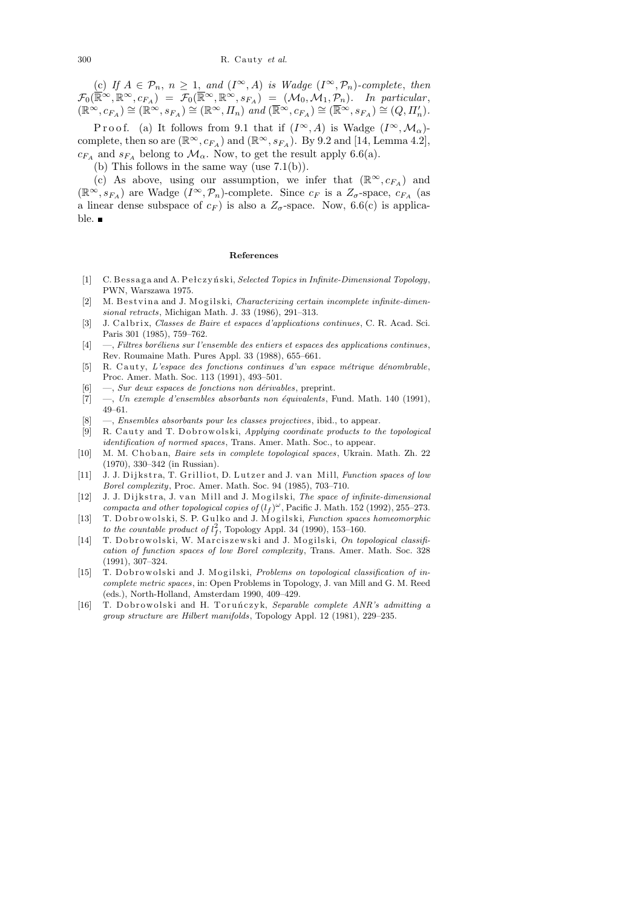(c) *If* $A \in \mathcal{P}_n$, $n \geq 1$, *and* $(I^\infty, A)$ *is Wadge* $(I^\infty, \mathcal{P}_n)$*-complete, then* $\mathcal{F}_0(\overline{\mathbb{R}}^\infty, \mathbb{R}^\infty, c_{F_A}) = \mathcal{F}_0(\overline{\mathbb{R}}^\infty, \mathbb{R}^\infty, s_{F_A}) = (\mathcal{M}_0, \mathcal{M}_1, \mathcal{P}_n)$. *In particular*, $(\mathbb{R}^\infty, c_{F_A}) \cong (\mathbb{R}^\infty, s_{F_A}) \cong (\mathbb{R}^\infty, \Pi_n)$ *and* $(\overline{\mathbb{R}}^\infty, c_{F_A}) \cong (\overline{\mathbb{R}}^\infty, s_{F_A}) \cong (Q, \Pi_n')$.

Proof. (a) It follows from 9.1 that if $(I^\infty, A)$ is Wadge $(I^\infty, \mathcal{M}_\alpha)$-complete, then so are $(\mathbb{R}^\infty, c_{F_A})$ and $(\mathbb{R}^\infty, s_{F_A})$. By 9.2 and [14, Lemma 4.2], $c_{F_A}$ and $s_{F_A}$ belong to $\mathcal{M}_\alpha$. Now, to get the result apply 6.6(a).

(b) This follows in the same way (use 7.1(b)).

(c) As above, using our assumption, we infer that $(\mathbb{R}^\infty, c_{F_A})$ and $(\mathbb{R}^\infty, s_{F_A})$ are Wadge $(I^\infty, \mathcal{P}_n)$-complete. Since $c_F$ is a $Z_\sigma$-space, $c_{F_A}$ (as a linear dense subspace of $c_F$) is also a $Z_\sigma$-space. Now, 6.6(c) is applicable. ∎

## References

[1] C. Bessaga and A. Pełczyński, *Selected Topics in Infinite-Dimensional Topology*, PWN, Warszawa 1975.

[2] M. Bestvina and J. Mogilski, *Characterizing certain incomplete infinite-dimensional retracts*, Michigan Math. J. 33 (1986), 291–313.

[3] J. Calbrix, *Classes de Baire et espaces d'applications continues*, C. R. Acad. Sci. Paris 301 (1985), 759–762.

[4] —, *Filtres boréliens sur l'ensemble des entiers et espaces des applications continues*, Rev. Roumaine Math. Pures Appl. 33 (1988), 655–661.

[5] R. Cauty, *L'espace des fonctions continues d'un espace métrique dénombrable*, Proc. Amer. Math. Soc. 113 (1991), 493–501.

[6] —, *Sur deux espaces de fonctions non dérivables*, preprint.

[7] —, *Un exemple d'ensembles absorbants non équivalents*, Fund. Math. 140 (1991), 49–61.

[8] —, *Ensembles absorbants pour les classes projectives*, ibid., to appear.

[9] R. Cauty and T. Dobrowolski, *Applying coordinate products to the topological identification of normed spaces*, Trans. Amer. Math. Soc., to appear.

[10] M. M. Choban, *Baire sets in complete topological spaces*, Ukrain. Math. Zh. 22 (1970), 330–342 (in Russian).

[11] J. J. Dijkstra, T. Grilliot, D. Lutzer and J. van Mill, *Function spaces of low Borel complexity*, Proc. Amer. Math. Soc. 94 (1985), 703–710.

[12] J. J. Dijkstra, J. van Mill and J. Mogilski, *The space of infinite-dimensional compacta and other topological copies of* $(l_f)^\omega$, Pacific J. Math. 152 (1992), 255–273.

[13] T. Dobrowolski, S. P. Gulko and J. Mogilski, *Function spaces homeomorphic to the countable product of* $l_f^2$, Topology Appl. 34 (1990), 153–160.

[14] T. Dobrowolski, W. Marciszewski and J. Mogilski, *On topological classification of function spaces of low Borel complexity*, Trans. Amer. Math. Soc. 328 (1991), 307–324.

[15] T. Dobrowolski and J. Mogilski, *Problems on topological classification of incomplete metric spaces*, in: Open Problems in Topology, J. van Mill and G. M. Reed (eds.), North-Holland, Amsterdam 1990, 409–429.

[16] T. Dobrowolski and H. Toruńczyk, *Separable complete ANR's admitting a group structure are Hilbert manifolds*, Topology Appl. 12 (1981), 229–235.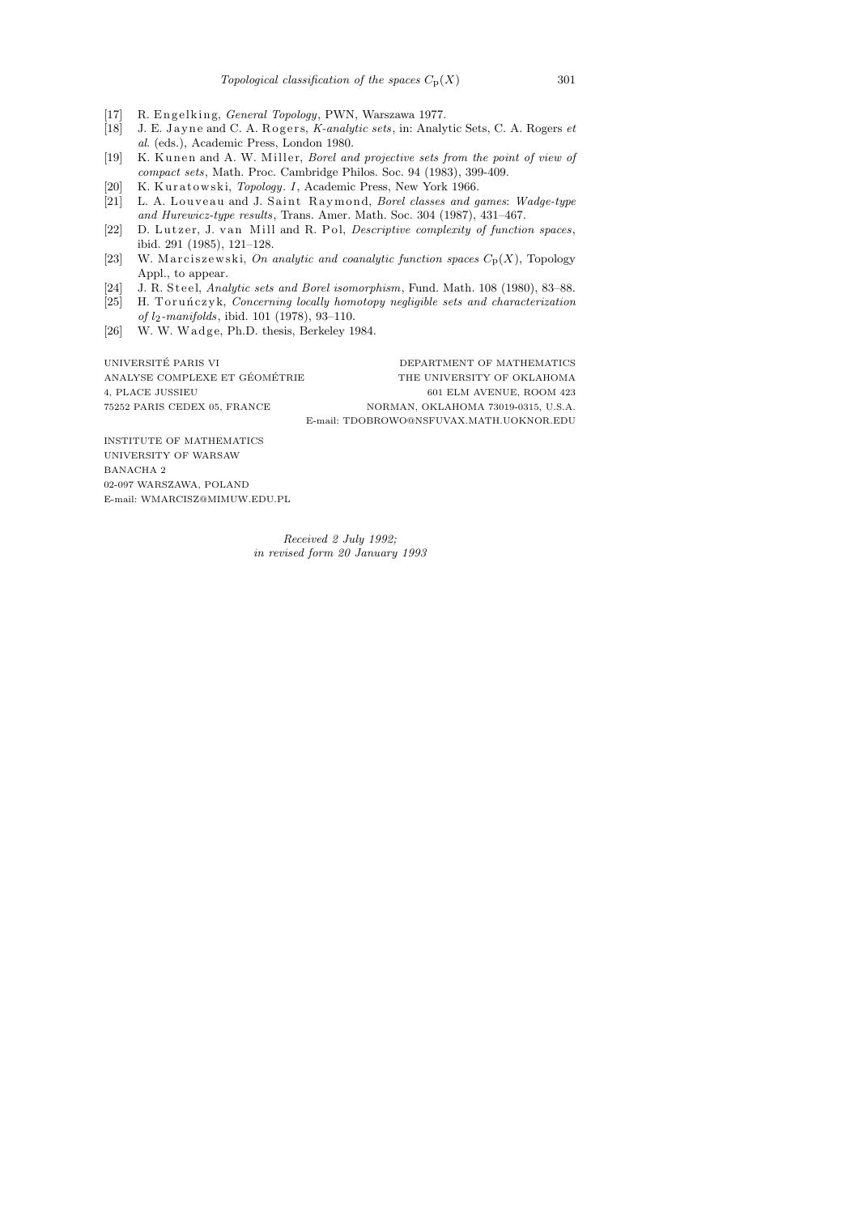[17] R. Engelking, *General Topology*, PWN, Warszawa 1977.

[18] J. E. Jayne and C. A. Rogers, *K-analytic sets*, in: Analytic Sets, C. A. Rogers *et al*. (eds.), Academic Press, London 1980.

[19] K. Kunen and A. W. Miller, *Borel and projective sets from the point of view of compact sets*, Math. Proc. Cambridge Philos. Soc. 94 (1983), 399-409.

[20] K. Kuratowski, *Topology. I*, Academic Press, New York 1966.

[21] L. A. Louveau and J. Saint Raymond, *Borel classes and games*: *Wadge-type and Hurewicz-type results*, Trans. Amer. Math. Soc. 304 (1987), 431–467.

[22] D. Lutzer, J. van Mill and R. Pol, *Descriptive complexity of function spaces*, ibid. 291 (1985), 121–128.

[23] W. Marciszewski, *On analytic and coanalytic function spaces* $C_p(X)$, Topology Appl., to appear.

[24] J. R. Steel, *Analytic sets and Borel isomorphism*, Fund. Math. 108 (1980), 83–88.

[25] H. Toruńczyk, *Concerning locally homotopy negligible sets and characterization of* $l_2$*-manifolds*, ibid. 101 (1978), 93–110.

[26] W. W. Wadge, Ph.D. thesis, Berkeley 1984.

UNIVERSITÉ PARIS VI
ANALYSE COMPLEXE ET GÉOMÉTRIE
4, PLACE JUSSIEU
75252 PARIS CEDEX 05, FRANCE

DEPARTMENT OF MATHEMATICS
THE UNIVERSITY OF OKLAHOMA
601 ELM AVENUE, ROOM 423
NORMAN, OKLAHOMA 73019-0315, U.S.A.
E-mail: TDOBROWO@NSFUVAX.MATH.UOKNOR.EDU

INSTITUTE OF MATHEMATICS
UNIVERSITY OF WARSAW
BANACHA 2
02-097 WARSZAWA, POLAND
E-mail: WMARCISZ@MIMUW.EDU.PL

*Received 2 July 1992;*
*in revised form 20 January 1993*